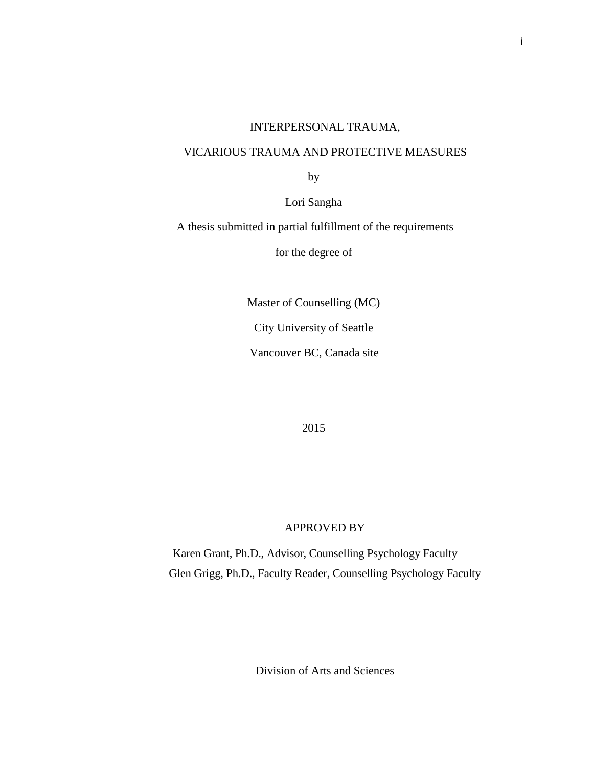# INTERPERSONAL TRAUMA,

# VICARIOUS TRAUMA AND PROTECTIVE MEASURES

by

Lori Sangha

A thesis submitted in partial fulfillment of the requirements

for the degree of

Master of Counselling (MC)

City University of Seattle

Vancouver BC, Canada site

2015

APPROVED BY

Karen Grant, Ph.D., Advisor, Counselling Psychology Faculty

Glen Grigg, Ph.D., Faculty Reader, Counselling Psychology Faculty

Division of Arts and Sciences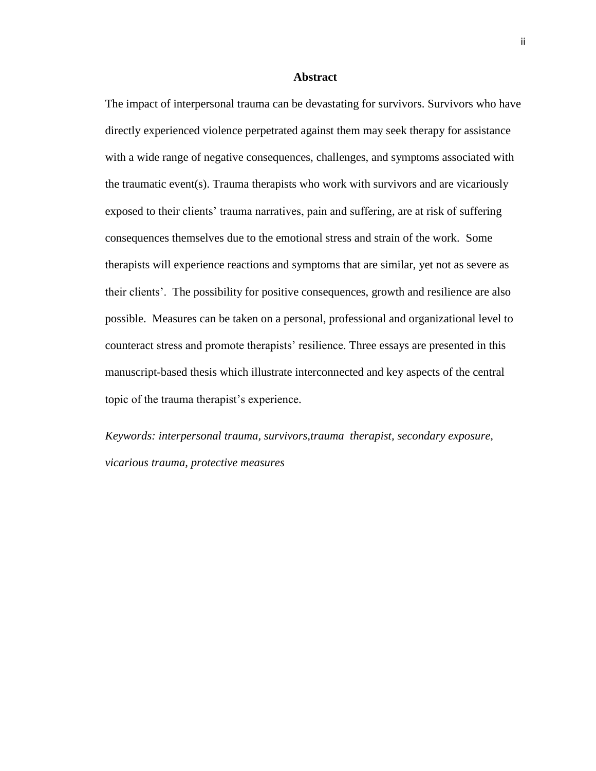# Abstract

The impact of interpersonal trauma can be devastating for survivors. Survivors who have directly experienced violence perpetrated against them may seek therapy for assistance with a wide range of negative consequences, challenges, and symptoms associated with the traumatic event(s). Trauma therapists who work with survivors and are vicariously exposed to their clients' trauma narratives, pain and suffering, are at risk of suffering consequences themselves due to the emotional stress and strain of the work. Some therapists will experience reactions and symptoms that are similar, yet not as severe as their clients'. The possibility for positive consequences, growth and resilience are also possible. Measures can be taken on a personal, professional and organizational level to counteract stress and promote therapists' resilience. Three essays are presented in this manuscript-based thesis which illustrate interconnected and key aspects of the central topic of the trauma therapist's experience.

*Keywords: interpersonal trauma, survivors,trauma therapist, secondary exposure, vicarious trauma, protective measures*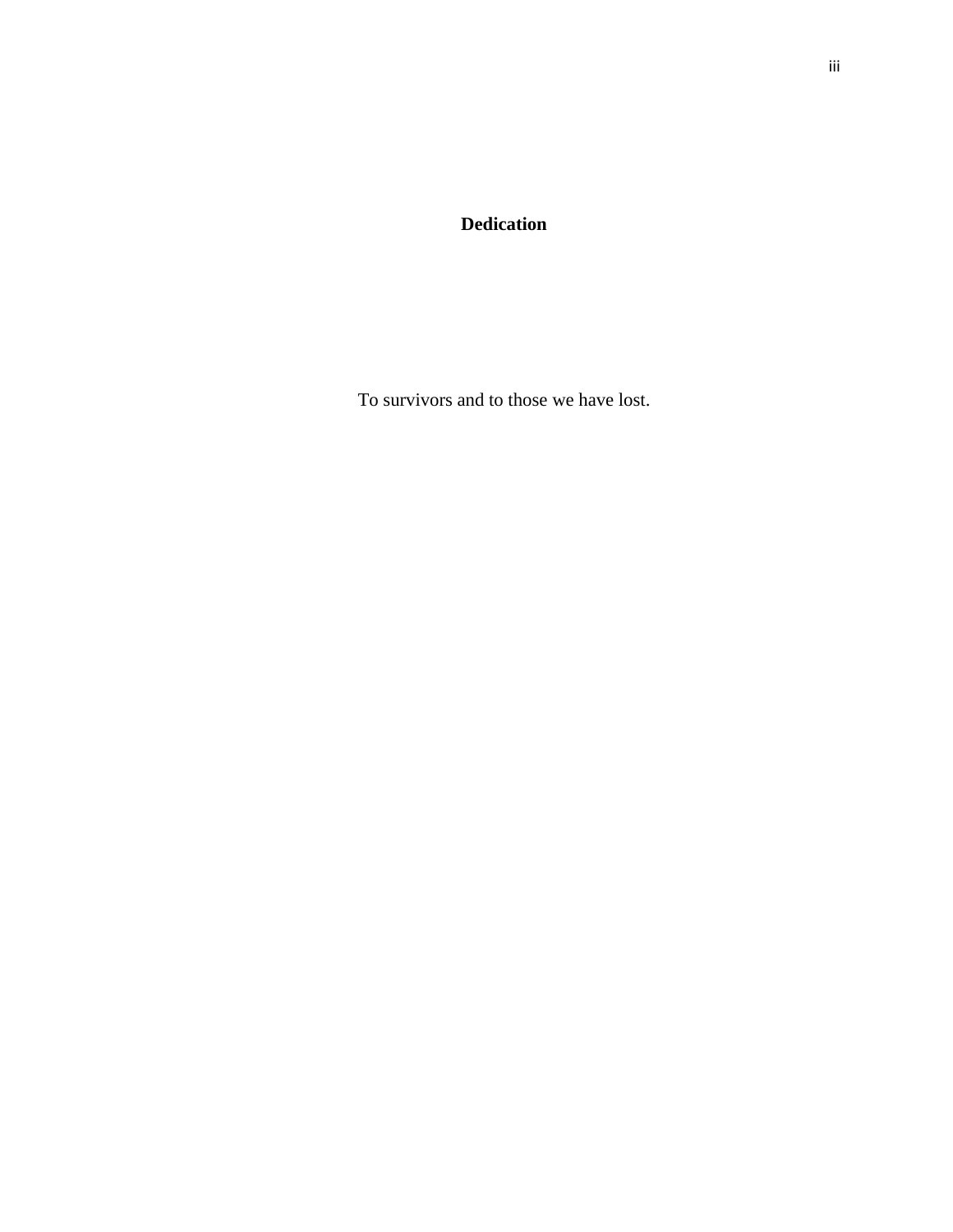# Dedication

To survivors and to those we have lost.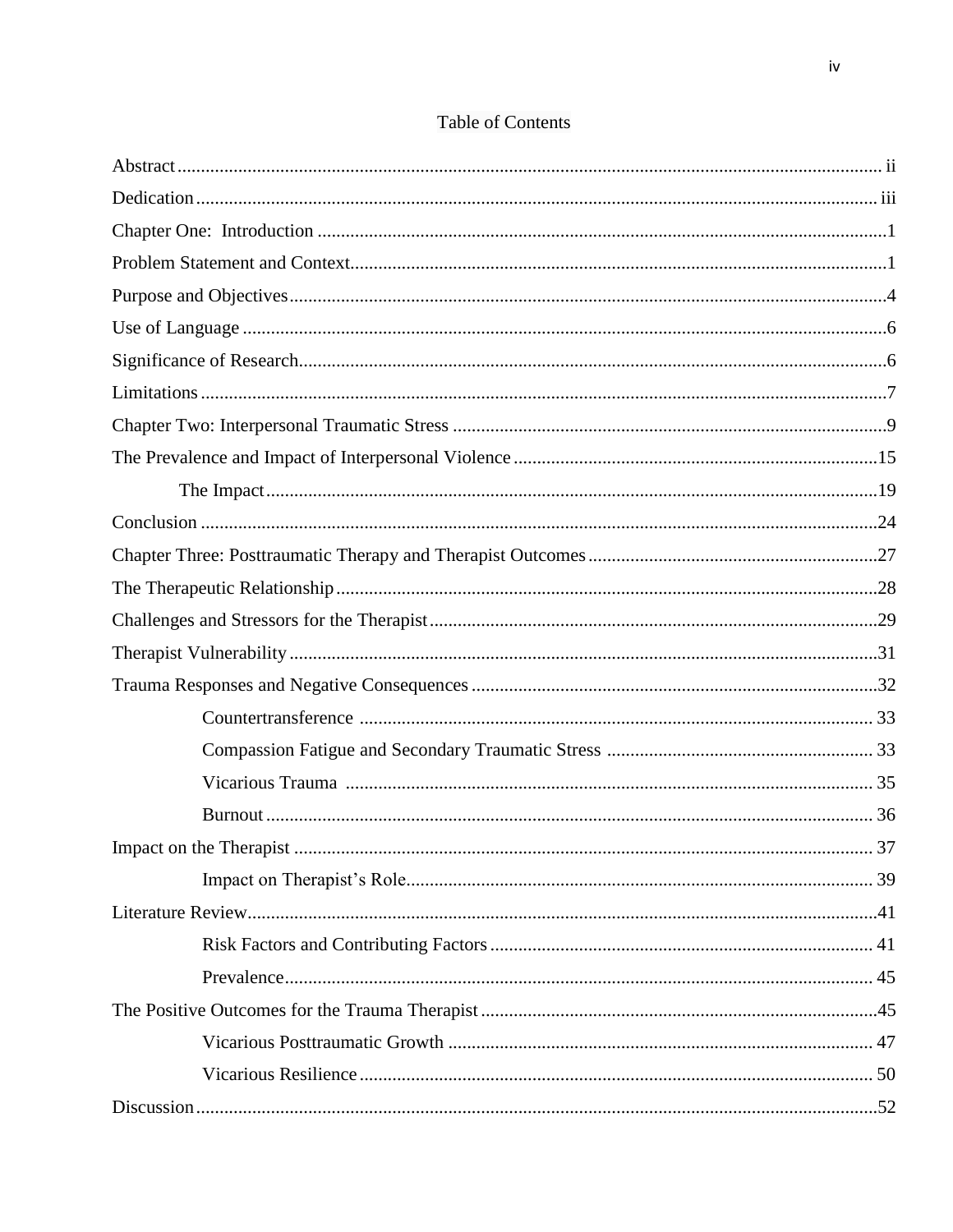# Table of Contents

Abstract ii
Dedication iii
Chapter One: Introduction 1
Problem Statement and Context 1
Purpose and Objectives 4
Use of Language 6
Significance of Research 6
Limitations 7
Chapter Two: Interpersonal Traumatic Stress 9
The Prevalence and Impact of Interpersonal Violence 15
  The Impact 19
Conclusion 24
Chapter Three: Posttraumatic Therapy and Therapist Outcomes 27
The Therapeutic Relationship 28
Challenges and Stressors for the Therapist 29
Therapist Vulnerability 31
Trauma Responses and Negative Consequences 32
  Countertransference 33
  Compassion Fatigue and Secondary Traumatic Stress 33
  Vicarious Trauma 35
  Burnout 36
Impact on the Therapist 37
  Impact on Therapist's Role 39
Literature Review 41
  Risk Factors and Contributing Factors 41
  Prevalence 45
The Positive Outcomes for the Trauma Therapist 45
  Vicarious Posttraumatic Growth 47
  Vicarious Resilience 50
Discussion 52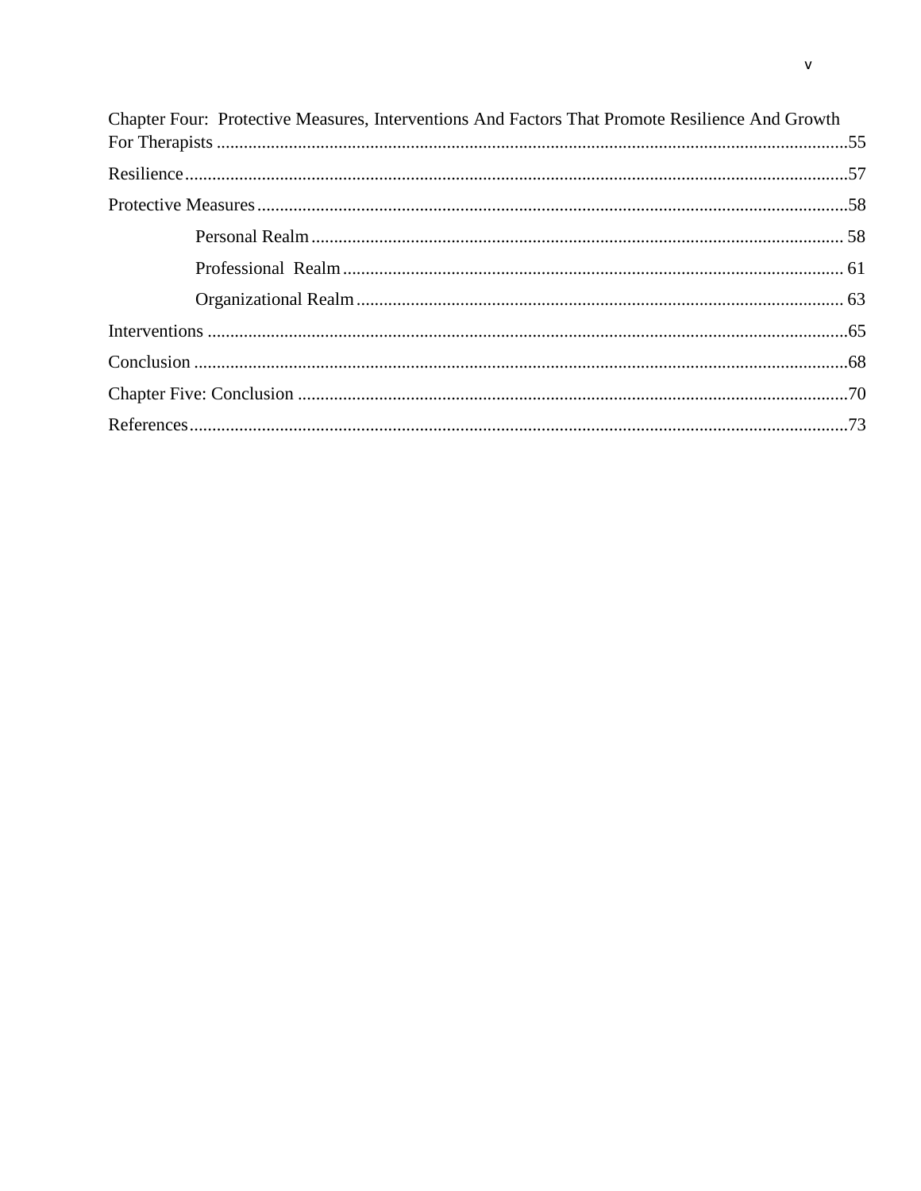Chapter Four: Protective Measures, Interventions And Factors That Promote Resilience And Growth For Therapists ....................................................................................................................55

Resilience....................................................................................................................................57

Protective Measures...................................................................................................................58

- Personal Realm....................................................................................................... 58
- Professional Realm................................................................................................ 61
- Organizational Realm............................................................................................ 63

Interventions ..............................................................................................................................65

Conclusion ..................................................................................................................................68

Chapter Five: Conclusion ...........................................................................................................70

References..................................................................................................................................73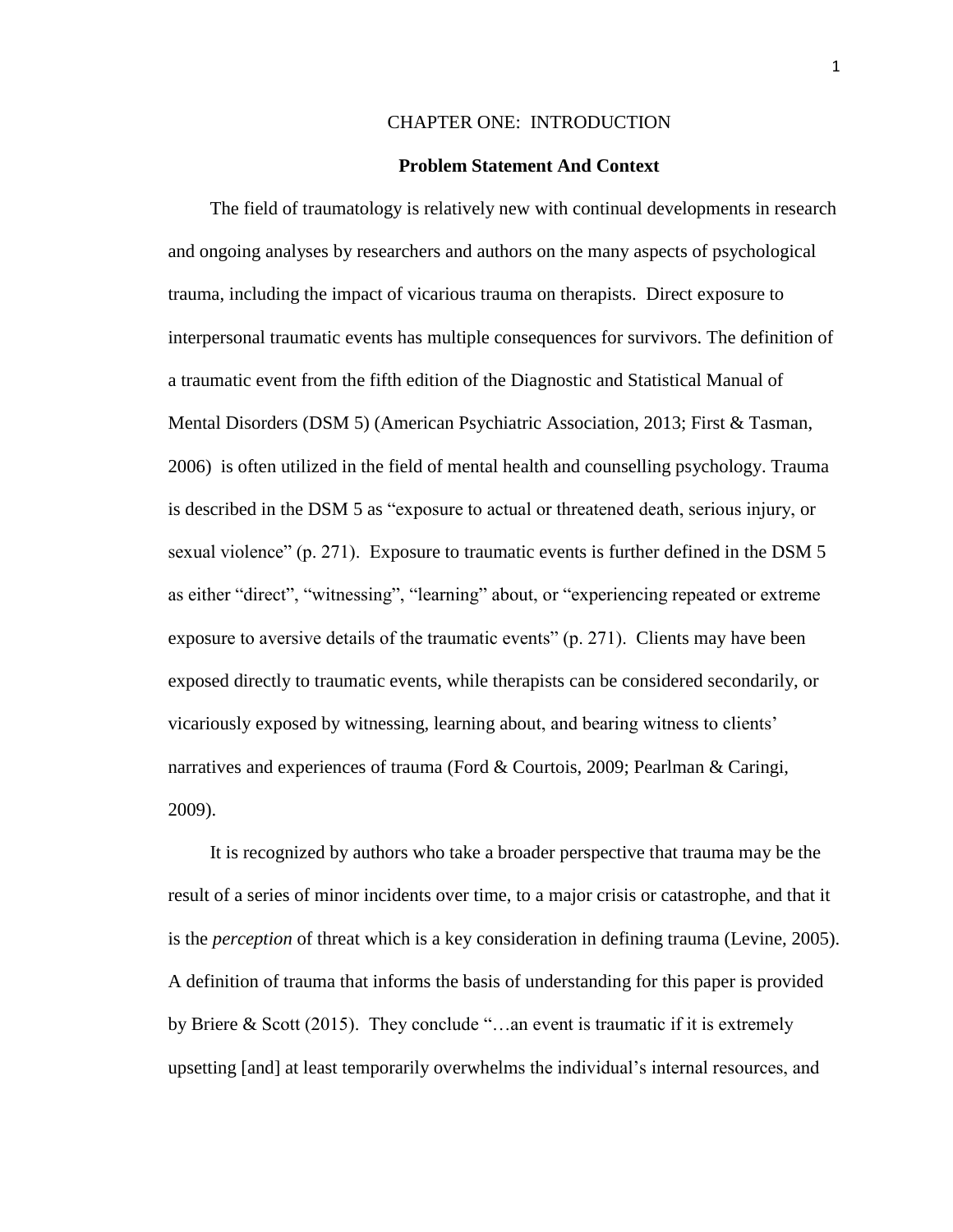# CHAPTER ONE: INTRODUCTION

## Problem Statement And Context

The field of traumatology is relatively new with continual developments in research and ongoing analyses by researchers and authors on the many aspects of psychological trauma, including the impact of vicarious trauma on therapists. Direct exposure to interpersonal traumatic events has multiple consequences for survivors. The definition of a traumatic event from the fifth edition of the Diagnostic and Statistical Manual of Mental Disorders (DSM 5) (American Psychiatric Association, 2013; First & Tasman, 2006) is often utilized in the field of mental health and counselling psychology. Trauma is described in the DSM 5 as "exposure to actual or threatened death, serious injury, or sexual violence" (p. 271). Exposure to traumatic events is further defined in the DSM 5 as either "direct", "witnessing", "learning" about, or "experiencing repeated or extreme exposure to aversive details of the traumatic events" (p. 271). Clients may have been exposed directly to traumatic events, while therapists can be considered secondarily, or vicariously exposed by witnessing, learning about, and bearing witness to clients' narratives and experiences of trauma (Ford & Courtois, 2009; Pearlman & Caringi, 2009).

It is recognized by authors who take a broader perspective that trauma may be the result of a series of minor incidents over time, to a major crisis or catastrophe, and that it is the *perception* of threat which is a key consideration in defining trauma (Levine, 2005). A definition of trauma that informs the basis of understanding for this paper is provided by Briere & Scott (2015). They conclude "…an event is traumatic if it is extremely upsetting [and] at least temporarily overwhelms the individual's internal resources, and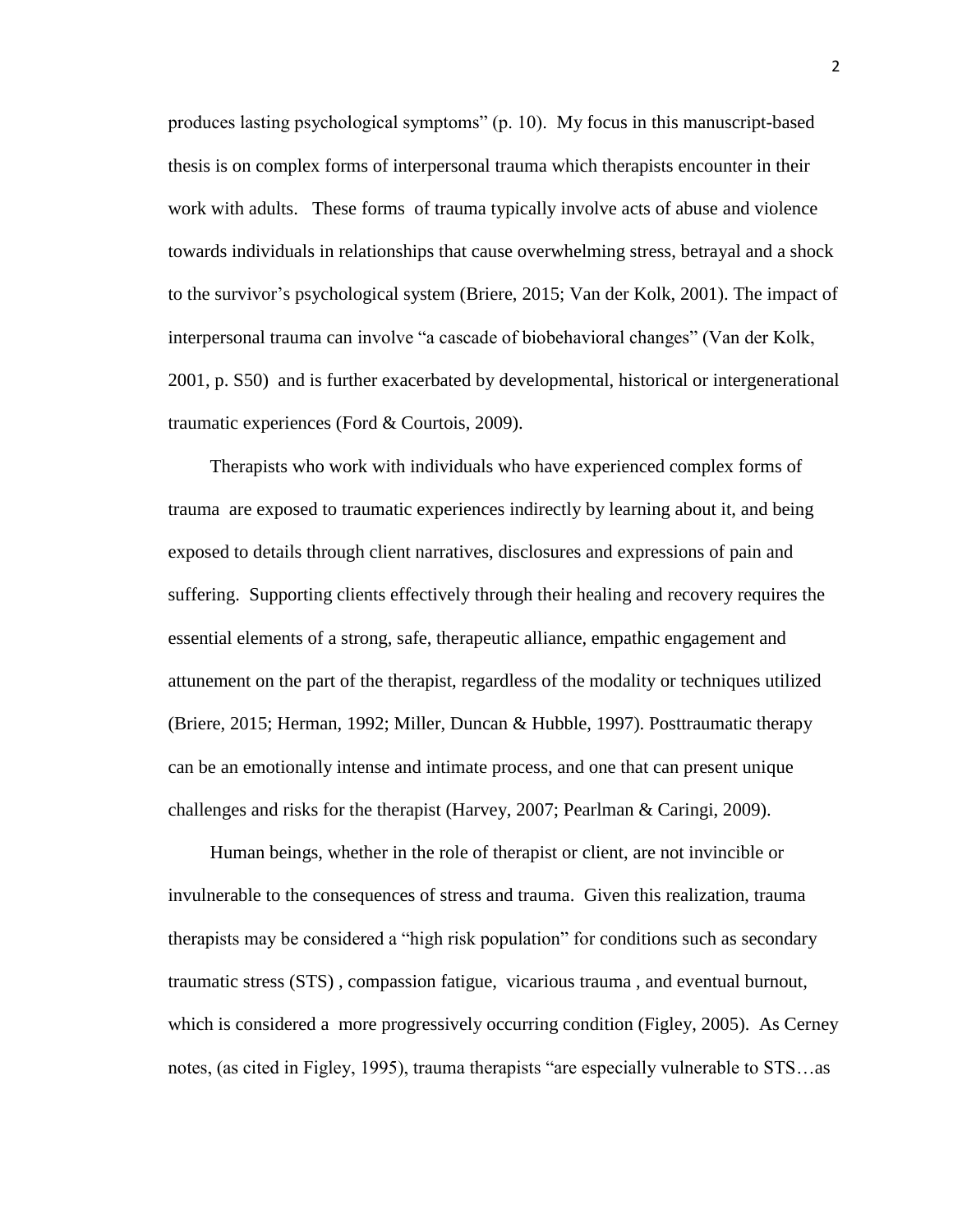produces lasting psychological symptoms" (p. 10). My focus in this manuscript-based thesis is on complex forms of interpersonal trauma which therapists encounter in their work with adults. These forms of trauma typically involve acts of abuse and violence towards individuals in relationships that cause overwhelming stress, betrayal and a shock to the survivor's psychological system (Briere, 2015; Van der Kolk, 2001). The impact of interpersonal trauma can involve "a cascade of biobehavioral changes" (Van der Kolk, 2001, p. S50) and is further exacerbated by developmental, historical or intergenerational traumatic experiences (Ford & Courtois, 2009).

Therapists who work with individuals who have experienced complex forms of trauma are exposed to traumatic experiences indirectly by learning about it, and being exposed to details through client narratives, disclosures and expressions of pain and suffering. Supporting clients effectively through their healing and recovery requires the essential elements of a strong, safe, therapeutic alliance, empathic engagement and attunement on the part of the therapist, regardless of the modality or techniques utilized (Briere, 2015; Herman, 1992; Miller, Duncan & Hubble, 1997). Posttraumatic therapy can be an emotionally intense and intimate process, and one that can present unique challenges and risks for the therapist (Harvey, 2007; Pearlman & Caringi, 2009).

Human beings, whether in the role of therapist or client, are not invincible or invulnerable to the consequences of stress and trauma. Given this realization, trauma therapists may be considered a "high risk population" for conditions such as secondary traumatic stress (STS) , compassion fatigue, vicarious trauma , and eventual burnout, which is considered a more progressively occurring condition (Figley, 2005). As Cerney notes, (as cited in Figley, 1995), trauma therapists "are especially vulnerable to STS…as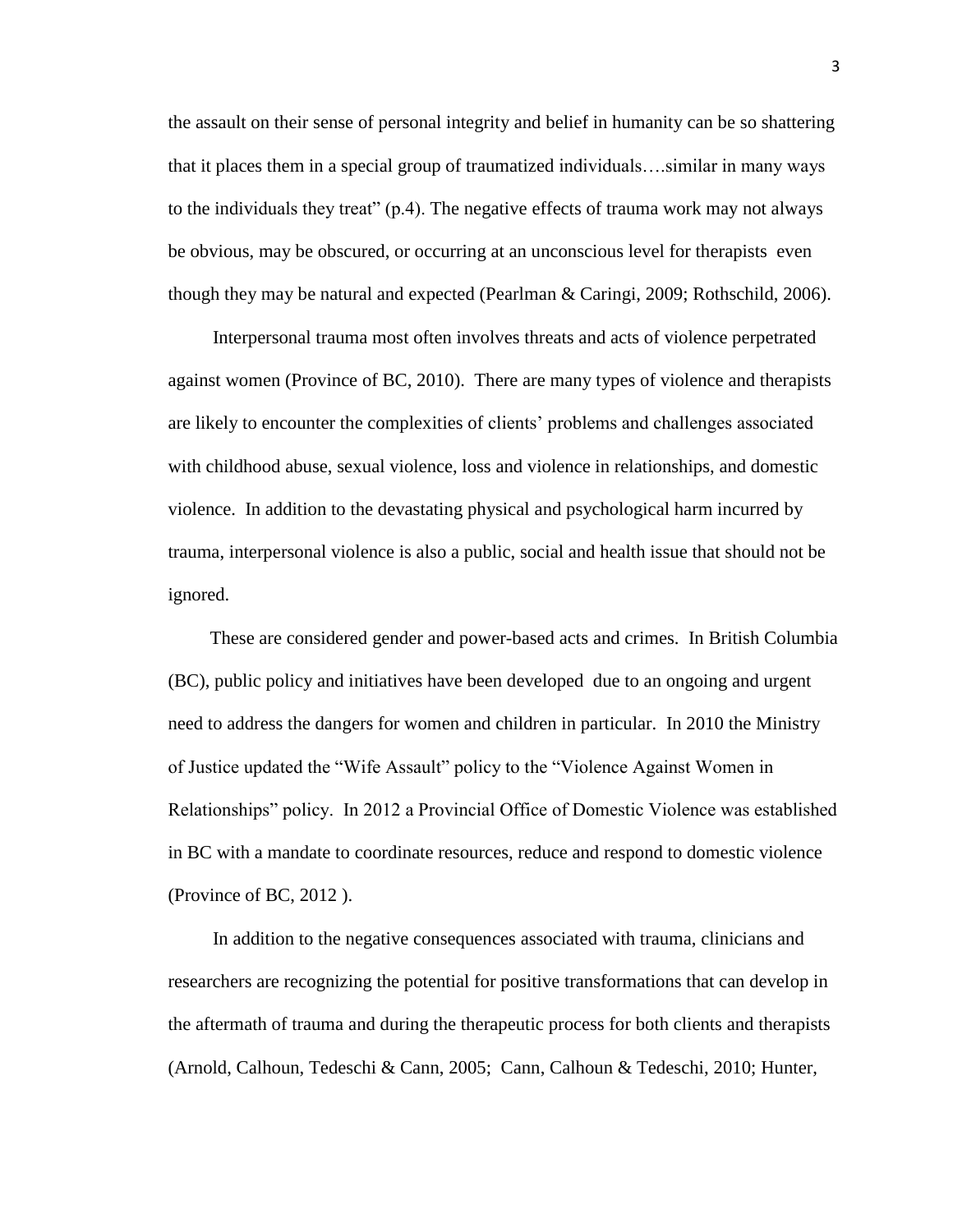the assault on their sense of personal integrity and belief in humanity can be so shattering that it places them in a special group of traumatized individuals….similar in many ways to the individuals they treat" (p.4). The negative effects of trauma work may not always be obvious, may be obscured, or occurring at an unconscious level for therapists even though they may be natural and expected (Pearlman & Caringi, 2009; Rothschild, 2006).

Interpersonal trauma most often involves threats and acts of violence perpetrated against women (Province of BC, 2010). There are many types of violence and therapists are likely to encounter the complexities of clients' problems and challenges associated with childhood abuse, sexual violence, loss and violence in relationships, and domestic violence. In addition to the devastating physical and psychological harm incurred by trauma, interpersonal violence is also a public, social and health issue that should not be ignored.

These are considered gender and power-based acts and crimes. In British Columbia (BC), public policy and initiatives have been developed due to an ongoing and urgent need to address the dangers for women and children in particular. In 2010 the Ministry of Justice updated the "Wife Assault" policy to the "Violence Against Women in Relationships" policy. In 2012 a Provincial Office of Domestic Violence was established in BC with a mandate to coordinate resources, reduce and respond to domestic violence (Province of BC, 2012 ).

In addition to the negative consequences associated with trauma, clinicians and researchers are recognizing the potential for positive transformations that can develop in the aftermath of trauma and during the therapeutic process for both clients and therapists (Arnold, Calhoun, Tedeschi & Cann, 2005; Cann, Calhoun & Tedeschi, 2010; Hunter,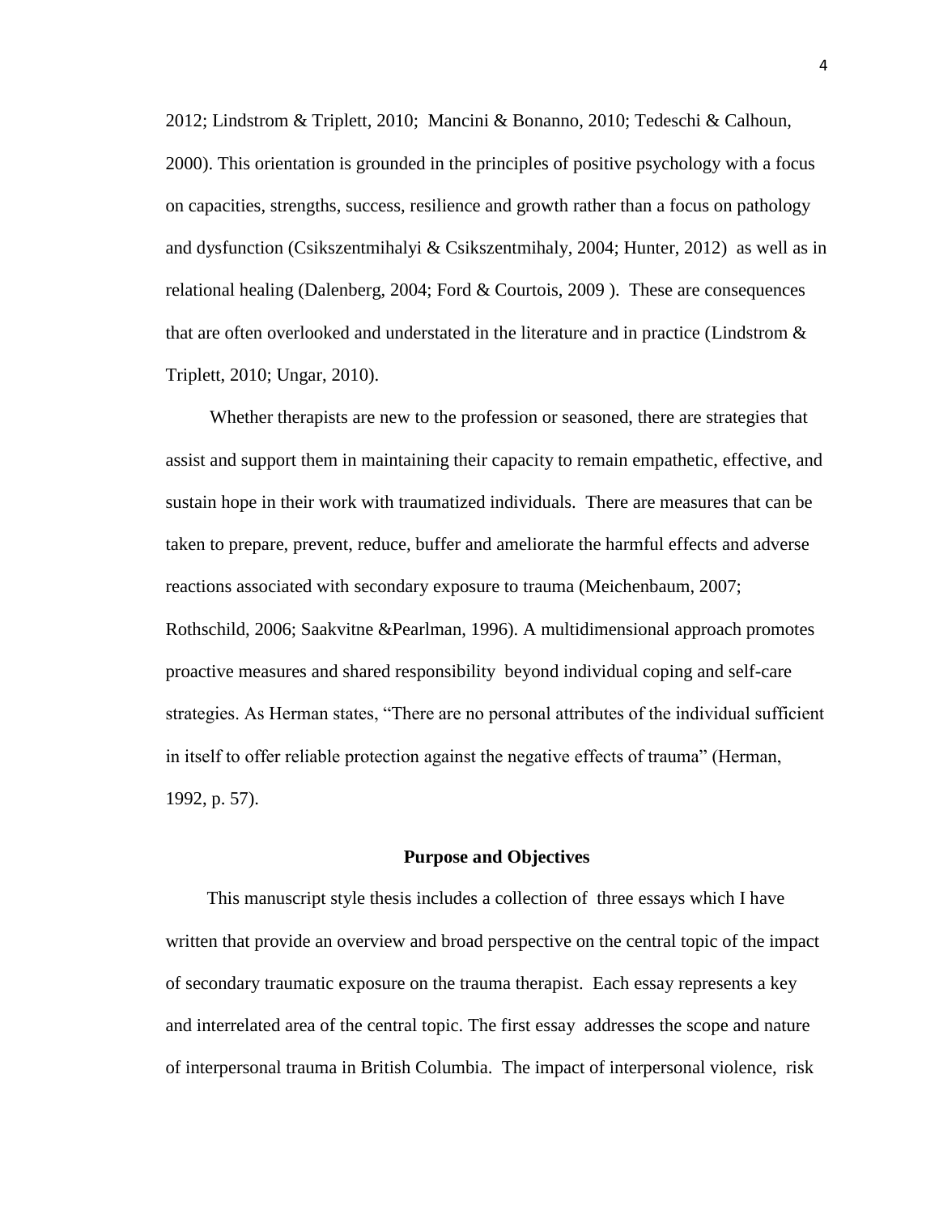2012; Lindstrom & Triplett, 2010; Mancini & Bonanno, 2010; Tedeschi & Calhoun, 2000). This orientation is grounded in the principles of positive psychology with a focus on capacities, strengths, success, resilience and growth rather than a focus on pathology and dysfunction (Csikszentmihalyi & Csikszentmihaly, 2004; Hunter, 2012) as well as in relational healing (Dalenberg, 2004; Ford & Courtois, 2009 ). These are consequences that are often overlooked and understated in the literature and in practice (Lindstrom & Triplett, 2010; Ungar, 2010).

Whether therapists are new to the profession or seasoned, there are strategies that assist and support them in maintaining their capacity to remain empathetic, effective, and sustain hope in their work with traumatized individuals. There are measures that can be taken to prepare, prevent, reduce, buffer and ameliorate the harmful effects and adverse reactions associated with secondary exposure to trauma (Meichenbaum, 2007; Rothschild, 2006; Saakvitne &Pearlman, 1996). A multidimensional approach promotes proactive measures and shared responsibility beyond individual coping and self-care strategies. As Herman states, "There are no personal attributes of the individual sufficient in itself to offer reliable protection against the negative effects of trauma" (Herman, 1992, p. 57).

## Purpose and Objectives

This manuscript style thesis includes a collection of three essays which I have written that provide an overview and broad perspective on the central topic of the impact of secondary traumatic exposure on the trauma therapist. Each essay represents a key and interrelated area of the central topic. The first essay addresses the scope and nature of interpersonal trauma in British Columbia. The impact of interpersonal violence, risk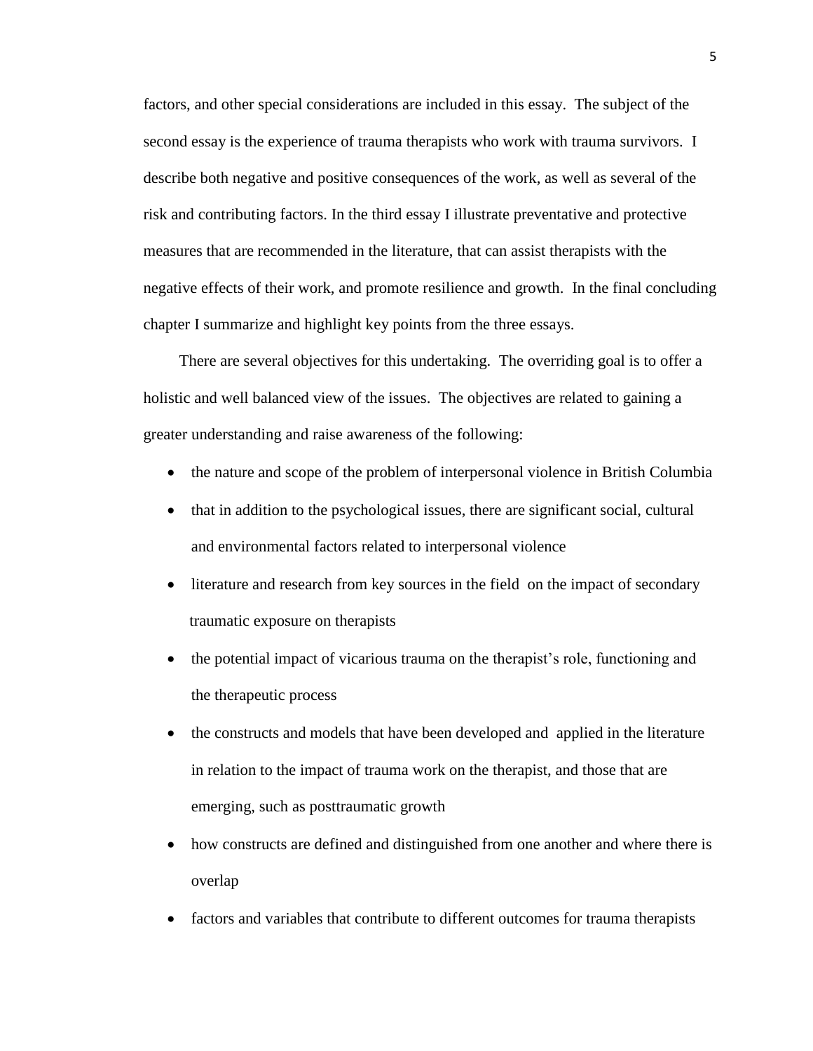factors, and other special considerations are included in this essay. The subject of the second essay is the experience of trauma therapists who work with trauma survivors. I describe both negative and positive consequences of the work, as well as several of the risk and contributing factors. In the third essay I illustrate preventative and protective measures that are recommended in the literature, that can assist therapists with the negative effects of their work, and promote resilience and growth. In the final concluding chapter I summarize and highlight key points from the three essays.

There are several objectives for this undertaking. The overriding goal is to offer a holistic and well balanced view of the issues. The objectives are related to gaining a greater understanding and raise awareness of the following:

- the nature and scope of the problem of interpersonal violence in British Columbia
- that in addition to the psychological issues, there are significant social, cultural and environmental factors related to interpersonal violence
- literature and research from key sources in the field on the impact of secondary traumatic exposure on therapists
- the potential impact of vicarious trauma on the therapist's role, functioning and the therapeutic process
- the constructs and models that have been developed and applied in the literature in relation to the impact of trauma work on the therapist, and those that are emerging, such as posttraumatic growth
- how constructs are defined and distinguished from one another and where there is overlap
- factors and variables that contribute to different outcomes for trauma therapists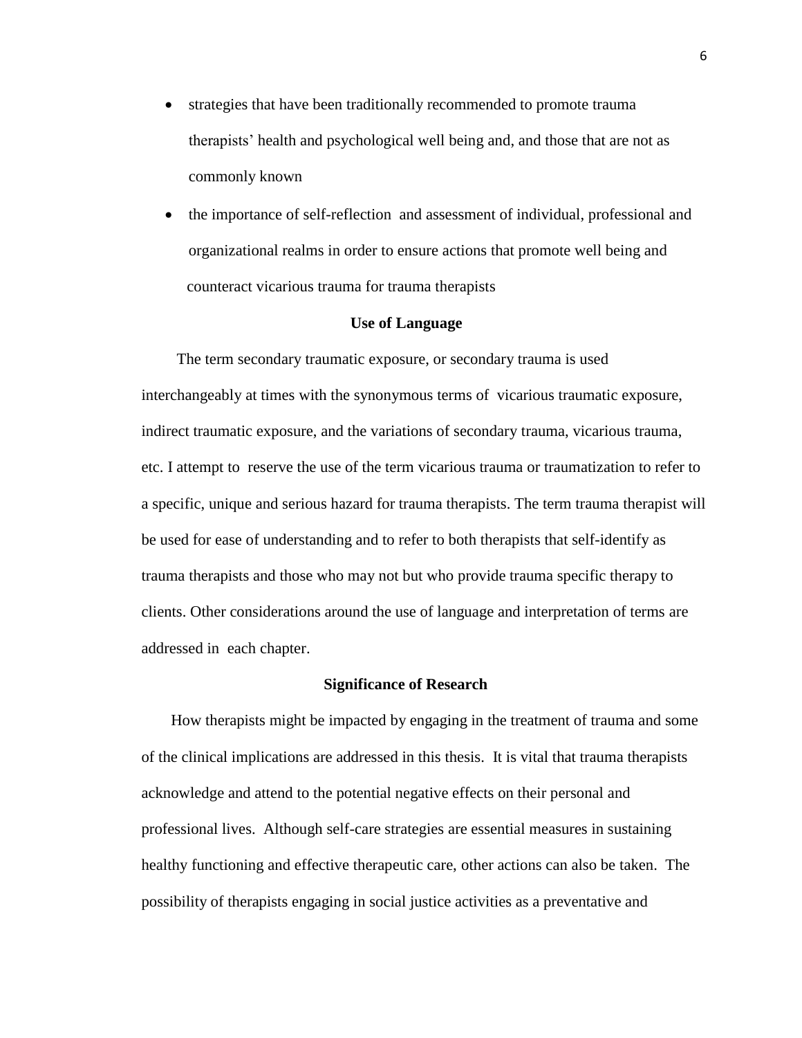- strategies that have been traditionally recommended to promote trauma therapists' health and psychological well being and, and those that are not as commonly known
- the importance of self-reflection and assessment of individual, professional and organizational realms in order to ensure actions that promote well being and counteract vicarious trauma for trauma therapists

**Use of Language**

The term secondary traumatic exposure, or secondary trauma is used interchangeably at times with the synonymous terms of vicarious traumatic exposure, indirect traumatic exposure, and the variations of secondary trauma, vicarious trauma, etc. I attempt to reserve the use of the term vicarious trauma or traumatization to refer to a specific, unique and serious hazard for trauma therapists. The term trauma therapist will be used for ease of understanding and to refer to both therapists that self-identify as trauma therapists and those who may not but who provide trauma specific therapy to clients. Other considerations around the use of language and interpretation of terms are addressed in each chapter.

**Significance of Research**

How therapists might be impacted by engaging in the treatment of trauma and some of the clinical implications are addressed in this thesis. It is vital that trauma therapists acknowledge and attend to the potential negative effects on their personal and professional lives. Although self-care strategies are essential measures in sustaining healthy functioning and effective therapeutic care, other actions can also be taken. The possibility of therapists engaging in social justice activities as a preventative and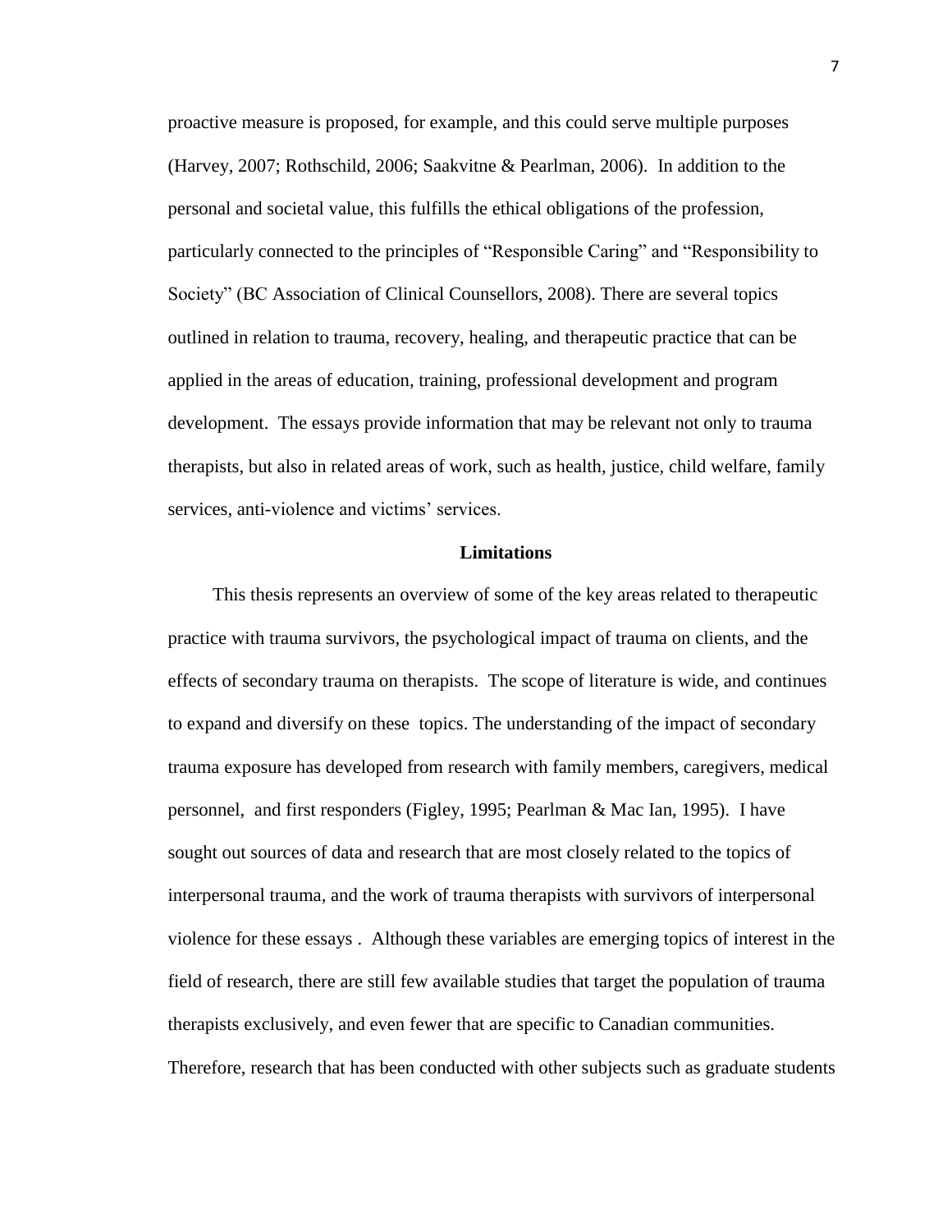proactive measure is proposed, for example, and this could serve multiple purposes (Harvey, 2007; Rothschild, 2006; Saakvitne & Pearlman, 2006). In addition to the personal and societal value, this fulfills the ethical obligations of the profession, particularly connected to the principles of "Responsible Caring" and "Responsibility to Society" (BC Association of Clinical Counsellors, 2008). There are several topics outlined in relation to trauma, recovery, healing, and therapeutic practice that can be applied in the areas of education, training, professional development and program development. The essays provide information that may be relevant not only to trauma therapists, but also in related areas of work, such as health, justice, child welfare, family services, anti-violence and victims' services.

## Limitations

This thesis represents an overview of some of the key areas related to therapeutic practice with trauma survivors, the psychological impact of trauma on clients, and the effects of secondary trauma on therapists. The scope of literature is wide, and continues to expand and diversify on these topics. The understanding of the impact of secondary trauma exposure has developed from research with family members, caregivers, medical personnel, and first responders (Figley, 1995; Pearlman & Mac Ian, 1995). I have sought out sources of data and research that are most closely related to the topics of interpersonal trauma, and the work of trauma therapists with survivors of interpersonal violence for these essays . Although these variables are emerging topics of interest in the field of research, there are still few available studies that target the population of trauma therapists exclusively, and even fewer that are specific to Canadian communities. Therefore, research that has been conducted with other subjects such as graduate students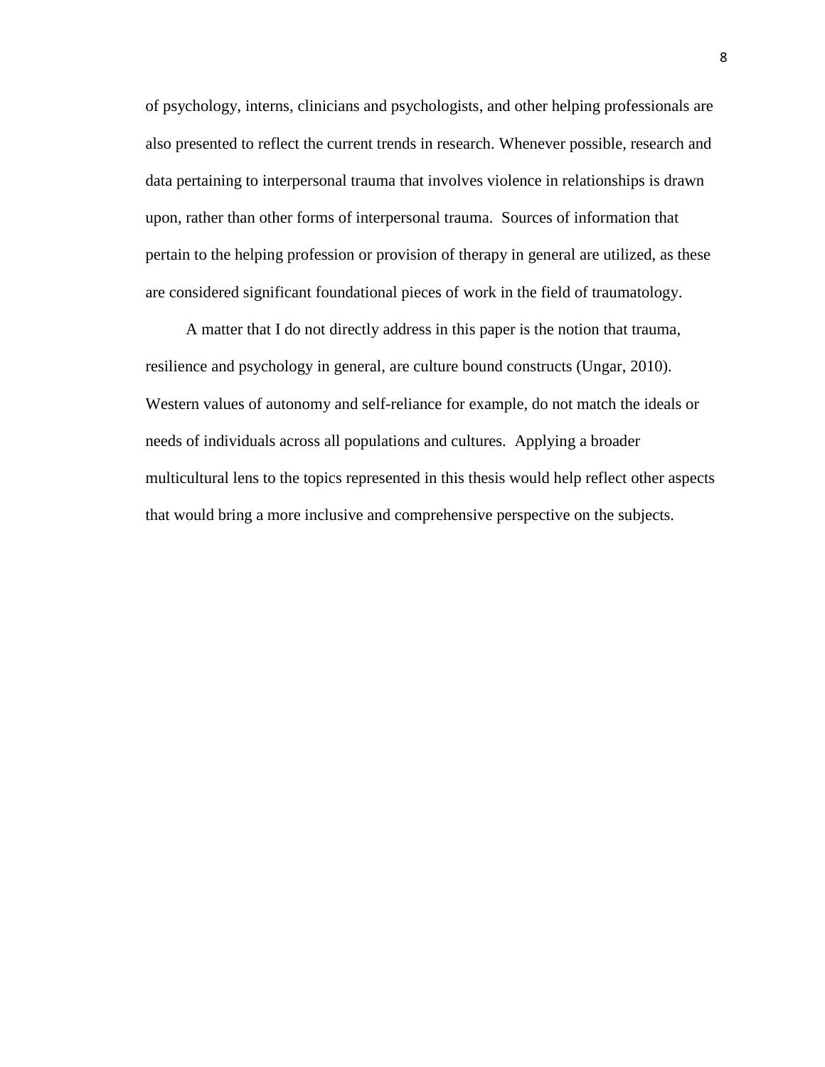of psychology, interns, clinicians and psychologists, and other helping professionals are also presented to reflect the current trends in research. Whenever possible, research and data pertaining to interpersonal trauma that involves violence in relationships is drawn upon, rather than other forms of interpersonal trauma. Sources of information that pertain to the helping profession or provision of therapy in general are utilized, as these are considered significant foundational pieces of work in the field of traumatology.

A matter that I do not directly address in this paper is the notion that trauma, resilience and psychology in general, are culture bound constructs (Ungar, 2010). Western values of autonomy and self-reliance for example, do not match the ideals or needs of individuals across all populations and cultures. Applying a broader multicultural lens to the topics represented in this thesis would help reflect other aspects that would bring a more inclusive and comprehensive perspective on the subjects.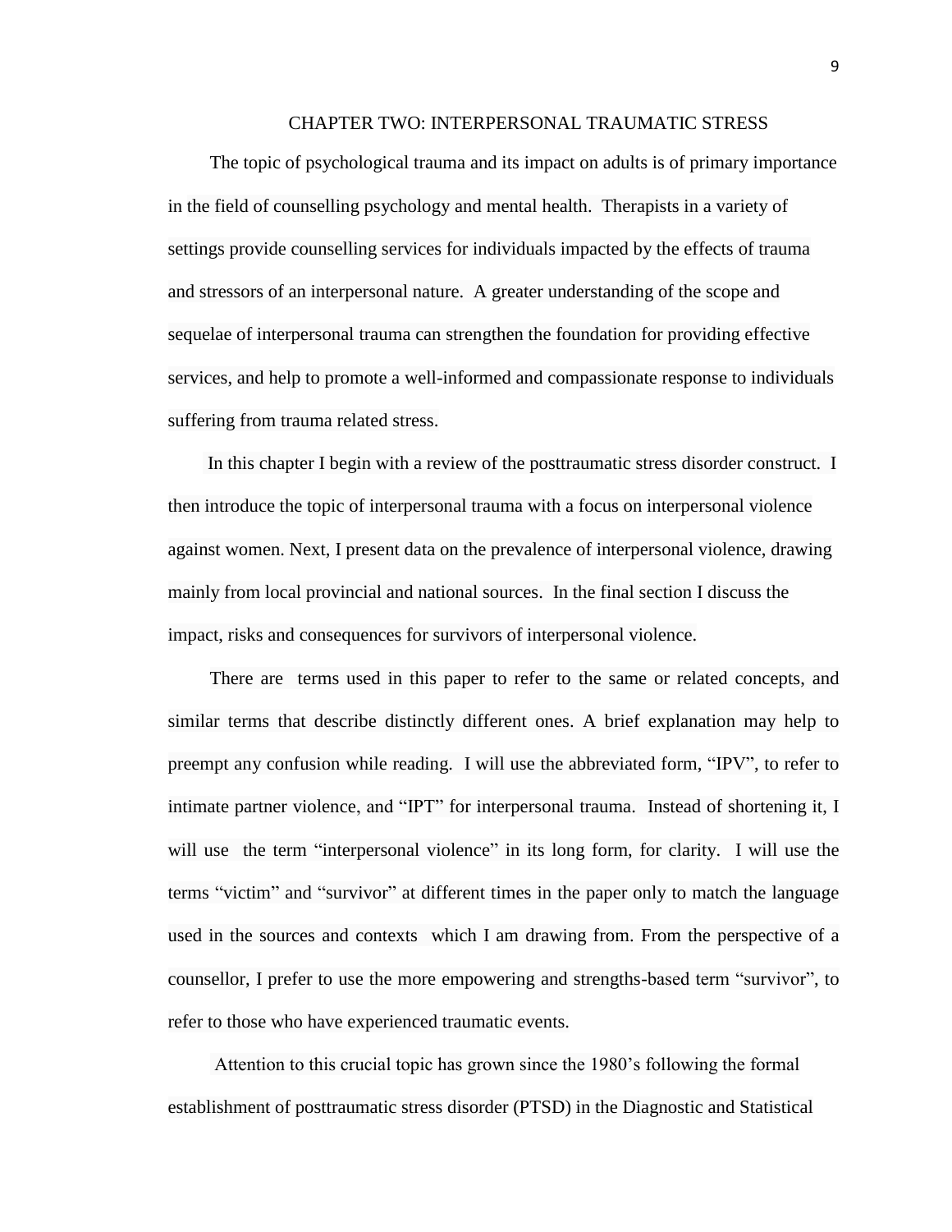# CHAPTER TWO: INTERPERSONAL TRAUMATIC STRESS

The topic of psychological trauma and its impact on adults is of primary importance in the field of counselling psychology and mental health. Therapists in a variety of settings provide counselling services for individuals impacted by the effects of trauma and stressors of an interpersonal nature. A greater understanding of the scope and sequelae of interpersonal trauma can strengthen the foundation for providing effective services, and help to promote a well-informed and compassionate response to individuals suffering from trauma related stress.

In this chapter I begin with a review of the posttraumatic stress disorder construct. I then introduce the topic of interpersonal trauma with a focus on interpersonal violence against women. Next, I present data on the prevalence of interpersonal violence, drawing mainly from local provincial and national sources. In the final section I discuss the impact, risks and consequences for survivors of interpersonal violence.

There are terms used in this paper to refer to the same or related concepts, and similar terms that describe distinctly different ones. A brief explanation may help to preempt any confusion while reading. I will use the abbreviated form, "IPV", to refer to intimate partner violence, and "IPT" for interpersonal trauma. Instead of shortening it, I will use the term "interpersonal violence" in its long form, for clarity. I will use the terms "victim" and "survivor" at different times in the paper only to match the language used in the sources and contexts which I am drawing from. From the perspective of a counsellor, I prefer to use the more empowering and strengths-based term "survivor", to refer to those who have experienced traumatic events.

Attention to this crucial topic has grown since the 1980's following the formal establishment of posttraumatic stress disorder (PTSD) in the Diagnostic and Statistical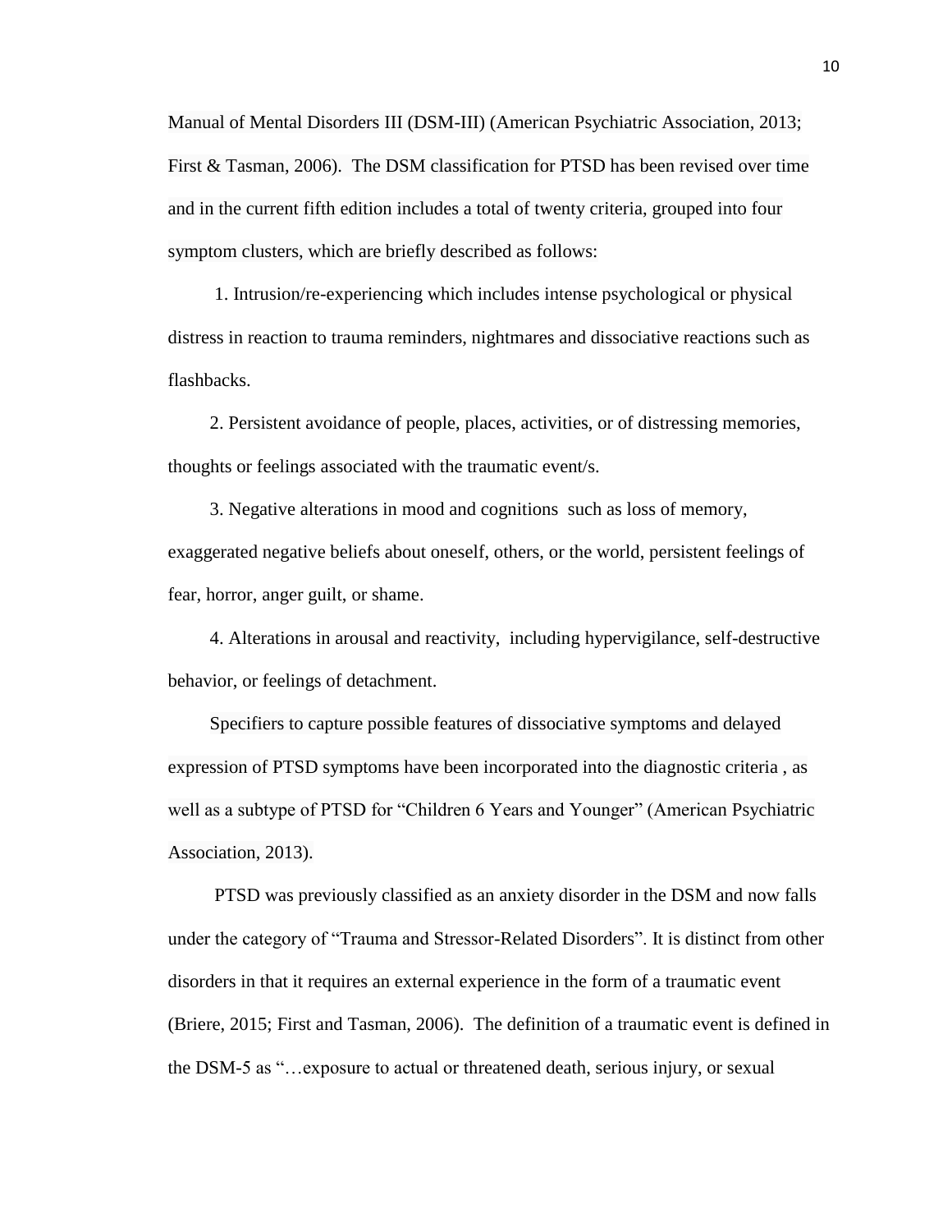Manual of Mental Disorders III (DSM-III) (American Psychiatric Association, 2013; First & Tasman, 2006). The DSM classification for PTSD has been revised over time and in the current fifth edition includes a total of twenty criteria, grouped into four symptom clusters, which are briefly described as follows:

1. Intrusion/re-experiencing which includes intense psychological or physical distress in reaction to trauma reminders, nightmares and dissociative reactions such as flashbacks.

2. Persistent avoidance of people, places, activities, or of distressing memories, thoughts or feelings associated with the traumatic event/s.

3. Negative alterations in mood and cognitions such as loss of memory, exaggerated negative beliefs about oneself, others, or the world, persistent feelings of fear, horror, anger guilt, or shame.

4. Alterations in arousal and reactivity, including hypervigilance, self-destructive behavior, or feelings of detachment.

Specifiers to capture possible features of dissociative symptoms and delayed expression of PTSD symptoms have been incorporated into the diagnostic criteria , as well as a subtype of PTSD for "Children 6 Years and Younger" (American Psychiatric Association, 2013).

PTSD was previously classified as an anxiety disorder in the DSM and now falls under the category of "Trauma and Stressor-Related Disorders". It is distinct from other disorders in that it requires an external experience in the form of a traumatic event (Briere, 2015; First and Tasman, 2006). The definition of a traumatic event is defined in the DSM-5 as "…exposure to actual or threatened death, serious injury, or sexual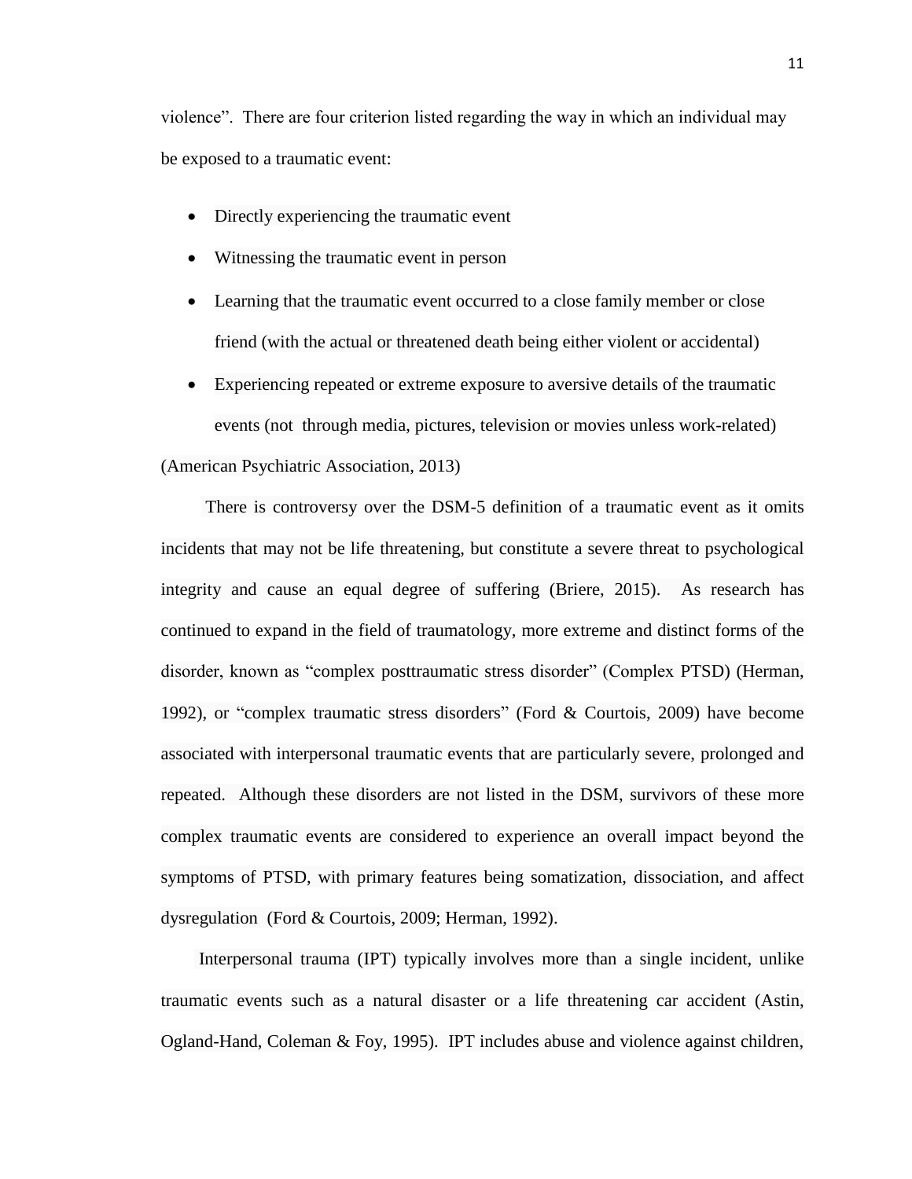violence". There are four criterion listed regarding the way in which an individual may be exposed to a traumatic event:

- Directly experiencing the traumatic event
- Witnessing the traumatic event in person
- Learning that the traumatic event occurred to a close family member or close friend (with the actual or threatened death being either violent or accidental)
- Experiencing repeated or extreme exposure to aversive details of the traumatic events (not through media, pictures, television or movies unless work-related)

(American Psychiatric Association, 2013)

There is controversy over the DSM-5 definition of a traumatic event as it omits incidents that may not be life threatening, but constitute a severe threat to psychological integrity and cause an equal degree of suffering (Briere, 2015). As research has continued to expand in the field of traumatology, more extreme and distinct forms of the disorder, known as "complex posttraumatic stress disorder" (Complex PTSD) (Herman, 1992), or "complex traumatic stress disorders" (Ford & Courtois, 2009) have become associated with interpersonal traumatic events that are particularly severe, prolonged and repeated. Although these disorders are not listed in the DSM, survivors of these more complex traumatic events are considered to experience an overall impact beyond the symptoms of PTSD, with primary features being somatization, dissociation, and affect dysregulation (Ford & Courtois, 2009; Herman, 1992).

Interpersonal trauma (IPT) typically involves more than a single incident, unlike traumatic events such as a natural disaster or a life threatening car accident (Astin, Ogland-Hand, Coleman & Foy, 1995). IPT includes abuse and violence against children,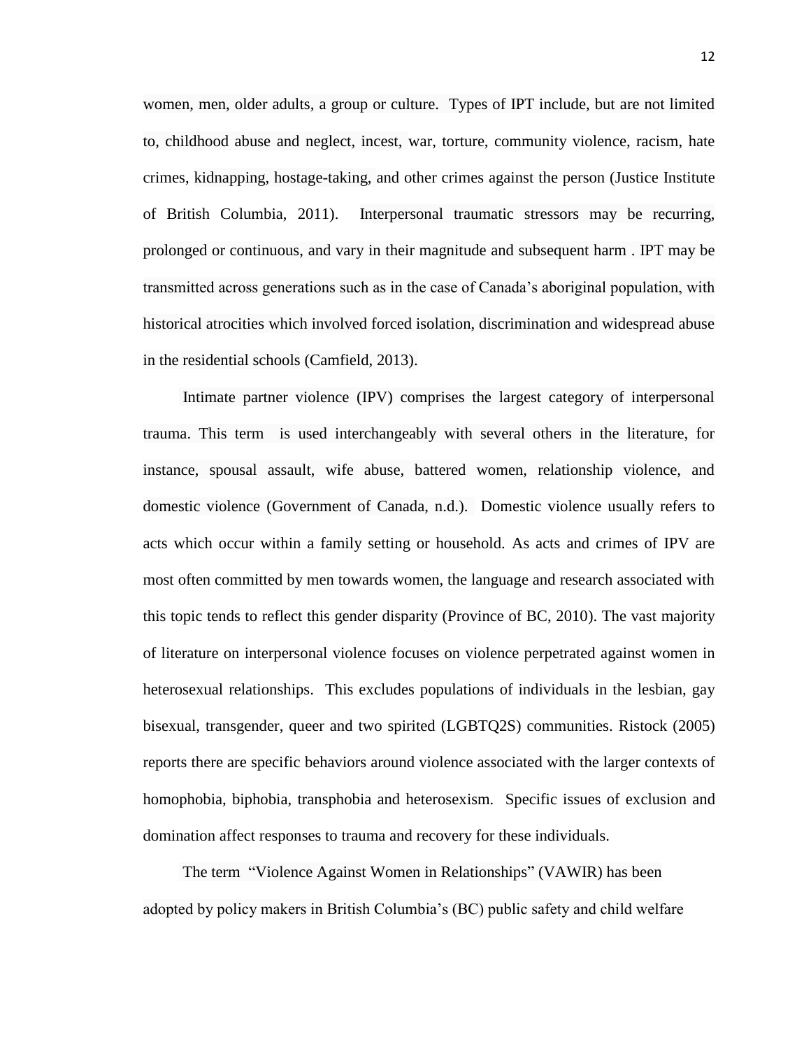women, men, older adults, a group or culture. Types of IPT include, but are not limited to, childhood abuse and neglect, incest, war, torture, community violence, racism, hate crimes, kidnapping, hostage-taking, and other crimes against the person (Justice Institute of British Columbia, 2011). Interpersonal traumatic stressors may be recurring, prolonged or continuous, and vary in their magnitude and subsequent harm . IPT may be transmitted across generations such as in the case of Canada's aboriginal population, with historical atrocities which involved forced isolation, discrimination and widespread abuse in the residential schools (Camfield, 2013).

Intimate partner violence (IPV) comprises the largest category of interpersonal trauma. This term is used interchangeably with several others in the literature, for instance, spousal assault, wife abuse, battered women, relationship violence, and domestic violence (Government of Canada, n.d.). Domestic violence usually refers to acts which occur within a family setting or household. As acts and crimes of IPV are most often committed by men towards women, the language and research associated with this topic tends to reflect this gender disparity (Province of BC, 2010). The vast majority of literature on interpersonal violence focuses on violence perpetrated against women in heterosexual relationships. This excludes populations of individuals in the lesbian, gay bisexual, transgender, queer and two spirited (LGBTQ2S) communities. Ristock (2005) reports there are specific behaviors around violence associated with the larger contexts of homophobia, biphobia, transphobia and heterosexism. Specific issues of exclusion and domination affect responses to trauma and recovery for these individuals.

The term "Violence Against Women in Relationships" (VAWIR) has been adopted by policy makers in British Columbia's (BC) public safety and child welfare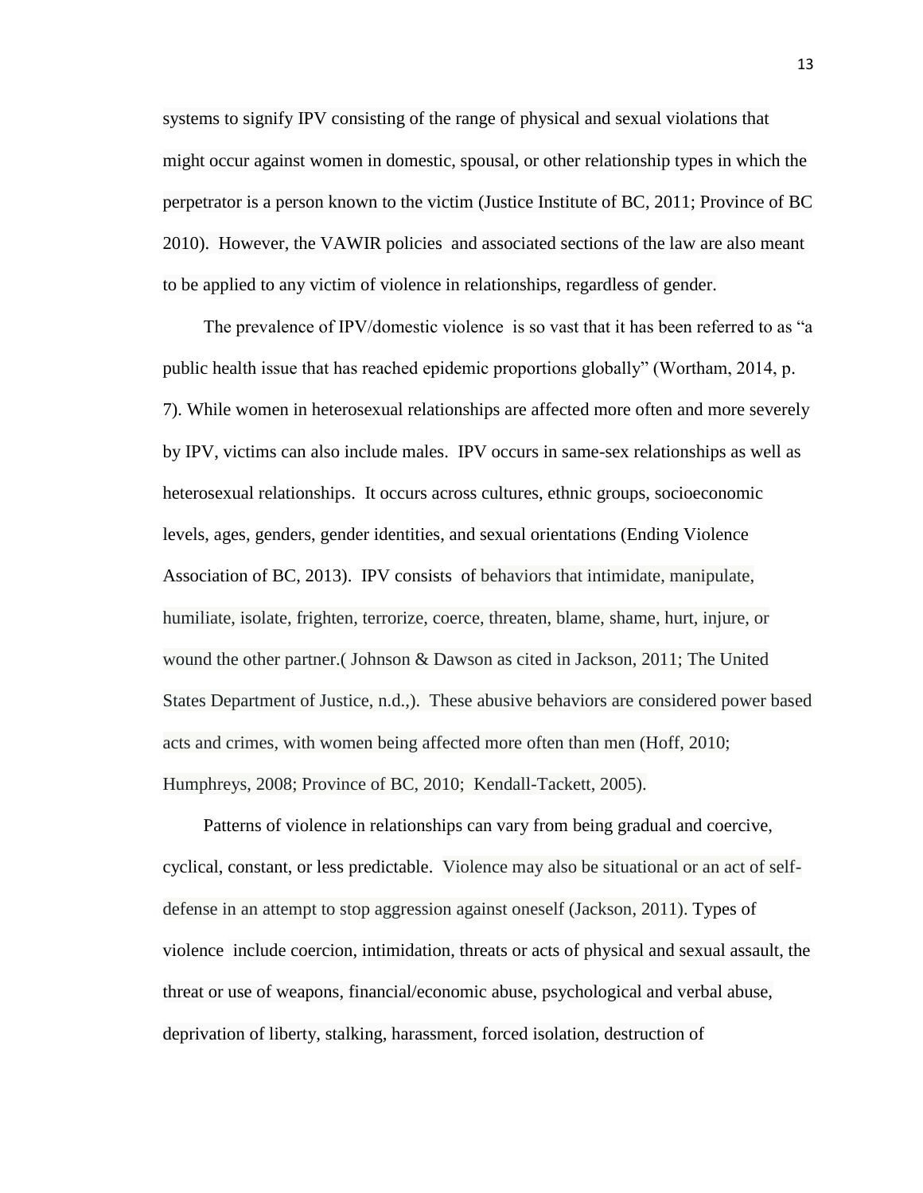systems to signify IPV consisting of the range of physical and sexual violations that might occur against women in domestic, spousal, or other relationship types in which the perpetrator is a person known to the victim (Justice Institute of BC, 2011; Province of BC 2010). However, the VAWIR policies and associated sections of the law are also meant to be applied to any victim of violence in relationships, regardless of gender.

The prevalence of IPV/domestic violence is so vast that it has been referred to as "a public health issue that has reached epidemic proportions globally" (Wortham, 2014, p. 7). While women in heterosexual relationships are affected more often and more severely by IPV, victims can also include males. IPV occurs in same-sex relationships as well as heterosexual relationships. It occurs across cultures, ethnic groups, socioeconomic levels, ages, genders, gender identities, and sexual orientations (Ending Violence Association of BC, 2013). IPV consists of behaviors that intimidate, manipulate, humiliate, isolate, frighten, terrorize, coerce, threaten, blame, shame, hurt, injure, or wound the other partner.( Johnson & Dawson as cited in Jackson, 2011; The United States Department of Justice, n.d.,). These abusive behaviors are considered power based acts and crimes, with women being affected more often than men (Hoff, 2010; Humphreys, 2008; Province of BC, 2010; Kendall-Tackett, 2005).

Patterns of violence in relationships can vary from being gradual and coercive, cyclical, constant, or less predictable. Violence may also be situational or an act of self-defense in an attempt to stop aggression against oneself (Jackson, 2011). Types of violence include coercion, intimidation, threats or acts of physical and sexual assault, the threat or use of weapons, financial/economic abuse, psychological and verbal abuse, deprivation of liberty, stalking, harassment, forced isolation, destruction of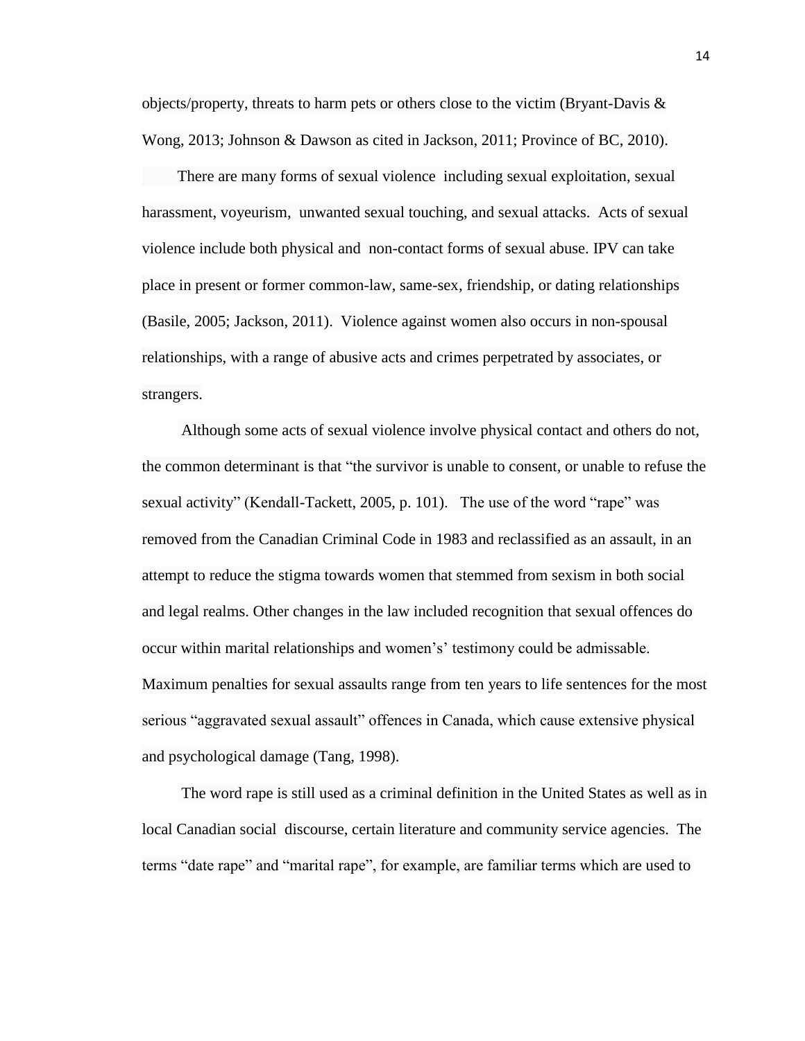objects/property, threats to harm pets or others close to the victim (Bryant-Davis & Wong, 2013; Johnson & Dawson as cited in Jackson, 2011; Province of BC, 2010).

There are many forms of sexual violence including sexual exploitation, sexual harassment, voyeurism, unwanted sexual touching, and sexual attacks. Acts of sexual violence include both physical and non-contact forms of sexual abuse. IPV can take place in present or former common-law, same-sex, friendship, or dating relationships (Basile, 2005; Jackson, 2011). Violence against women also occurs in non-spousal relationships, with a range of abusive acts and crimes perpetrated by associates, or strangers.

Although some acts of sexual violence involve physical contact and others do not, the common determinant is that "the survivor is unable to consent, or unable to refuse the sexual activity" (Kendall-Tackett, 2005, p. 101). The use of the word "rape" was removed from the Canadian Criminal Code in 1983 and reclassified as an assault, in an attempt to reduce the stigma towards women that stemmed from sexism in both social and legal realms. Other changes in the law included recognition that sexual offences do occur within marital relationships and women's' testimony could be admissable. Maximum penalties for sexual assaults range from ten years to life sentences for the most serious "aggravated sexual assault" offences in Canada, which cause extensive physical and psychological damage (Tang, 1998).

The word rape is still used as a criminal definition in the United States as well as in local Canadian social discourse, certain literature and community service agencies. The terms "date rape" and "marital rape", for example, are familiar terms which are used to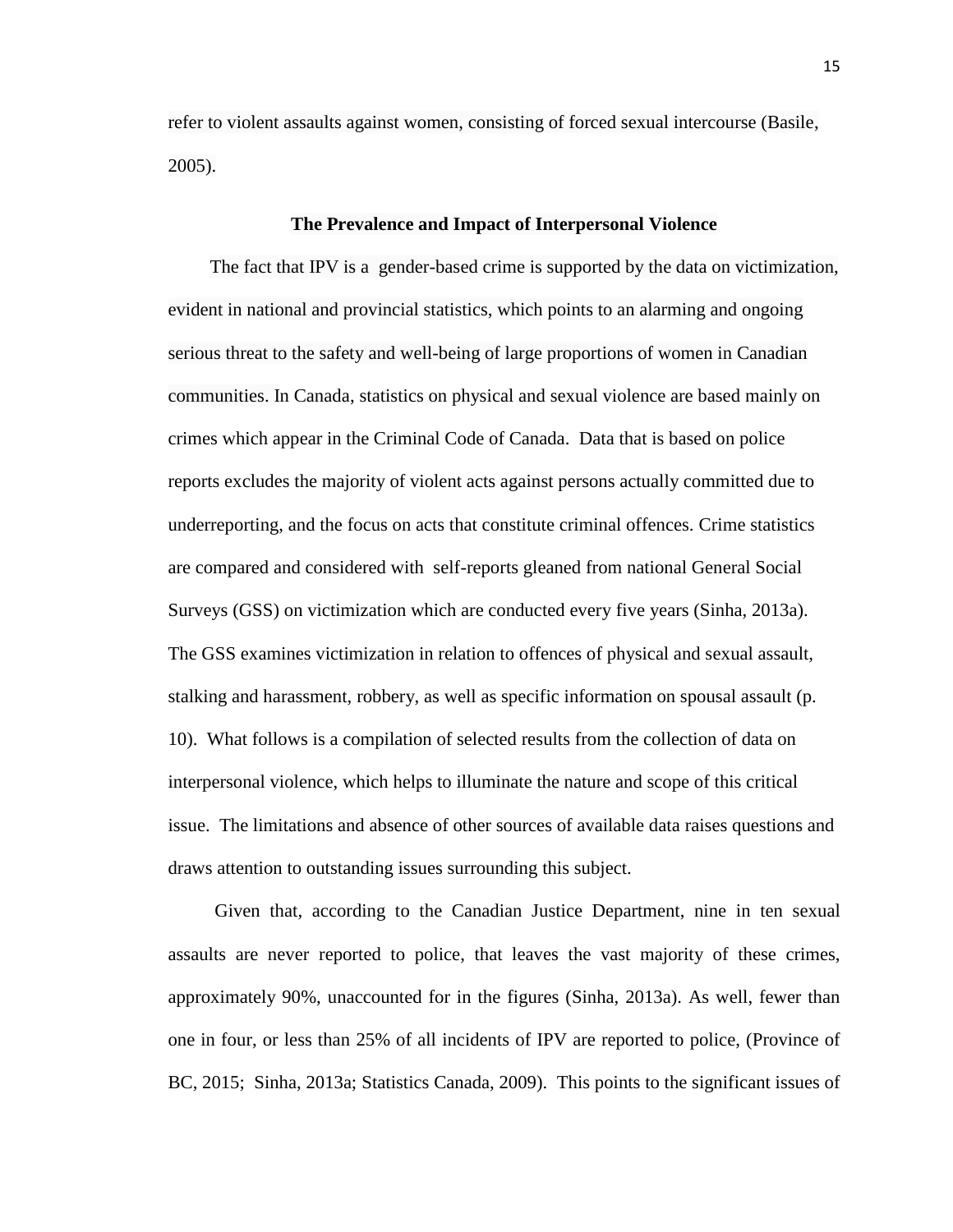refer to violent assaults against women, consisting of forced sexual intercourse (Basile, 2005).

## The Prevalence and Impact of Interpersonal Violence

The fact that IPV is a gender-based crime is supported by the data on victimization, evident in national and provincial statistics, which points to an alarming and ongoing serious threat to the safety and well-being of large proportions of women in Canadian communities. In Canada, statistics on physical and sexual violence are based mainly on crimes which appear in the Criminal Code of Canada. Data that is based on police reports excludes the majority of violent acts against persons actually committed due to underreporting, and the focus on acts that constitute criminal offences. Crime statistics are compared and considered with self-reports gleaned from national General Social Surveys (GSS) on victimization which are conducted every five years (Sinha, 2013a). The GSS examines victimization in relation to offences of physical and sexual assault, stalking and harassment, robbery, as well as specific information on spousal assault (p. 10). What follows is a compilation of selected results from the collection of data on interpersonal violence, which helps to illuminate the nature and scope of this critical issue. The limitations and absence of other sources of available data raises questions and draws attention to outstanding issues surrounding this subject.

Given that, according to the Canadian Justice Department, nine in ten sexual assaults are never reported to police, that leaves the vast majority of these crimes, approximately 90%, unaccounted for in the figures (Sinha, 2013a). As well, fewer than one in four, or less than 25% of all incidents of IPV are reported to police, (Province of BC, 2015; Sinha, 2013a; Statistics Canada, 2009). This points to the significant issues of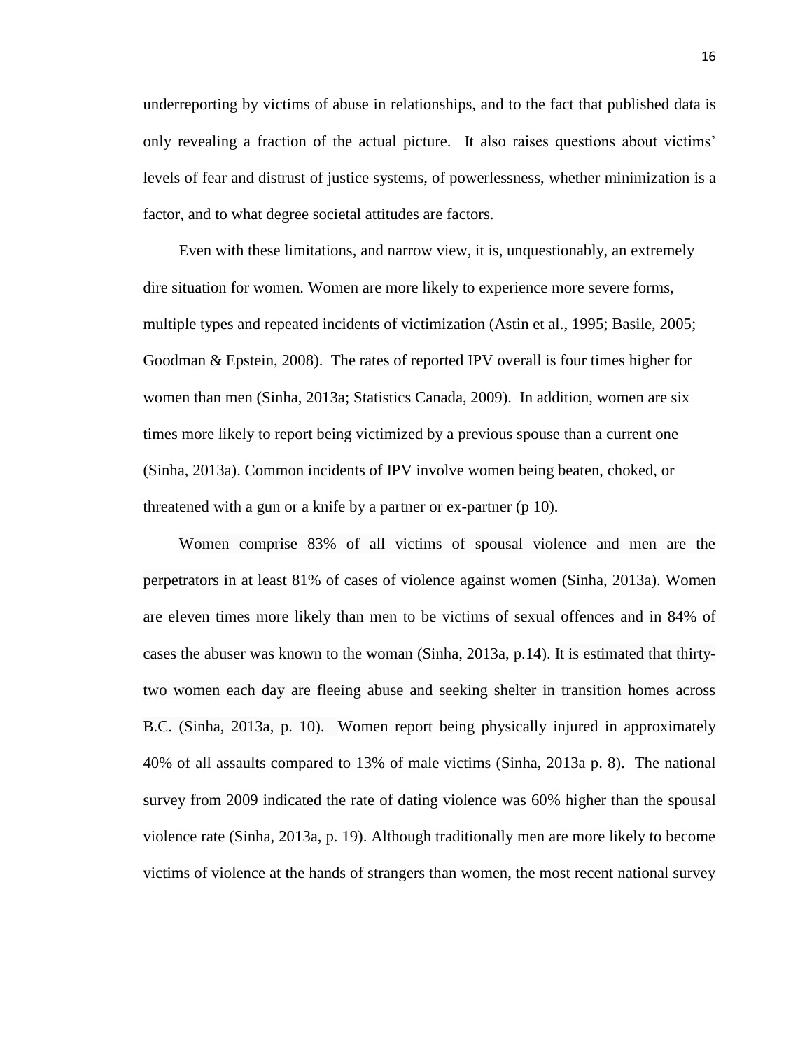underreporting by victims of abuse in relationships, and to the fact that published data is only revealing a fraction of the actual picture. It also raises questions about victims' levels of fear and distrust of justice systems, of powerlessness, whether minimization is a factor, and to what degree societal attitudes are factors.

Even with these limitations, and narrow view, it is, unquestionably, an extremely dire situation for women. Women are more likely to experience more severe forms, multiple types and repeated incidents of victimization (Astin et al., 1995; Basile, 2005; Goodman & Epstein, 2008). The rates of reported IPV overall is four times higher for women than men (Sinha, 2013a; Statistics Canada, 2009). In addition, women are six times more likely to report being victimized by a previous spouse than a current one (Sinha, 2013a). Common incidents of IPV involve women being beaten, choked, or threatened with a gun or a knife by a partner or ex-partner (p 10).

Women comprise 83% of all victims of spousal violence and men are the perpetrators in at least 81% of cases of violence against women (Sinha, 2013a). Women are eleven times more likely than men to be victims of sexual offences and in 84% of cases the abuser was known to the woman (Sinha, 2013a, p.14). It is estimated that thirty-two women each day are fleeing abuse and seeking shelter in transition homes across B.C. (Sinha, 2013a, p. 10). Women report being physically injured in approximately 40% of all assaults compared to 13% of male victims (Sinha, 2013a p. 8). The national survey from 2009 indicated the rate of dating violence was 60% higher than the spousal violence rate (Sinha, 2013a, p. 19). Although traditionally men are more likely to become victims of violence at the hands of strangers than women, the most recent national survey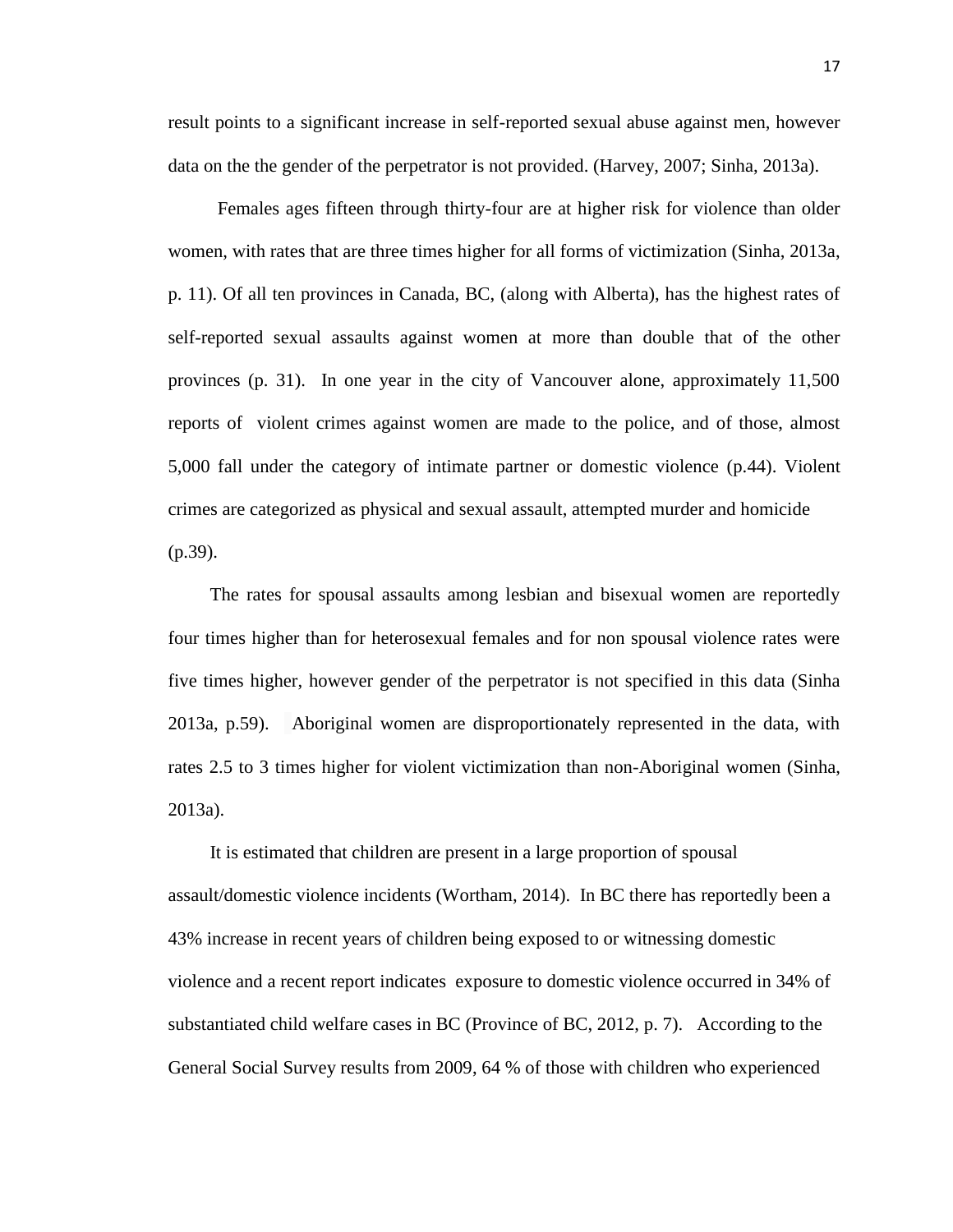result points to a significant increase in self-reported sexual abuse against men, however data on the the gender of the perpetrator is not provided. (Harvey, 2007; Sinha, 2013a).

Females ages fifteen through thirty-four are at higher risk for violence than older women, with rates that are three times higher for all forms of victimization (Sinha, 2013a, p. 11). Of all ten provinces in Canada, BC, (along with Alberta), has the highest rates of self-reported sexual assaults against women at more than double that of the other provinces (p. 31). In one year in the city of Vancouver alone, approximately 11,500 reports of violent crimes against women are made to the police, and of those, almost 5,000 fall under the category of intimate partner or domestic violence (p.44). Violent crimes are categorized as physical and sexual assault, attempted murder and homicide (p.39).

The rates for spousal assaults among lesbian and bisexual women are reportedly four times higher than for heterosexual females and for non spousal violence rates were five times higher, however gender of the perpetrator is not specified in this data (Sinha 2013a, p.59). Aboriginal women are disproportionately represented in the data, with rates 2.5 to 3 times higher for violent victimization than non-Aboriginal women (Sinha, 2013a).

It is estimated that children are present in a large proportion of spousal assault/domestic violence incidents (Wortham, 2014). In BC there has reportedly been a 43% increase in recent years of children being exposed to or witnessing domestic violence and a recent report indicates exposure to domestic violence occurred in 34% of substantiated child welfare cases in BC (Province of BC, 2012, p. 7). According to the General Social Survey results from 2009, 64 % of those with children who experienced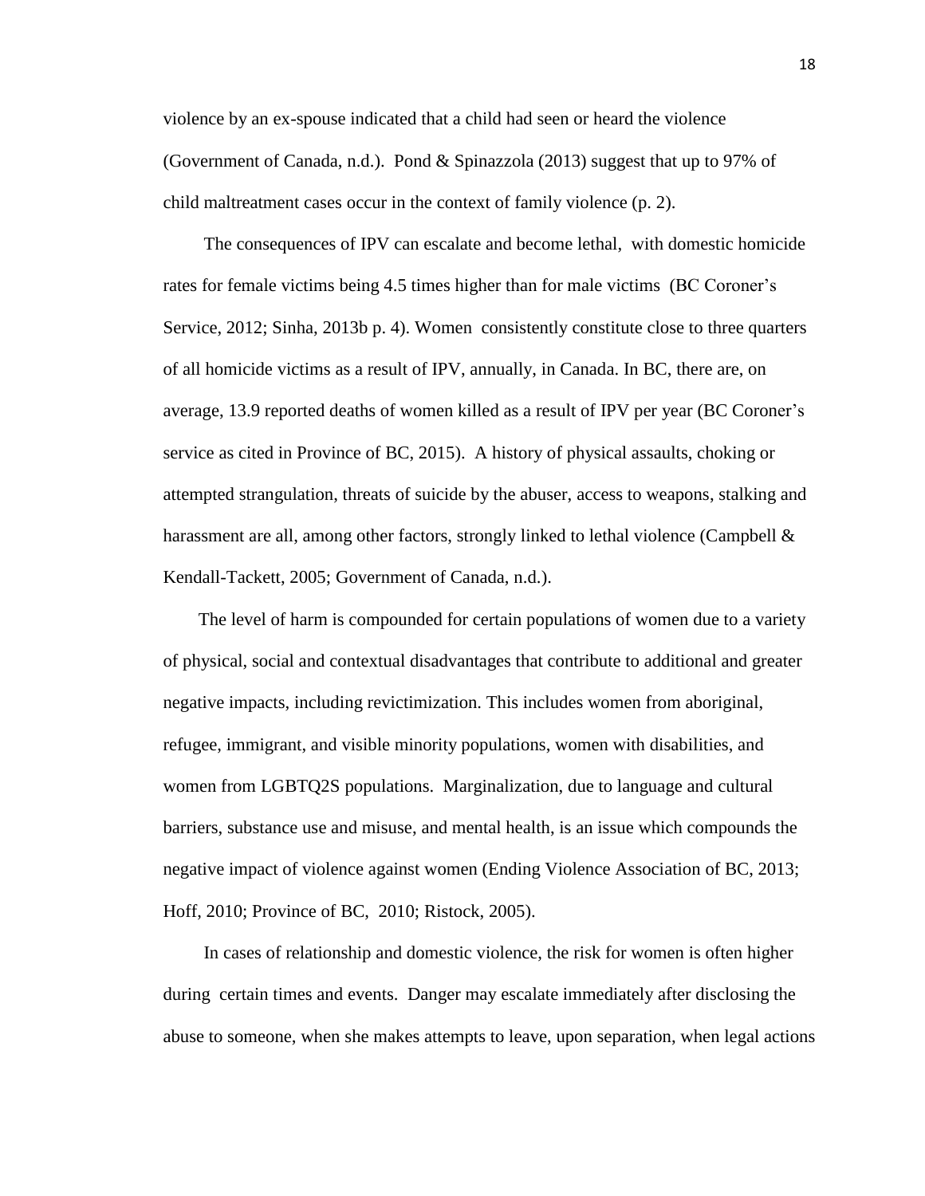violence by an ex-spouse indicated that a child had seen or heard the violence (Government of Canada, n.d.). Pond & Spinazzola (2013) suggest that up to 97% of child maltreatment cases occur in the context of family violence (p. 2).

The consequences of IPV can escalate and become lethal, with domestic homicide rates for female victims being 4.5 times higher than for male victims (BC Coroner's Service, 2012; Sinha, 2013b p. 4). Women consistently constitute close to three quarters of all homicide victims as a result of IPV, annually, in Canada. In BC, there are, on average, 13.9 reported deaths of women killed as a result of IPV per year (BC Coroner's service as cited in Province of BC, 2015). A history of physical assaults, choking or attempted strangulation, threats of suicide by the abuser, access to weapons, stalking and harassment are all, among other factors, strongly linked to lethal violence (Campbell & Kendall-Tackett, 2005; Government of Canada, n.d.).

The level of harm is compounded for certain populations of women due to a variety of physical, social and contextual disadvantages that contribute to additional and greater negative impacts, including revictimization. This includes women from aboriginal, refugee, immigrant, and visible minority populations, women with disabilities, and women from LGBTQ2S populations. Marginalization, due to language and cultural barriers, substance use and misuse, and mental health, is an issue which compounds the negative impact of violence against women (Ending Violence Association of BC, 2013; Hoff, 2010; Province of BC, 2010; Ristock, 2005).

In cases of relationship and domestic violence, the risk for women is often higher during certain times and events. Danger may escalate immediately after disclosing the abuse to someone, when she makes attempts to leave, upon separation, when legal actions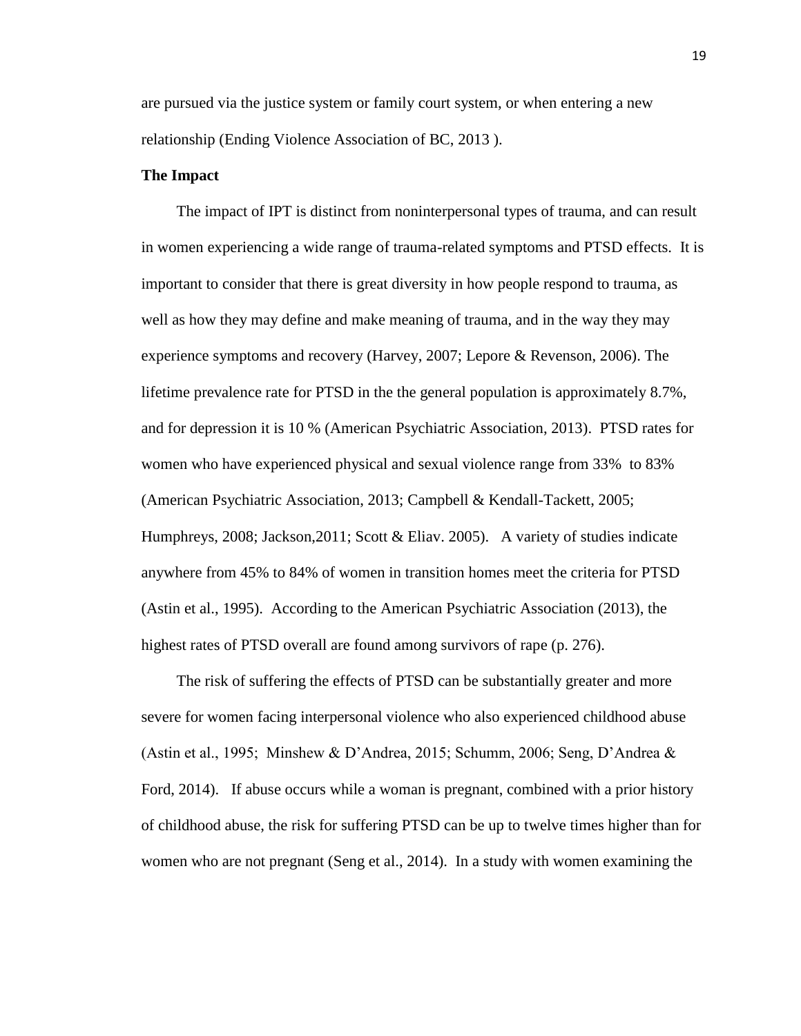are pursued via the justice system or family court system, or when entering a new relationship (Ending Violence Association of BC, 2013 ).

**The Impact**

The impact of IPT is distinct from noninterpersonal types of trauma, and can result in women experiencing a wide range of trauma-related symptoms and PTSD effects. It is important to consider that there is great diversity in how people respond to trauma, as well as how they may define and make meaning of trauma, and in the way they may experience symptoms and recovery (Harvey, 2007; Lepore & Revenson, 2006). The lifetime prevalence rate for PTSD in the the general population is approximately 8.7%, and for depression it is 10 % (American Psychiatric Association, 2013). PTSD rates for women who have experienced physical and sexual violence range from 33% to 83% (American Psychiatric Association, 2013; Campbell & Kendall-Tackett, 2005; Humphreys, 2008; Jackson,2011; Scott & Eliav. 2005). A variety of studies indicate anywhere from 45% to 84% of women in transition homes meet the criteria for PTSD (Astin et al., 1995). According to the American Psychiatric Association (2013), the highest rates of PTSD overall are found among survivors of rape (p. 276).

The risk of suffering the effects of PTSD can be substantially greater and more severe for women facing interpersonal violence who also experienced childhood abuse (Astin et al., 1995; Minshew & D'Andrea, 2015; Schumm, 2006; Seng, D'Andrea & Ford, 2014). If abuse occurs while a woman is pregnant, combined with a prior history of childhood abuse, the risk for suffering PTSD can be up to twelve times higher than for women who are not pregnant (Seng et al., 2014). In a study with women examining the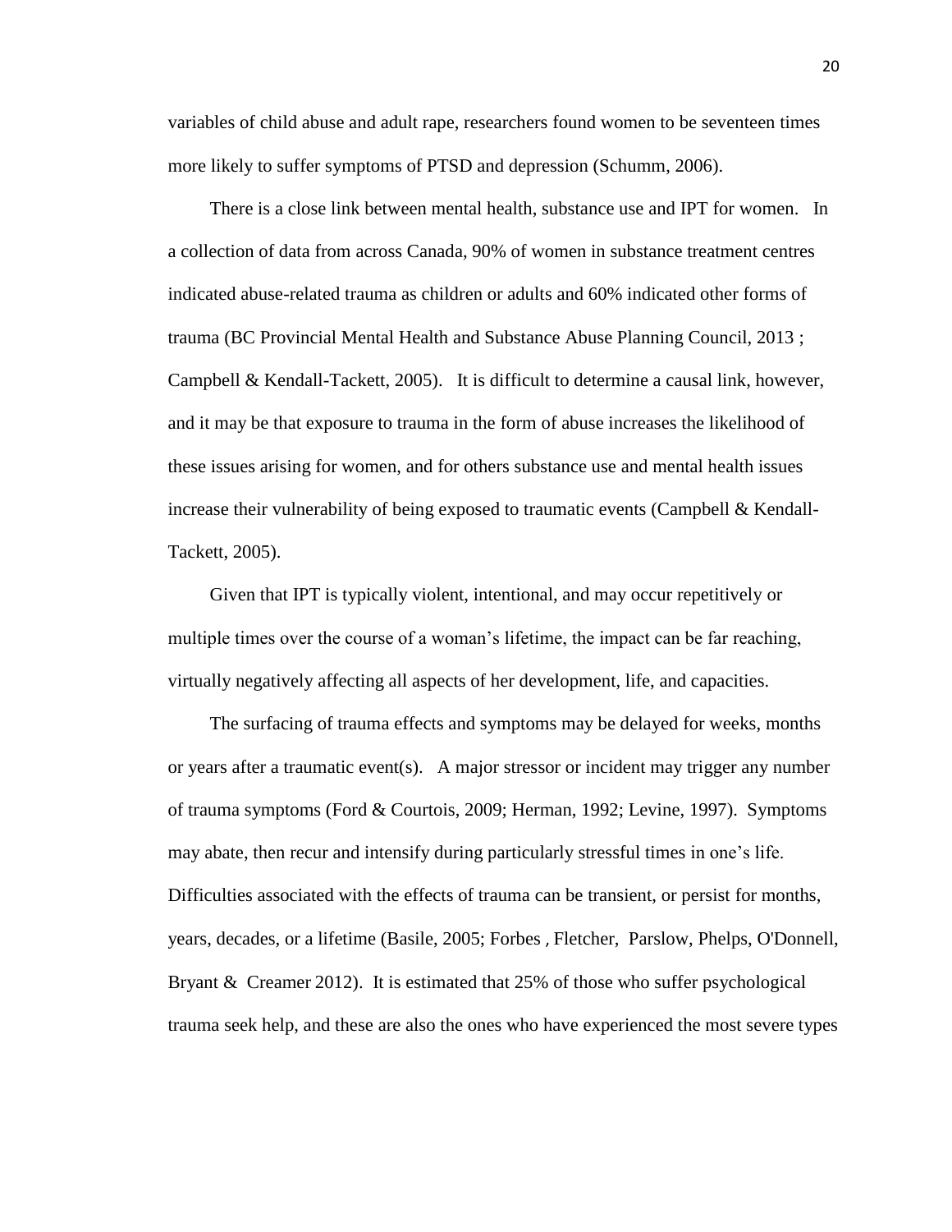variables of child abuse and adult rape, researchers found women to be seventeen times more likely to suffer symptoms of PTSD and depression (Schumm, 2006).

There is a close link between mental health, substance use and IPT for women. In a collection of data from across Canada, 90% of women in substance treatment centres indicated abuse-related trauma as children or adults and 60% indicated other forms of trauma (BC Provincial Mental Health and Substance Abuse Planning Council, 2013 ; Campbell & Kendall-Tackett, 2005). It is difficult to determine a causal link, however, and it may be that exposure to trauma in the form of abuse increases the likelihood of these issues arising for women, and for others substance use and mental health issues increase their vulnerability of being exposed to traumatic events (Campbell & Kendall-Tackett, 2005).

Given that IPT is typically violent, intentional, and may occur repetitively or multiple times over the course of a woman's lifetime, the impact can be far reaching, virtually negatively affecting all aspects of her development, life, and capacities.

The surfacing of trauma effects and symptoms may be delayed for weeks, months or years after a traumatic event(s). A major stressor or incident may trigger any number of trauma symptoms (Ford & Courtois, 2009; Herman, 1992; Levine, 1997). Symptoms may abate, then recur and intensify during particularly stressful times in one's life. Difficulties associated with the effects of trauma can be transient, or persist for months, years, decades, or a lifetime (Basile, 2005; Forbes , Fletcher, Parslow, Phelps, O'Donnell, Bryant & Creamer 2012). It is estimated that 25% of those who suffer psychological trauma seek help, and these are also the ones who have experienced the most severe types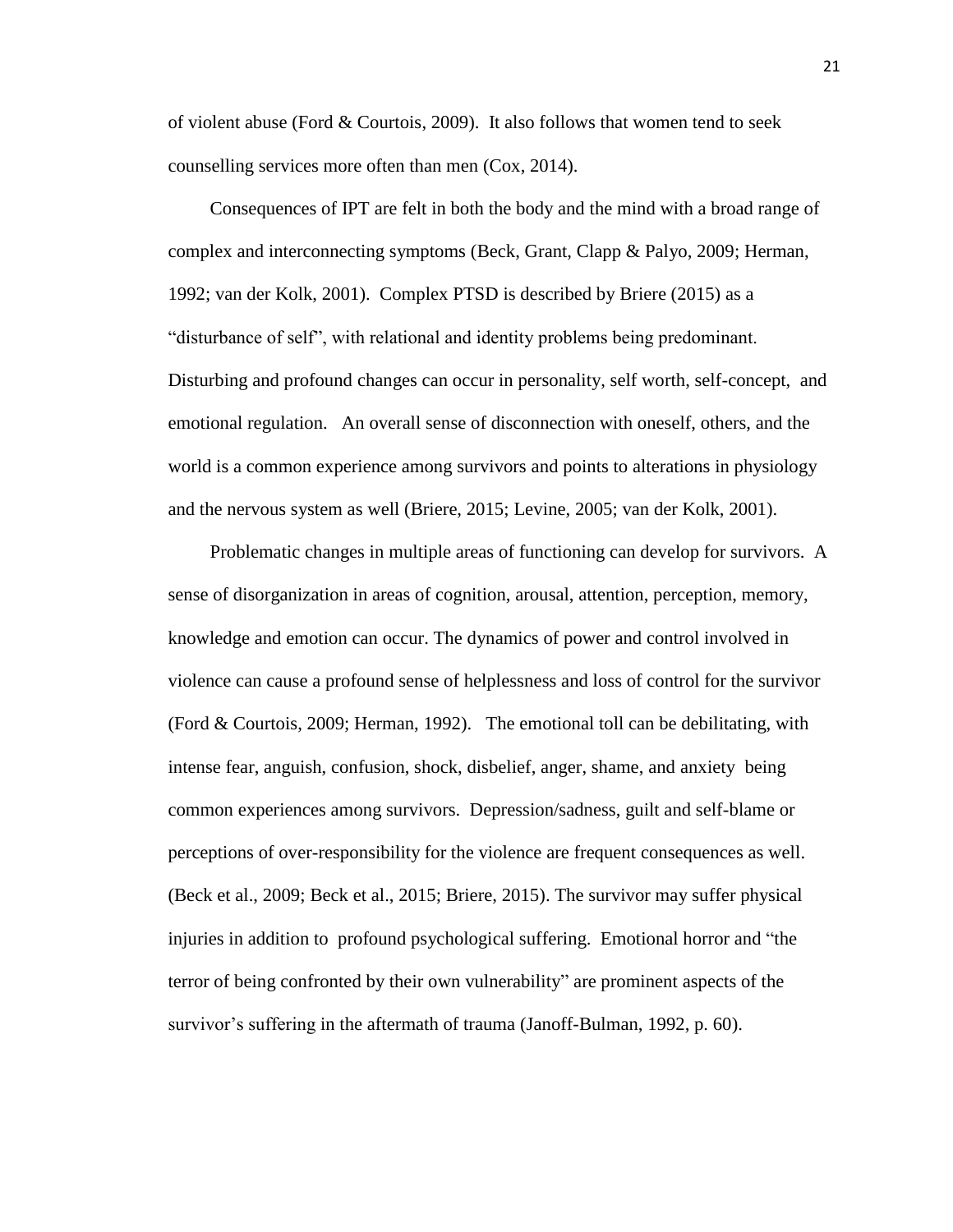of violent abuse (Ford & Courtois, 2009). It also follows that women tend to seek counselling services more often than men (Cox, 2014).

Consequences of IPT are felt in both the body and the mind with a broad range of complex and interconnecting symptoms (Beck, Grant, Clapp & Palyo, 2009; Herman, 1992; van der Kolk, 2001). Complex PTSD is described by Briere (2015) as a "disturbance of self", with relational and identity problems being predominant. Disturbing and profound changes can occur in personality, self worth, self-concept, and emotional regulation. An overall sense of disconnection with oneself, others, and the world is a common experience among survivors and points to alterations in physiology and the nervous system as well (Briere, 2015; Levine, 2005; van der Kolk, 2001).

Problematic changes in multiple areas of functioning can develop for survivors. A sense of disorganization in areas of cognition, arousal, attention, perception, memory, knowledge and emotion can occur. The dynamics of power and control involved in violence can cause a profound sense of helplessness and loss of control for the survivor (Ford & Courtois, 2009; Herman, 1992). The emotional toll can be debilitating, with intense fear, anguish, confusion, shock, disbelief, anger, shame, and anxiety being common experiences among survivors. Depression/sadness, guilt and self-blame or perceptions of over-responsibility for the violence are frequent consequences as well. (Beck et al., 2009; Beck et al., 2015; Briere, 2015). The survivor may suffer physical injuries in addition to profound psychological suffering. Emotional horror and "the terror of being confronted by their own vulnerability" are prominent aspects of the survivor's suffering in the aftermath of trauma (Janoff-Bulman, 1992, p. 60).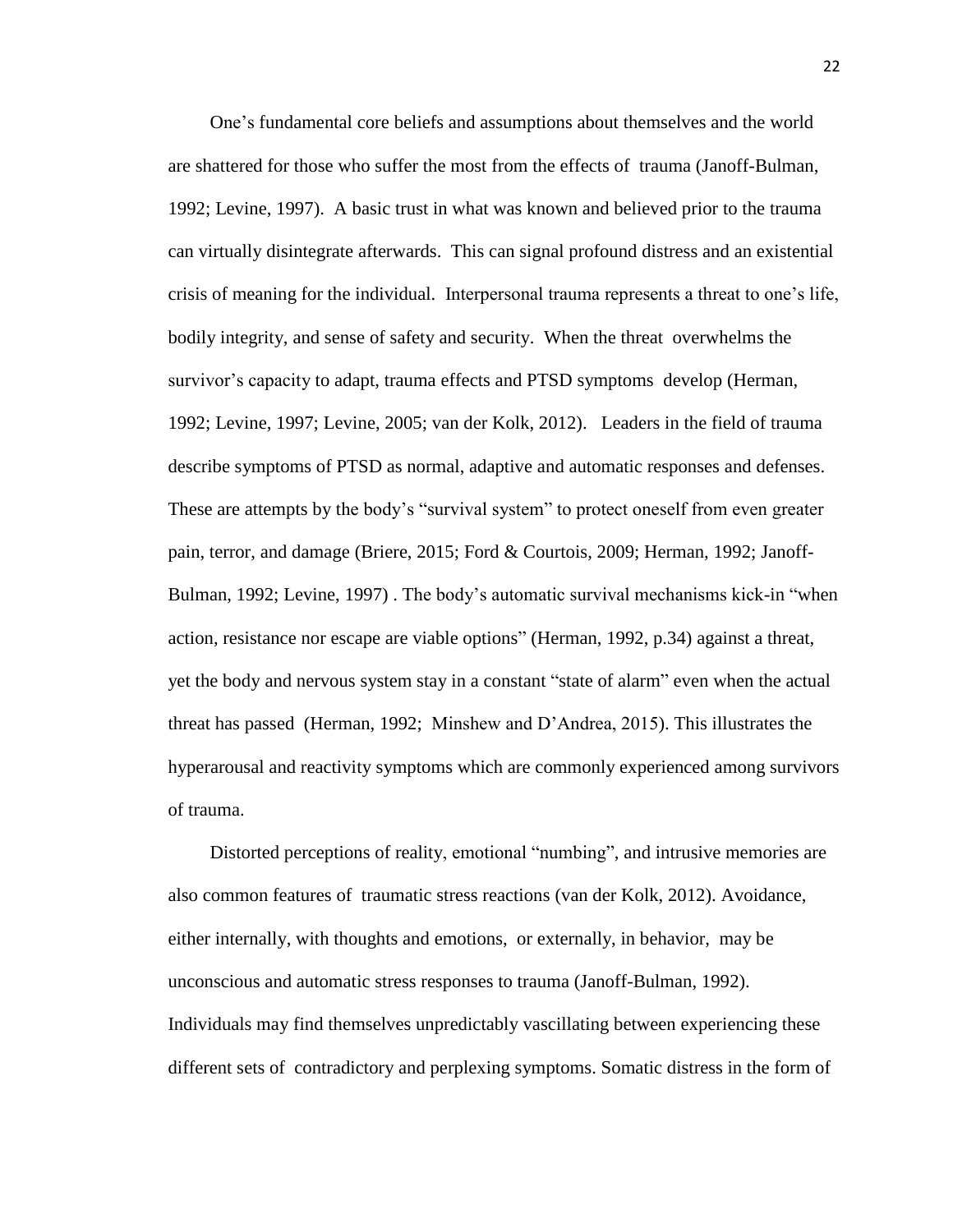One’s fundamental core beliefs and assumptions about themselves and the world are shattered for those who suffer the most from the effects of trauma (Janoff-Bulman, 1992; Levine, 1997). A basic trust in what was known and believed prior to the trauma can virtually disintegrate afterwards. This can signal profound distress and an existential crisis of meaning for the individual. Interpersonal trauma represents a threat to one’s life, bodily integrity, and sense of safety and security. When the threat overwhelms the survivor’s capacity to adapt, trauma effects and PTSD symptoms develop (Herman, 1992; Levine, 1997; Levine, 2005; van der Kolk, 2012). Leaders in the field of trauma describe symptoms of PTSD as normal, adaptive and automatic responses and defenses. These are attempts by the body’s “survival system” to protect oneself from even greater pain, terror, and damage (Briere, 2015; Ford & Courtois, 2009; Herman, 1992; Janoff-Bulman, 1992; Levine, 1997) . The body’s automatic survival mechanisms kick-in “when action, resistance nor escape are viable options” (Herman, 1992, p.34) against a threat, yet the body and nervous system stay in a constant “state of alarm” even when the actual threat has passed (Herman, 1992; Minshew and D’Andrea, 2015). This illustrates the hyperarousal and reactivity symptoms which are commonly experienced among survivors of trauma.

Distorted perceptions of reality, emotional “numbing”, and intrusive memories are also common features of traumatic stress reactions (van der Kolk, 2012). Avoidance, either internally, with thoughts and emotions, or externally, in behavior, may be unconscious and automatic stress responses to trauma (Janoff-Bulman, 1992). Individuals may find themselves unpredictably vascillating between experiencing these different sets of contradictory and perplexing symptoms. Somatic distress in the form of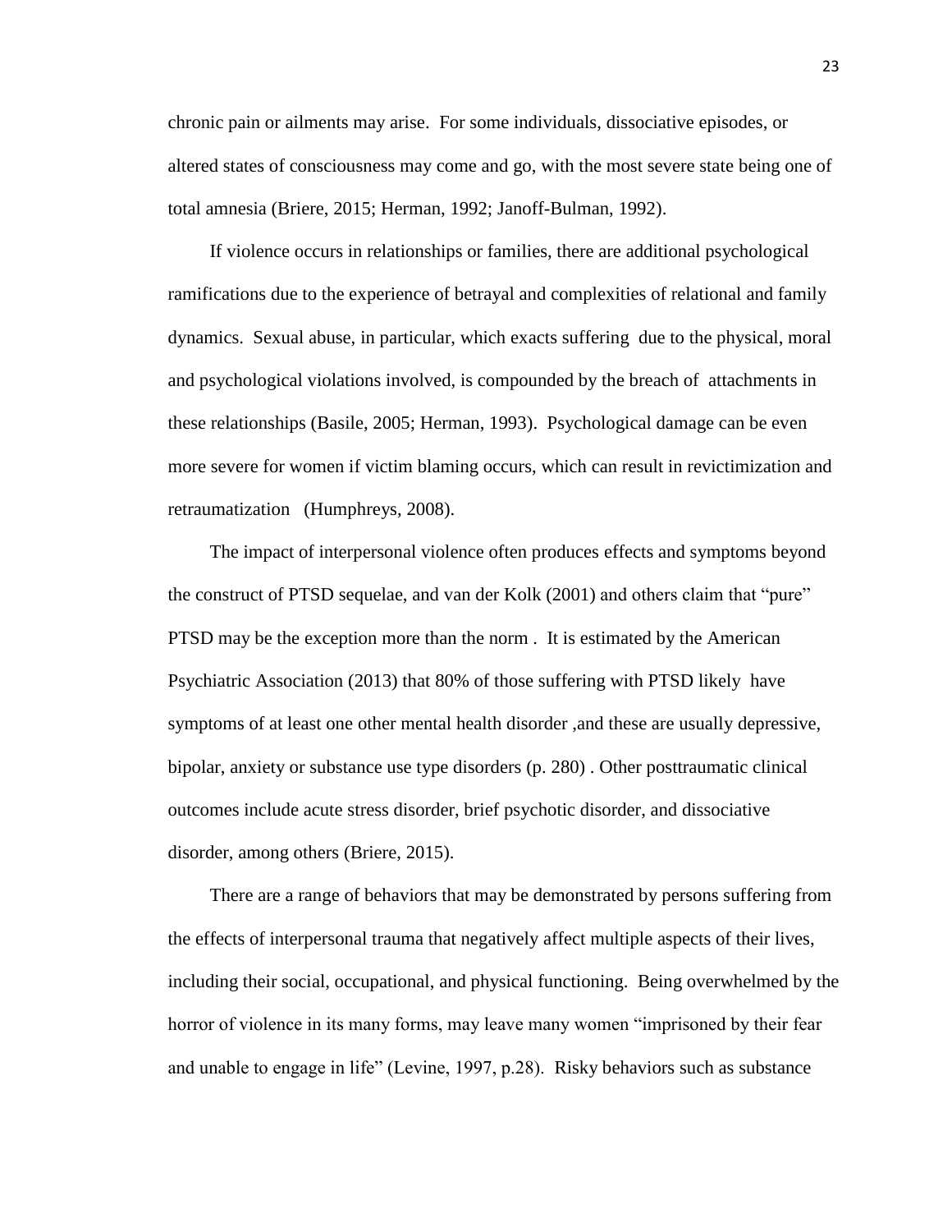chronic pain or ailments may arise. For some individuals, dissociative episodes, or altered states of consciousness may come and go, with the most severe state being one of total amnesia (Briere, 2015; Herman, 1992; Janoff-Bulman, 1992).

If violence occurs in relationships or families, there are additional psychological ramifications due to the experience of betrayal and complexities of relational and family dynamics. Sexual abuse, in particular, which exacts suffering due to the physical, moral and psychological violations involved, is compounded by the breach of attachments in these relationships (Basile, 2005; Herman, 1993). Psychological damage can be even more severe for women if victim blaming occurs, which can result in revictimization and retraumatization (Humphreys, 2008).

The impact of interpersonal violence often produces effects and symptoms beyond the construct of PTSD sequelae, and van der Kolk (2001) and others claim that "pure" PTSD may be the exception more than the norm . It is estimated by the American Psychiatric Association (2013) that 80% of those suffering with PTSD likely have symptoms of at least one other mental health disorder ,and these are usually depressive, bipolar, anxiety or substance use type disorders (p. 280) . Other posttraumatic clinical outcomes include acute stress disorder, brief psychotic disorder, and dissociative disorder, among others (Briere, 2015).

There are a range of behaviors that may be demonstrated by persons suffering from the effects of interpersonal trauma that negatively affect multiple aspects of their lives, including their social, occupational, and physical functioning. Being overwhelmed by the horror of violence in its many forms, may leave many women "imprisoned by their fear and unable to engage in life" (Levine, 1997, p.28). Risky behaviors such as substance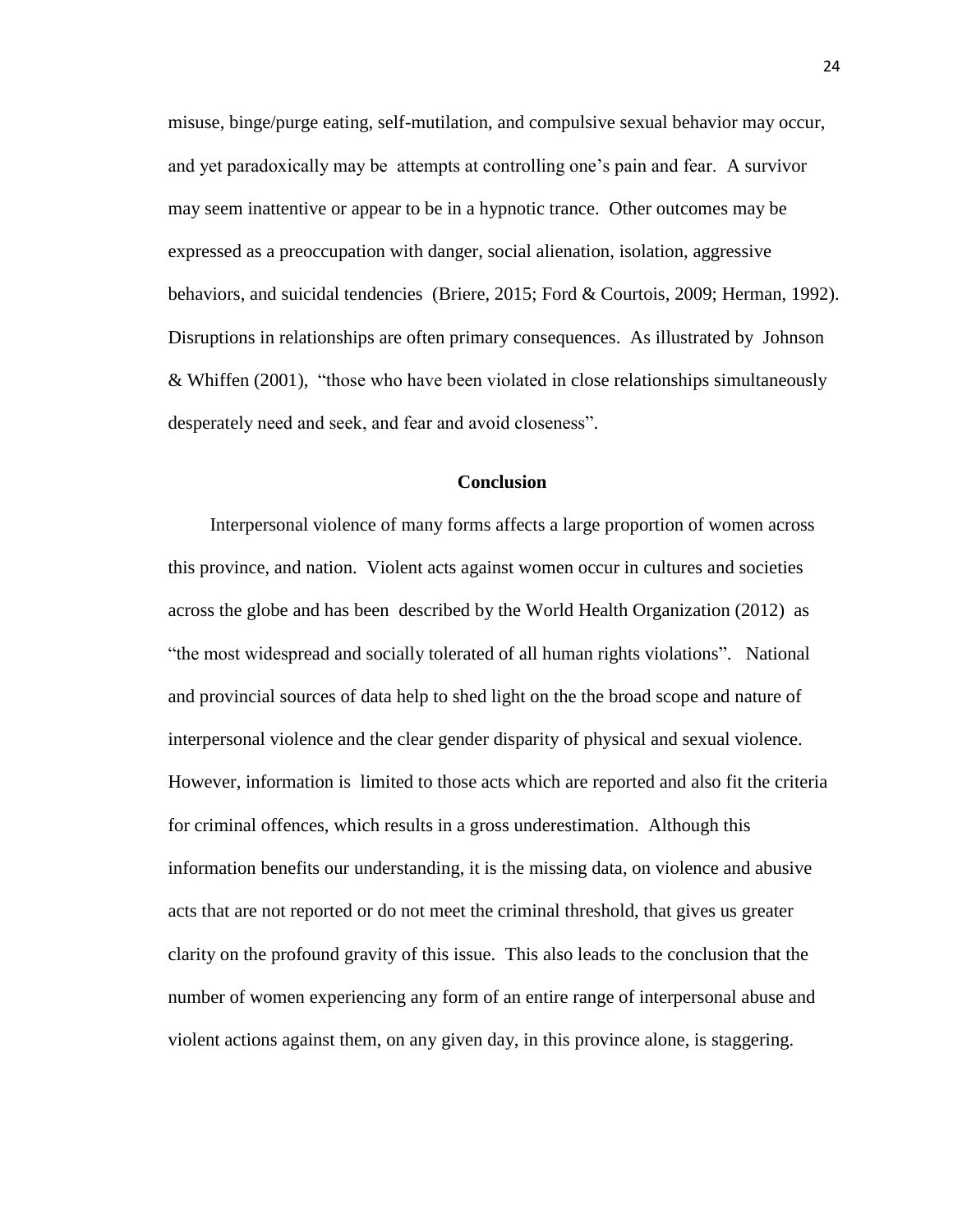misuse, binge/purge eating, self-mutilation, and compulsive sexual behavior may occur, and yet paradoxically may be attempts at controlling one's pain and fear. A survivor may seem inattentive or appear to be in a hypnotic trance. Other outcomes may be expressed as a preoccupation with danger, social alienation, isolation, aggressive behaviors, and suicidal tendencies (Briere, 2015; Ford & Courtois, 2009; Herman, 1992). Disruptions in relationships are often primary consequences. As illustrated by Johnson & Whiffen (2001), "those who have been violated in close relationships simultaneously desperately need and seek, and fear and avoid closeness".

## Conclusion

Interpersonal violence of many forms affects a large proportion of women across this province, and nation. Violent acts against women occur in cultures and societies across the globe and has been described by the World Health Organization (2012) as "the most widespread and socially tolerated of all human rights violations". National and provincial sources of data help to shed light on the the broad scope and nature of interpersonal violence and the clear gender disparity of physical and sexual violence. However, information is limited to those acts which are reported and also fit the criteria for criminal offences, which results in a gross underestimation. Although this information benefits our understanding, it is the missing data, on violence and abusive acts that are not reported or do not meet the criminal threshold, that gives us greater clarity on the profound gravity of this issue. This also leads to the conclusion that the number of women experiencing any form of an entire range of interpersonal abuse and violent actions against them, on any given day, in this province alone, is staggering.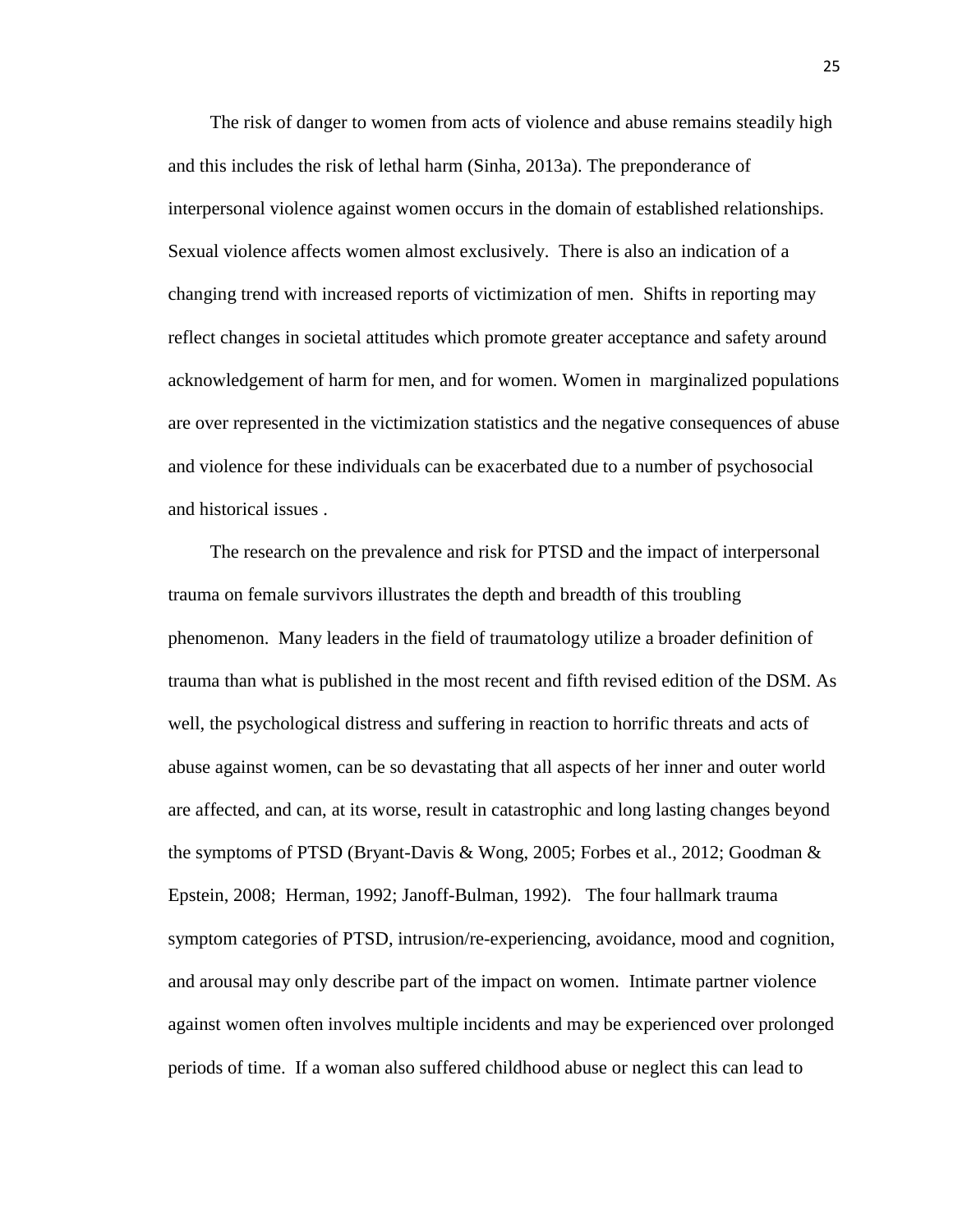The risk of danger to women from acts of violence and abuse remains steadily high and this includes the risk of lethal harm (Sinha, 2013a). The preponderance of interpersonal violence against women occurs in the domain of established relationships. Sexual violence affects women almost exclusively. There is also an indication of a changing trend with increased reports of victimization of men. Shifts in reporting may reflect changes in societal attitudes which promote greater acceptance and safety around acknowledgement of harm for men, and for women. Women in marginalized populations are over represented in the victimization statistics and the negative consequences of abuse and violence for these individuals can be exacerbated due to a number of psychosocial and historical issues .

The research on the prevalence and risk for PTSD and the impact of interpersonal trauma on female survivors illustrates the depth and breadth of this troubling phenomenon. Many leaders in the field of traumatology utilize a broader definition of trauma than what is published in the most recent and fifth revised edition of the DSM. As well, the psychological distress and suffering in reaction to horrific threats and acts of abuse against women, can be so devastating that all aspects of her inner and outer world are affected, and can, at its worse, result in catastrophic and long lasting changes beyond the symptoms of PTSD (Bryant-Davis & Wong, 2005; Forbes et al., 2012; Goodman & Epstein, 2008; Herman, 1992; Janoff-Bulman, 1992). The four hallmark trauma symptom categories of PTSD, intrusion/re-experiencing, avoidance, mood and cognition, and arousal may only describe part of the impact on women. Intimate partner violence against women often involves multiple incidents and may be experienced over prolonged periods of time. If a woman also suffered childhood abuse or neglect this can lead to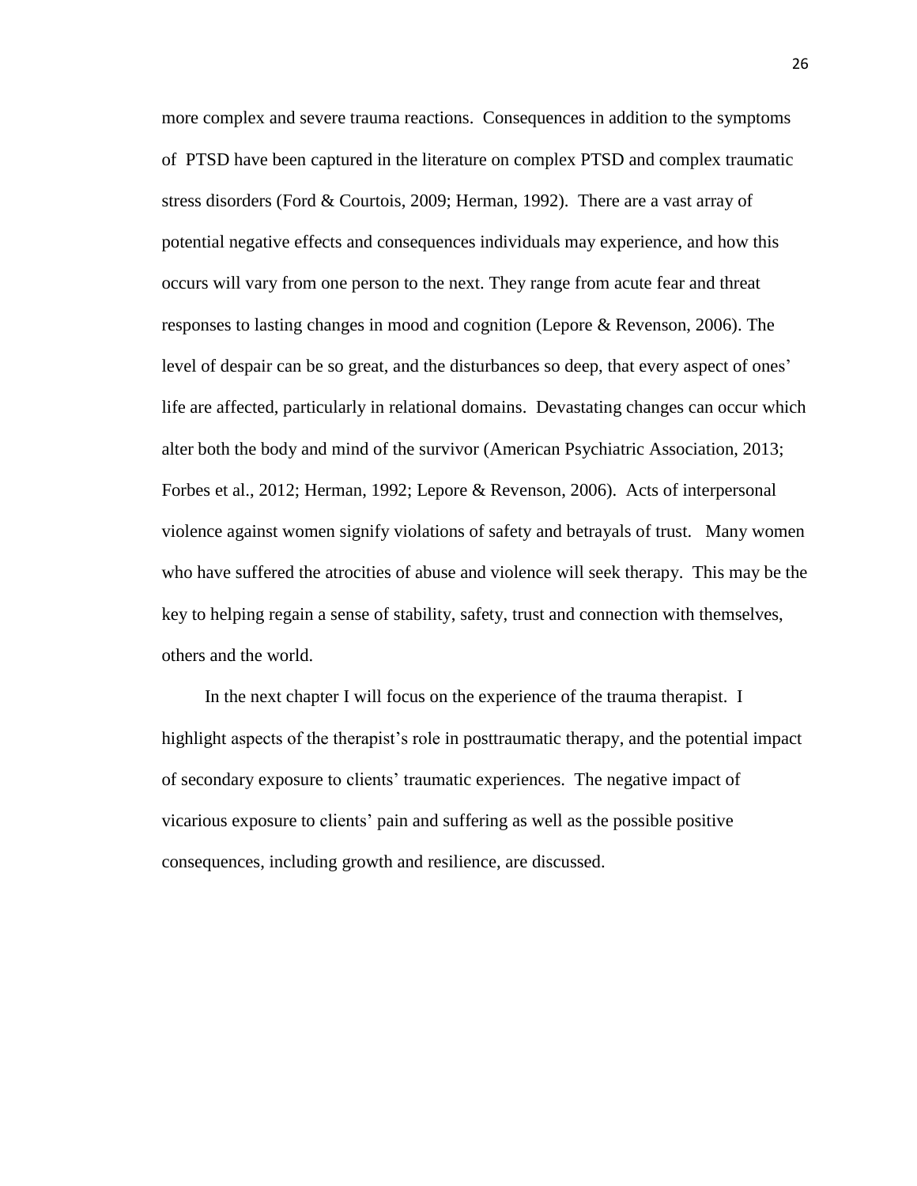more complex and severe trauma reactions. Consequences in addition to the symptoms of PTSD have been captured in the literature on complex PTSD and complex traumatic stress disorders (Ford & Courtois, 2009; Herman, 1992). There are a vast array of potential negative effects and consequences individuals may experience, and how this occurs will vary from one person to the next. They range from acute fear and threat responses to lasting changes in mood and cognition (Lepore & Revenson, 2006). The level of despair can be so great, and the disturbances so deep, that every aspect of ones' life are affected, particularly in relational domains. Devastating changes can occur which alter both the body and mind of the survivor (American Psychiatric Association, 2013; Forbes et al., 2012; Herman, 1992; Lepore & Revenson, 2006). Acts of interpersonal violence against women signify violations of safety and betrayals of trust. Many women who have suffered the atrocities of abuse and violence will seek therapy. This may be the key to helping regain a sense of stability, safety, trust and connection with themselves, others and the world.

In the next chapter I will focus on the experience of the trauma therapist. I highlight aspects of the therapist's role in posttraumatic therapy, and the potential impact of secondary exposure to clients' traumatic experiences. The negative impact of vicarious exposure to clients' pain and suffering as well as the possible positive consequences, including growth and resilience, are discussed.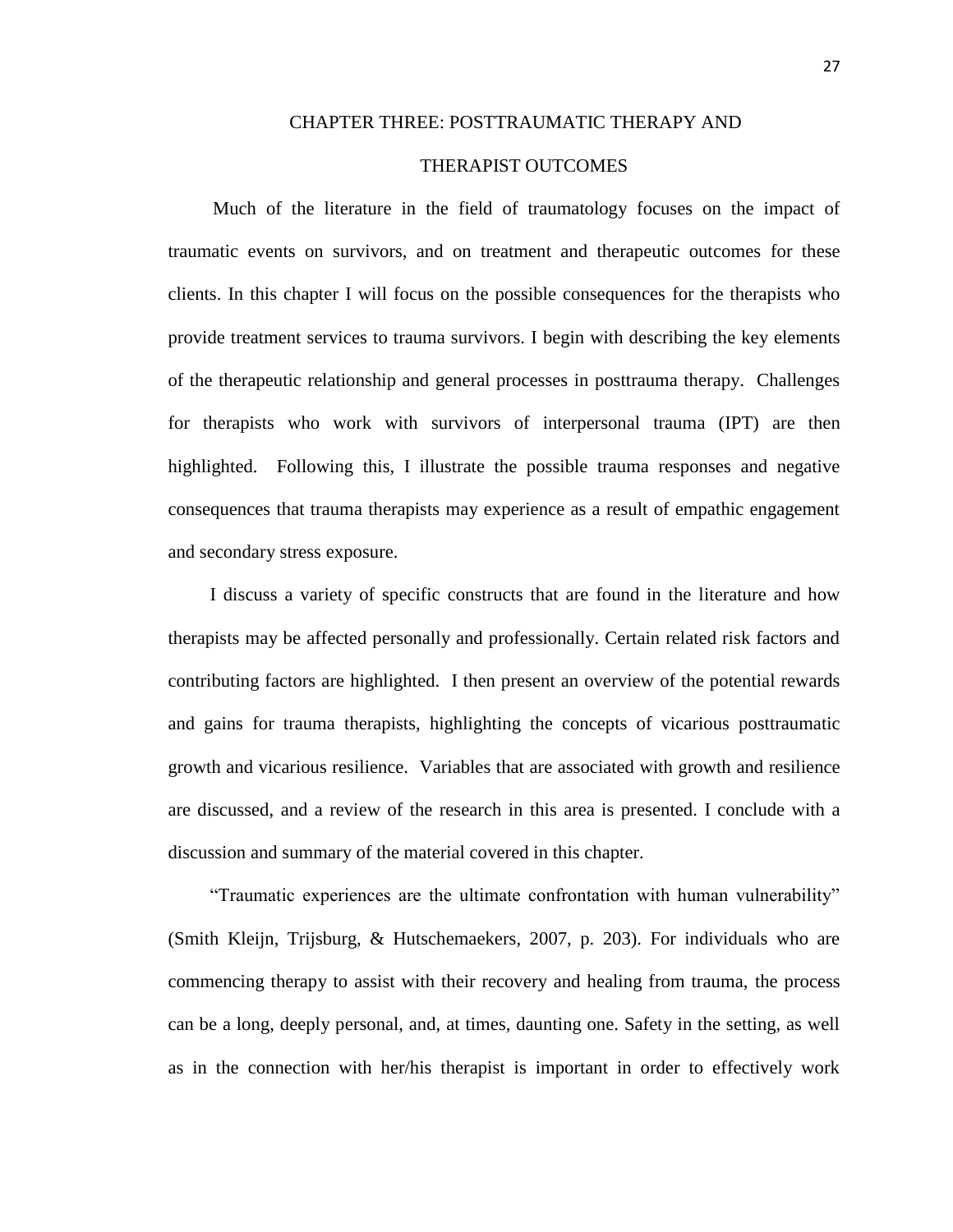# CHAPTER THREE: POSTTRAUMATIC THERAPY AND THERAPIST OUTCOMES

Much of the literature in the field of traumatology focuses on the impact of traumatic events on survivors, and on treatment and therapeutic outcomes for these clients. In this chapter I will focus on the possible consequences for the therapists who provide treatment services to trauma survivors. I begin with describing the key elements of the therapeutic relationship and general processes in posttrauma therapy. Challenges for therapists who work with survivors of interpersonal trauma (IPT) are then highlighted. Following this, I illustrate the possible trauma responses and negative consequences that trauma therapists may experience as a result of empathic engagement and secondary stress exposure.

I discuss a variety of specific constructs that are found in the literature and how therapists may be affected personally and professionally. Certain related risk factors and contributing factors are highlighted. I then present an overview of the potential rewards and gains for trauma therapists, highlighting the concepts of vicarious posttraumatic growth and vicarious resilience. Variables that are associated with growth and resilience are discussed, and a review of the research in this area is presented. I conclude with a discussion and summary of the material covered in this chapter.

"Traumatic experiences are the ultimate confrontation with human vulnerability" (Smith Kleijn, Trijsburg, & Hutschemaekers, 2007, p. 203). For individuals who are commencing therapy to assist with their recovery and healing from trauma, the process can be a long, deeply personal, and, at times, daunting one. Safety in the setting, as well as in the connection with her/his therapist is important in order to effectively work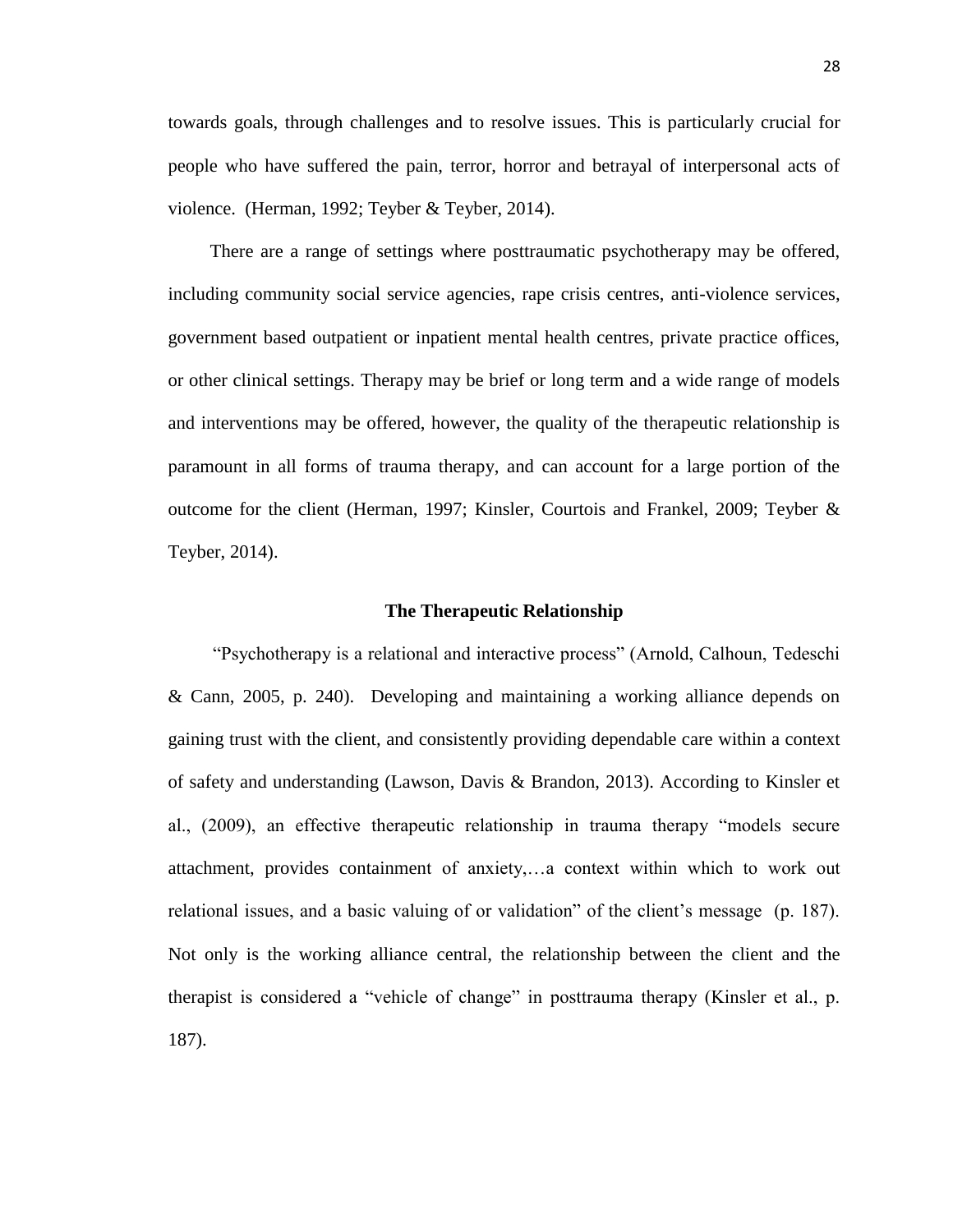towards goals, through challenges and to resolve issues. This is particularly crucial for people who have suffered the pain, terror, horror and betrayal of interpersonal acts of violence. (Herman, 1992; Teyber & Teyber, 2014).

There are a range of settings where posttraumatic psychotherapy may be offered, including community social service agencies, rape crisis centres, anti-violence services, government based outpatient or inpatient mental health centres, private practice offices, or other clinical settings. Therapy may be brief or long term and a wide range of models and interventions may be offered, however, the quality of the therapeutic relationship is paramount in all forms of trauma therapy, and can account for a large portion of the outcome for the client (Herman, 1997; Kinsler, Courtois and Frankel, 2009; Teyber & Teyber, 2014).

## The Therapeutic Relationship

"Psychotherapy is a relational and interactive process" (Arnold, Calhoun, Tedeschi & Cann, 2005, p. 240). Developing and maintaining a working alliance depends on gaining trust with the client, and consistently providing dependable care within a context of safety and understanding (Lawson, Davis & Brandon, 2013). According to Kinsler et al., (2009), an effective therapeutic relationship in trauma therapy "models secure attachment, provides containment of anxiety,…a context within which to work out relational issues, and a basic valuing of or validation" of the client's message (p. 187). Not only is the working alliance central, the relationship between the client and the therapist is considered a "vehicle of change" in posttrauma therapy (Kinsler et al., p. 187).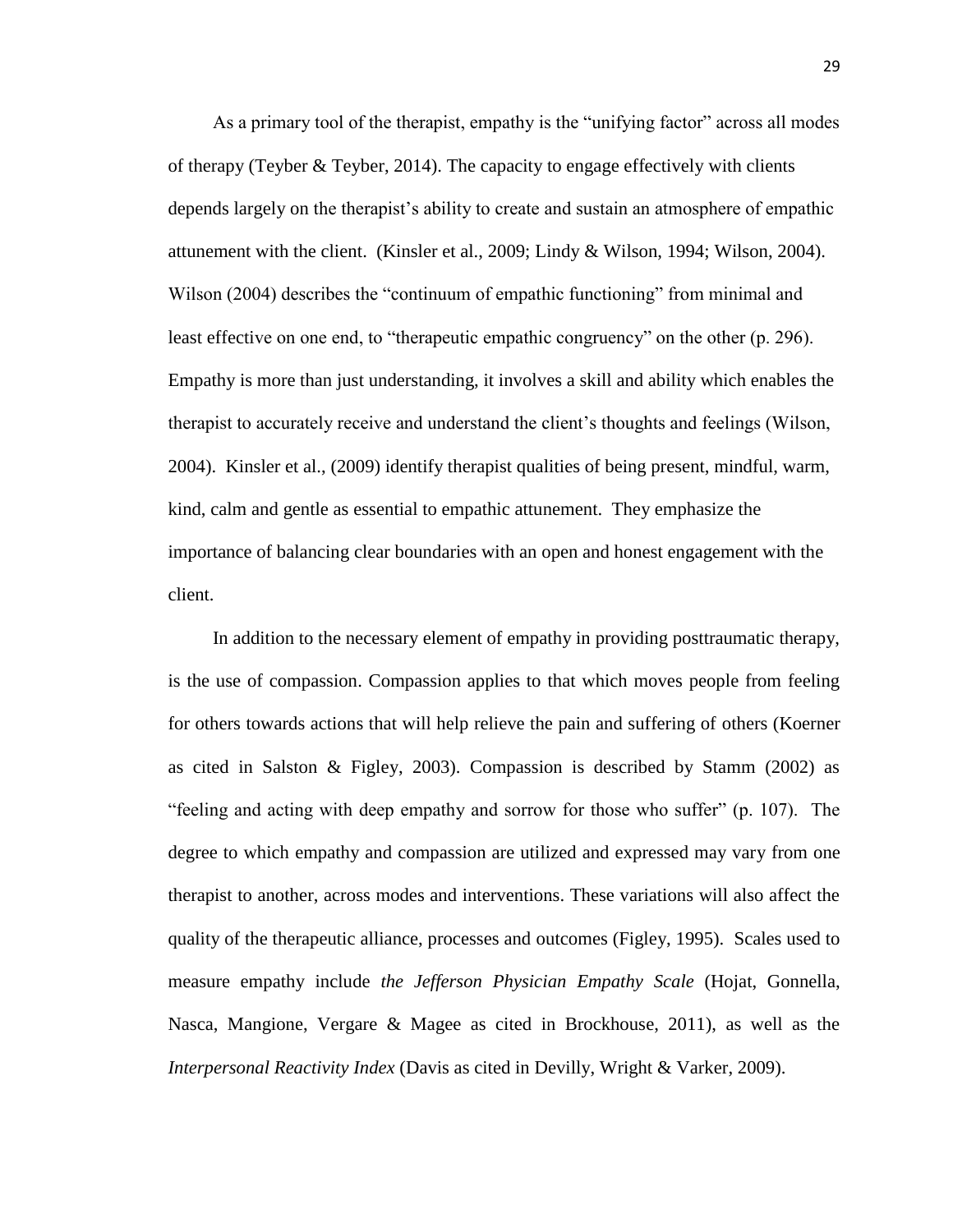As a primary tool of the therapist, empathy is the "unifying factor" across all modes of therapy (Teyber & Teyber, 2014). The capacity to engage effectively with clients depends largely on the therapist's ability to create and sustain an atmosphere of empathic attunement with the client. (Kinsler et al., 2009; Lindy & Wilson, 1994; Wilson, 2004). Wilson (2004) describes the "continuum of empathic functioning" from minimal and least effective on one end, to "therapeutic empathic congruency" on the other (p. 296). Empathy is more than just understanding, it involves a skill and ability which enables the therapist to accurately receive and understand the client's thoughts and feelings (Wilson, 2004). Kinsler et al., (2009) identify therapist qualities of being present, mindful, warm, kind, calm and gentle as essential to empathic attunement. They emphasize the importance of balancing clear boundaries with an open and honest engagement with the client.

In addition to the necessary element of empathy in providing posttraumatic therapy, is the use of compassion. Compassion applies to that which moves people from feeling for others towards actions that will help relieve the pain and suffering of others (Koerner as cited in Salston & Figley, 2003). Compassion is described by Stamm (2002) as "feeling and acting with deep empathy and sorrow for those who suffer" (p. 107). The degree to which empathy and compassion are utilized and expressed may vary from one therapist to another, across modes and interventions. These variations will also affect the quality of the therapeutic alliance, processes and outcomes (Figley, 1995). Scales used to measure empathy include *the Jefferson Physician Empathy Scale* (Hojat, Gonnella, Nasca, Mangione, Vergare & Magee as cited in Brockhouse, 2011), as well as the *Interpersonal Reactivity Index* (Davis as cited in Devilly, Wright & Varker, 2009).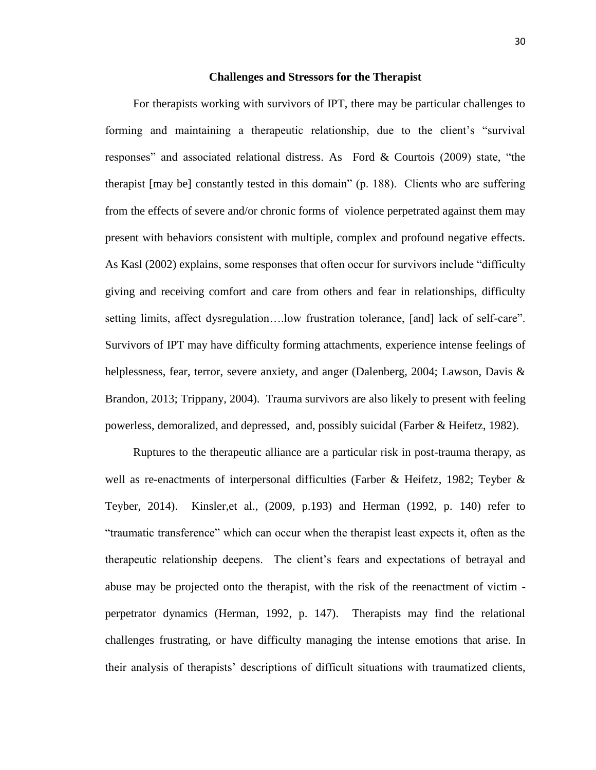## Challenges and Stressors for the Therapist

For therapists working with survivors of IPT, there may be particular challenges to forming and maintaining a therapeutic relationship, due to the client's "survival responses" and associated relational distress. As Ford & Courtois (2009) state, "the therapist [may be] constantly tested in this domain" (p. 188). Clients who are suffering from the effects of severe and/or chronic forms of violence perpetrated against them may present with behaviors consistent with multiple, complex and profound negative effects. As Kasl (2002) explains, some responses that often occur for survivors include "difficulty giving and receiving comfort and care from others and fear in relationships, difficulty setting limits, affect dysregulation….low frustration tolerance, [and] lack of self-care". Survivors of IPT may have difficulty forming attachments, experience intense feelings of helplessness, fear, terror, severe anxiety, and anger (Dalenberg, 2004; Lawson, Davis & Brandon, 2013; Trippany, 2004). Trauma survivors are also likely to present with feeling powerless, demoralized, and depressed, and, possibly suicidal (Farber & Heifetz, 1982).

Ruptures to the therapeutic alliance are a particular risk in post-trauma therapy, as well as re-enactments of interpersonal difficulties (Farber & Heifetz, 1982; Teyber & Teyber, 2014). Kinsler,et al., (2009, p.193) and Herman (1992, p. 140) refer to "traumatic transference" which can occur when the therapist least expects it, often as the therapeutic relationship deepens. The client's fears and expectations of betrayal and abuse may be projected onto the therapist, with the risk of the reenactment of victim - perpetrator dynamics (Herman, 1992, p. 147). Therapists may find the relational challenges frustrating, or have difficulty managing the intense emotions that arise. In their analysis of therapists' descriptions of difficult situations with traumatized clients,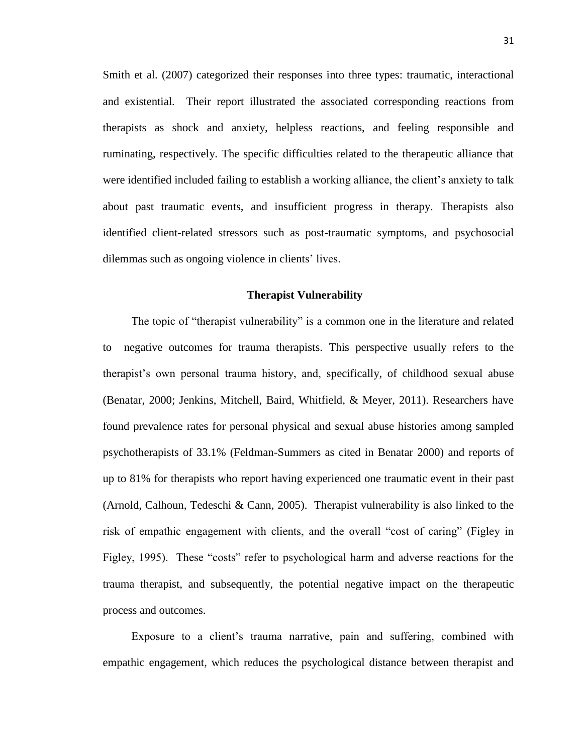Smith et al. (2007) categorized their responses into three types: traumatic, interactional and existential. Their report illustrated the associated corresponding reactions from therapists as shock and anxiety, helpless reactions, and feeling responsible and ruminating, respectively. The specific difficulties related to the therapeutic alliance that were identified included failing to establish a working alliance, the client's anxiety to talk about past traumatic events, and insufficient progress in therapy. Therapists also identified client-related stressors such as post-traumatic symptoms, and psychosocial dilemmas such as ongoing violence in clients' lives.

## Therapist Vulnerability

The topic of "therapist vulnerability" is a common one in the literature and related to negative outcomes for trauma therapists. This perspective usually refers to the therapist's own personal trauma history, and, specifically, of childhood sexual abuse (Benatar, 2000; Jenkins, Mitchell, Baird, Whitfield, & Meyer, 2011). Researchers have found prevalence rates for personal physical and sexual abuse histories among sampled psychotherapists of 33.1% (Feldman-Summers as cited in Benatar 2000) and reports of up to 81% for therapists who report having experienced one traumatic event in their past (Arnold, Calhoun, Tedeschi & Cann, 2005). Therapist vulnerability is also linked to the risk of empathic engagement with clients, and the overall "cost of caring" (Figley in Figley, 1995). These "costs" refer to psychological harm and adverse reactions for the trauma therapist, and subsequently, the potential negative impact on the therapeutic process and outcomes.

Exposure to a client's trauma narrative, pain and suffering, combined with empathic engagement, which reduces the psychological distance between therapist and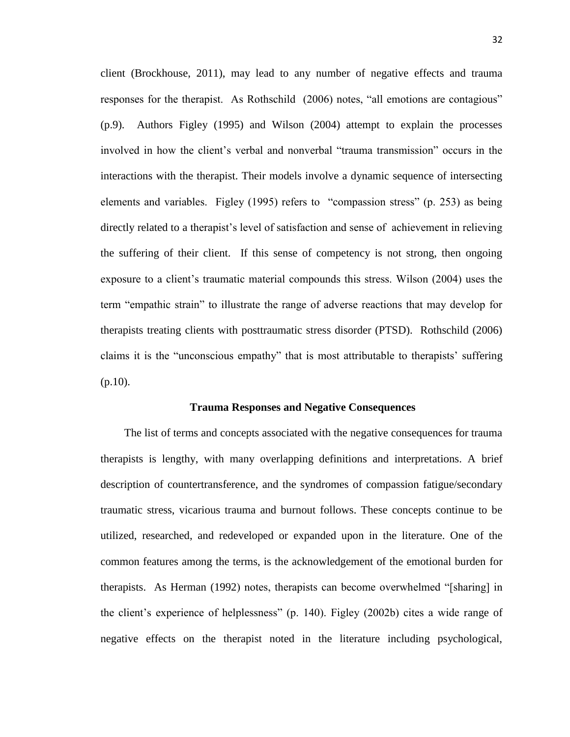client (Brockhouse, 2011), may lead to any number of negative effects and trauma responses for the therapist. As Rothschild (2006) notes, "all emotions are contagious" (p.9). Authors Figley (1995) and Wilson (2004) attempt to explain the processes involved in how the client's verbal and nonverbal "trauma transmission" occurs in the interactions with the therapist. Their models involve a dynamic sequence of intersecting elements and variables. Figley (1995) refers to "compassion stress" (p. 253) as being directly related to a therapist's level of satisfaction and sense of achievement in relieving the suffering of their client. If this sense of competency is not strong, then ongoing exposure to a client's traumatic material compounds this stress. Wilson (2004) uses the term "empathic strain" to illustrate the range of adverse reactions that may develop for therapists treating clients with posttraumatic stress disorder (PTSD). Rothschild (2006) claims it is the "unconscious empathy" that is most attributable to therapists' suffering (p.10).

## Trauma Responses and Negative Consequences

The list of terms and concepts associated with the negative consequences for trauma therapists is lengthy, with many overlapping definitions and interpretations. A brief description of countertransference, and the syndromes of compassion fatigue/secondary traumatic stress, vicarious trauma and burnout follows. These concepts continue to be utilized, researched, and redeveloped or expanded upon in the literature. One of the common features among the terms, is the acknowledgement of the emotional burden for therapists. As Herman (1992) notes, therapists can become overwhelmed "[sharing] in the client's experience of helplessness" (p. 140). Figley (2002b) cites a wide range of negative effects on the therapist noted in the literature including psychological,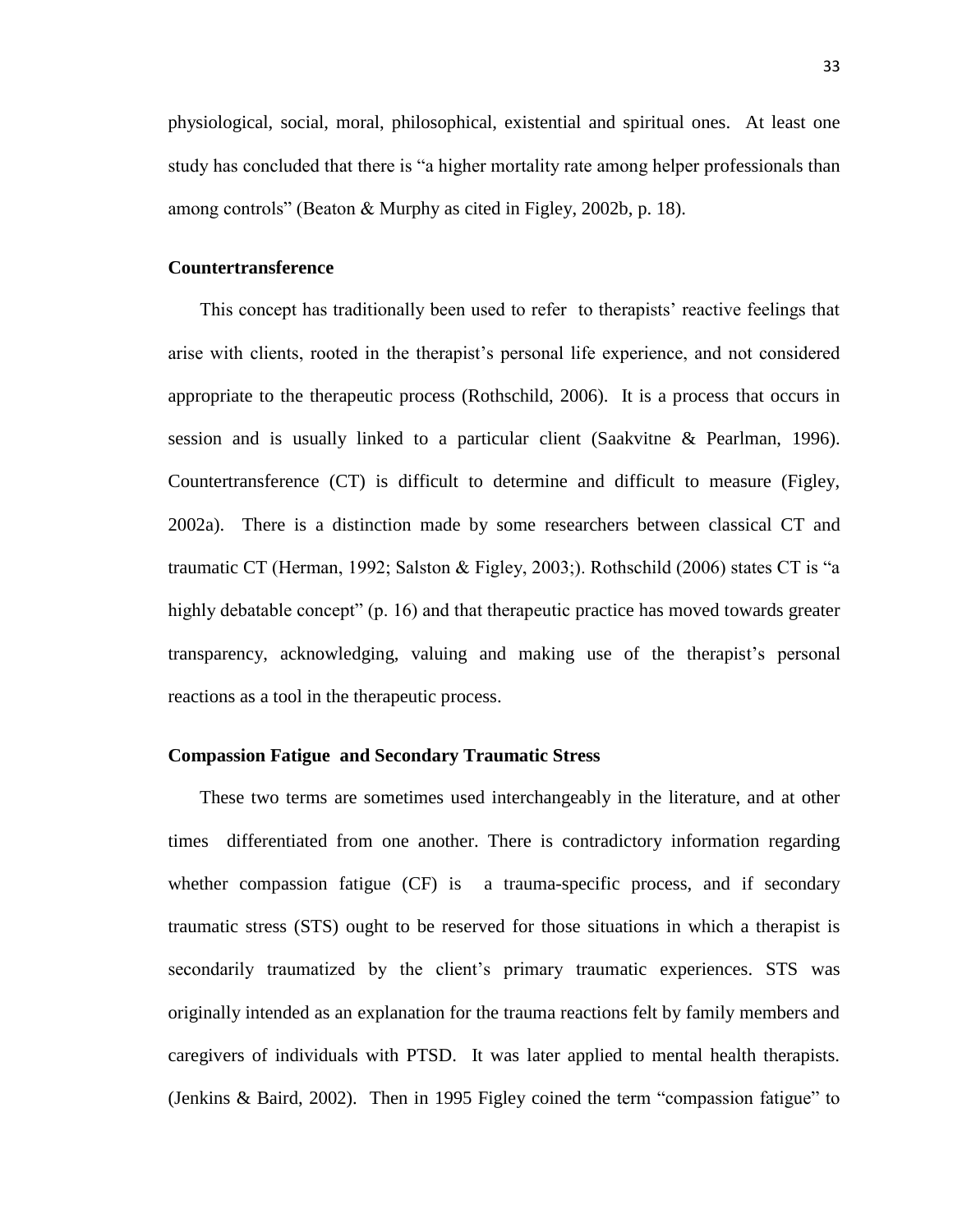physiological, social, moral, philosophical, existential and spiritual ones. At least one study has concluded that there is "a higher mortality rate among helper professionals than among controls" (Beaton & Murphy as cited in Figley, 2002b, p. 18).

### Countertransference

This concept has traditionally been used to refer to therapists' reactive feelings that arise with clients, rooted in the therapist's personal life experience, and not considered appropriate to the therapeutic process (Rothschild, 2006). It is a process that occurs in session and is usually linked to a particular client (Saakvitne & Pearlman, 1996). Countertransference (CT) is difficult to determine and difficult to measure (Figley, 2002a). There is a distinction made by some researchers between classical CT and traumatic CT (Herman, 1992; Salston & Figley, 2003;). Rothschild (2006) states CT is "a highly debatable concept" (p. 16) and that therapeutic practice has moved towards greater transparency, acknowledging, valuing and making use of the therapist's personal reactions as a tool in the therapeutic process.

### Compassion Fatigue and Secondary Traumatic Stress

These two terms are sometimes used interchangeably in the literature, and at other times differentiated from one another. There is contradictory information regarding whether compassion fatigue (CF) is a trauma-specific process, and if secondary traumatic stress (STS) ought to be reserved for those situations in which a therapist is secondarily traumatized by the client's primary traumatic experiences. STS was originally intended as an explanation for the trauma reactions felt by family members and caregivers of individuals with PTSD. It was later applied to mental health therapists. (Jenkins & Baird, 2002). Then in 1995 Figley coined the term "compassion fatigue" to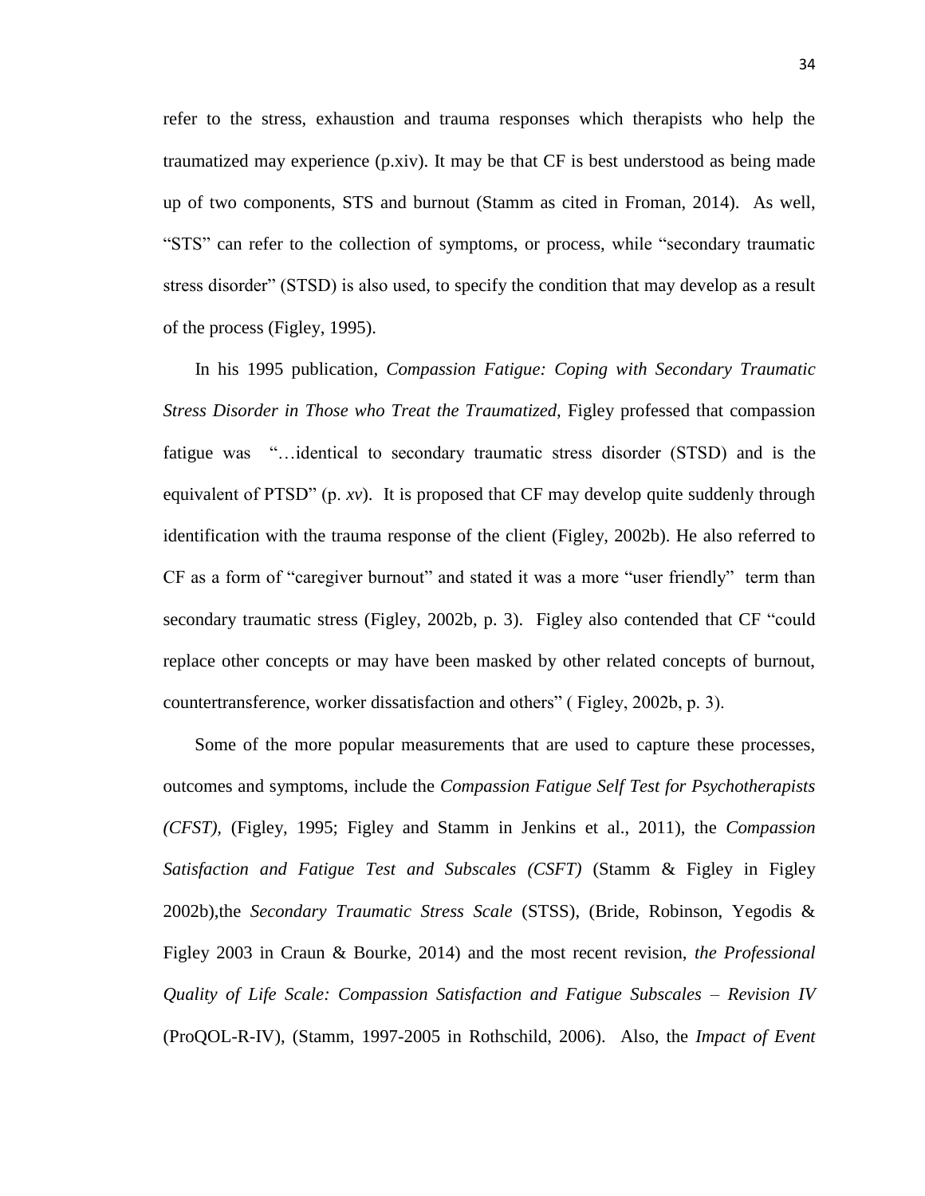refer to the stress, exhaustion and trauma responses which therapists who help the traumatized may experience (p.xiv). It may be that CF is best understood as being made up of two components, STS and burnout (Stamm as cited in Froman, 2014). As well, "STS" can refer to the collection of symptoms, or process, while "secondary traumatic stress disorder" (STSD) is also used, to specify the condition that may develop as a result of the process (Figley, 1995).

In his 1995 publication, *Compassion Fatigue: Coping with Secondary Traumatic Stress Disorder in Those who Treat the Traumatized,* Figley professed that compassion fatigue was "…identical to secondary traumatic stress disorder (STSD) and is the equivalent of PTSD" (p. *xv*). It is proposed that CF may develop quite suddenly through identification with the trauma response of the client (Figley, 2002b). He also referred to CF as a form of "caregiver burnout" and stated it was a more "user friendly" term than secondary traumatic stress (Figley, 2002b, p. 3). Figley also contended that CF "could replace other concepts or may have been masked by other related concepts of burnout, countertransference, worker dissatisfaction and others" ( Figley, 2002b, p. 3).

Some of the more popular measurements that are used to capture these processes, outcomes and symptoms, include the *Compassion Fatigue Self Test for Psychotherapists (CFST)*, (Figley, 1995; Figley and Stamm in Jenkins et al., 2011), the *Compassion Satisfaction and Fatigue Test and Subscales (CSFT)* (Stamm & Figley in Figley 2002b),the *Secondary Traumatic Stress Scale* (STSS), (Bride, Robinson, Yegodis & Figley 2003 in Craun & Bourke, 2014) and the most recent revision, *the Professional Quality of Life Scale: Compassion Satisfaction and Fatigue Subscales – Revision IV* (ProQOL-R-IV), (Stamm, 1997-2005 in Rothschild, 2006). Also, the *Impact of Event*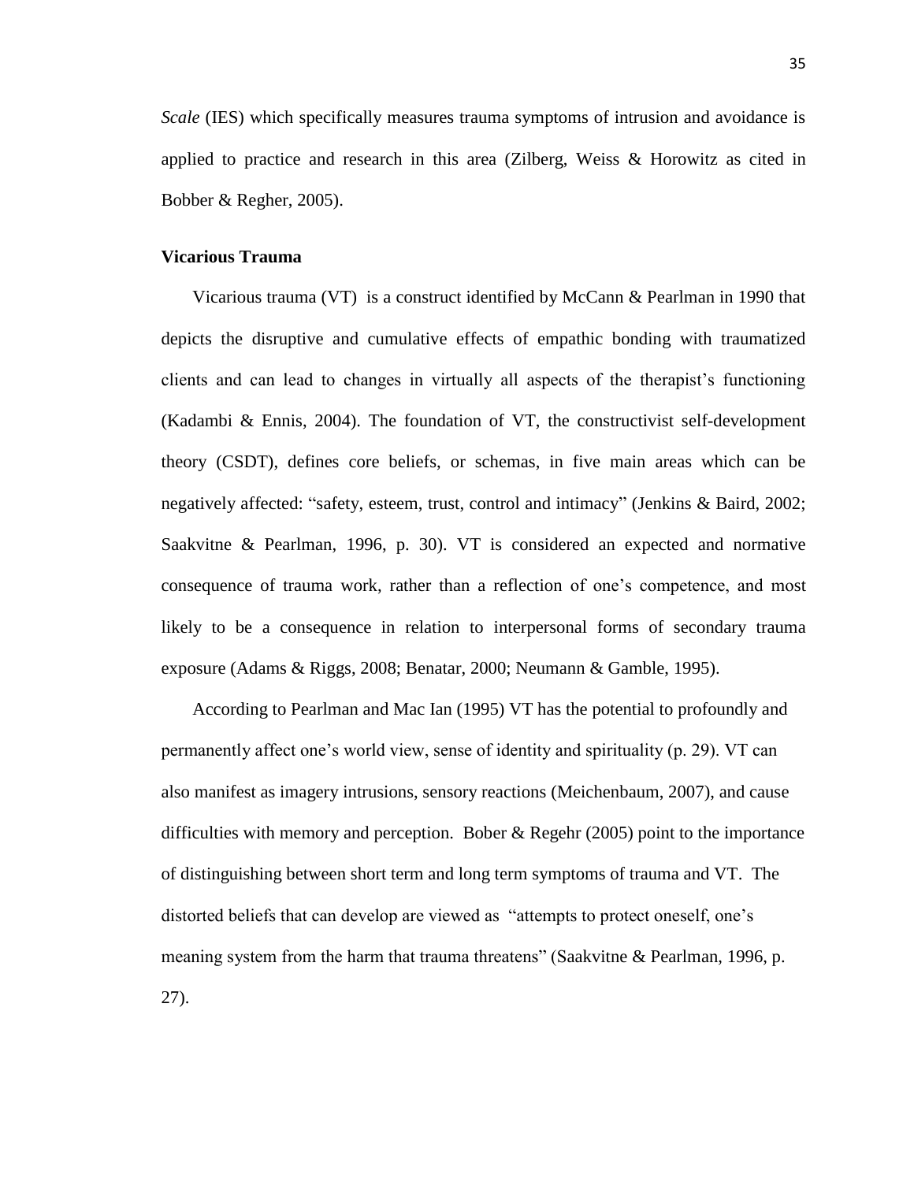*Scale* (IES) which specifically measures trauma symptoms of intrusion and avoidance is applied to practice and research in this area (Zilberg, Weiss & Horowitz as cited in Bobber & Regher, 2005).

### Vicarious Trauma

Vicarious trauma (VT) is a construct identified by McCann & Pearlman in 1990 that depicts the disruptive and cumulative effects of empathic bonding with traumatized clients and can lead to changes in virtually all aspects of the therapist's functioning (Kadambi & Ennis, 2004). The foundation of VT, the constructivist self-development theory (CSDT), defines core beliefs, or schemas, in five main areas which can be negatively affected: "safety, esteem, trust, control and intimacy" (Jenkins & Baird, 2002; Saakvitne & Pearlman, 1996, p. 30). VT is considered an expected and normative consequence of trauma work, rather than a reflection of one's competence, and most likely to be a consequence in relation to interpersonal forms of secondary trauma exposure (Adams & Riggs, 2008; Benatar, 2000; Neumann & Gamble, 1995).

According to Pearlman and Mac Ian (1995) VT has the potential to profoundly and permanently affect one's world view, sense of identity and spirituality (p. 29). VT can also manifest as imagery intrusions, sensory reactions (Meichenbaum, 2007), and cause difficulties with memory and perception. Bober & Regehr (2005) point to the importance of distinguishing between short term and long term symptoms of trauma and VT. The distorted beliefs that can develop are viewed as "attempts to protect oneself, one's meaning system from the harm that trauma threatens" (Saakvitne & Pearlman, 1996, p. 27).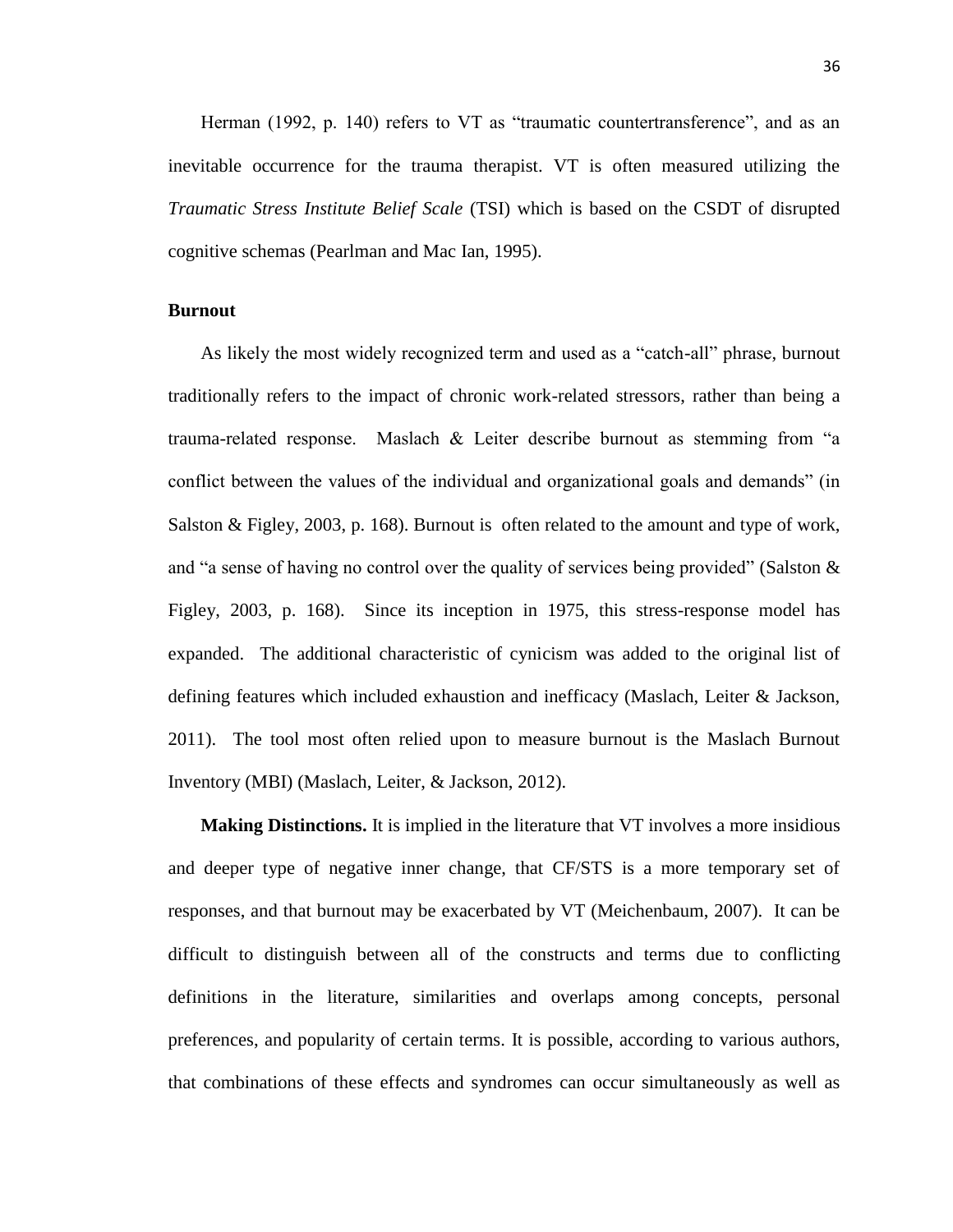Herman (1992, p. 140) refers to VT as "traumatic countertransference", and as an inevitable occurrence for the trauma therapist. VT is often measured utilizing the *Traumatic Stress Institute Belief Scale* (TSI) which is based on the CSDT of disrupted cognitive schemas (Pearlman and Mac Ian, 1995).

### Burnout

As likely the most widely recognized term and used as a "catch-all" phrase, burnout traditionally refers to the impact of chronic work-related stressors, rather than being a trauma-related response. Maslach & Leiter describe burnout as stemming from "a conflict between the values of the individual and organizational goals and demands" (in Salston & Figley, 2003, p. 168). Burnout is often related to the amount and type of work, and "a sense of having no control over the quality of services being provided" (Salston & Figley, 2003, p. 168). Since its inception in 1975, this stress-response model has expanded. The additional characteristic of cynicism was added to the original list of defining features which included exhaustion and inefficacy (Maslach, Leiter & Jackson, 2011). The tool most often relied upon to measure burnout is the Maslach Burnout Inventory (MBI) (Maslach, Leiter, & Jackson, 2012).

**Making Distinctions.** It is implied in the literature that VT involves a more insidious and deeper type of negative inner change, that CF/STS is a more temporary set of responses, and that burnout may be exacerbated by VT (Meichenbaum, 2007). It can be difficult to distinguish between all of the constructs and terms due to conflicting definitions in the literature, similarities and overlaps among concepts, personal preferences, and popularity of certain terms. It is possible, according to various authors, that combinations of these effects and syndromes can occur simultaneously as well as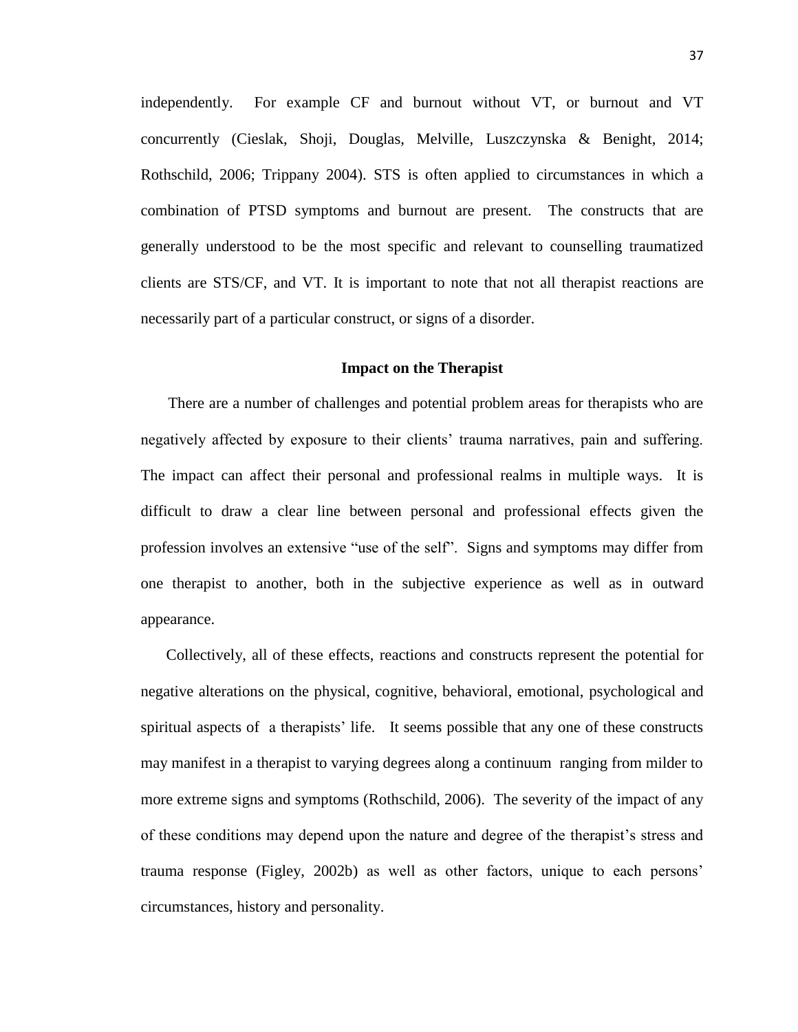independently. For example CF and burnout without VT, or burnout and VT concurrently (Cieslak, Shoji, Douglas, Melville, Luszczynska & Benight, 2014; Rothschild, 2006; Trippany 2004). STS is often applied to circumstances in which a combination of PTSD symptoms and burnout are present. The constructs that are generally understood to be the most specific and relevant to counselling traumatized clients are STS/CF, and VT. It is important to note that not all therapist reactions are necessarily part of a particular construct, or signs of a disorder.

## Impact on the Therapist

There are a number of challenges and potential problem areas for therapists who are negatively affected by exposure to their clients' trauma narratives, pain and suffering. The impact can affect their personal and professional realms in multiple ways. It is difficult to draw a clear line between personal and professional effects given the profession involves an extensive "use of the self". Signs and symptoms may differ from one therapist to another, both in the subjective experience as well as in outward appearance.

Collectively, all of these effects, reactions and constructs represent the potential for negative alterations on the physical, cognitive, behavioral, emotional, psychological and spiritual aspects of a therapists' life. It seems possible that any one of these constructs may manifest in a therapist to varying degrees along a continuum ranging from milder to more extreme signs and symptoms (Rothschild, 2006). The severity of the impact of any of these conditions may depend upon the nature and degree of the therapist's stress and trauma response (Figley, 2002b) as well as other factors, unique to each persons' circumstances, history and personality.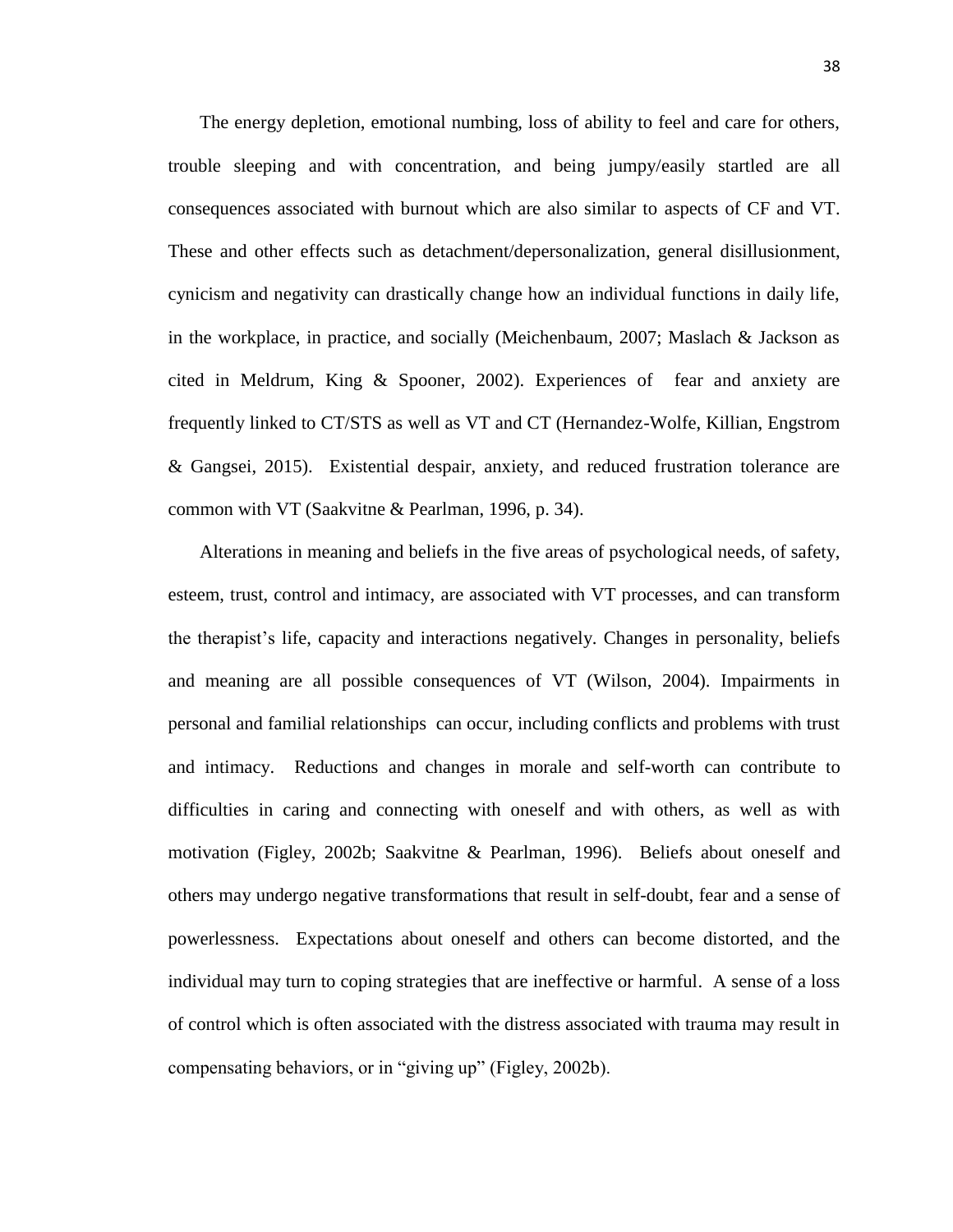The energy depletion, emotional numbing, loss of ability to feel and care for others, trouble sleeping and with concentration, and being jumpy/easily startled are all consequences associated with burnout which are also similar to aspects of CF and VT. These and other effects such as detachment/depersonalization, general disillusionment, cynicism and negativity can drastically change how an individual functions in daily life, in the workplace, in practice, and socially (Meichenbaum, 2007; Maslach & Jackson as cited in Meldrum, King & Spooner, 2002). Experiences of fear and anxiety are frequently linked to CT/STS as well as VT and CT (Hernandez-Wolfe, Killian, Engstrom & Gangsei, 2015). Existential despair, anxiety, and reduced frustration tolerance are common with VT (Saakvitne & Pearlman, 1996, p. 34).

Alterations in meaning and beliefs in the five areas of psychological needs, of safety, esteem, trust, control and intimacy, are associated with VT processes, and can transform the therapist's life, capacity and interactions negatively. Changes in personality, beliefs and meaning are all possible consequences of VT (Wilson, 2004). Impairments in personal and familial relationships can occur, including conflicts and problems with trust and intimacy. Reductions and changes in morale and self-worth can contribute to difficulties in caring and connecting with oneself and with others, as well as with motivation (Figley, 2002b; Saakvitne & Pearlman, 1996). Beliefs about oneself and others may undergo negative transformations that result in self-doubt, fear and a sense of powerlessness. Expectations about oneself and others can become distorted, and the individual may turn to coping strategies that are ineffective or harmful. A sense of a loss of control which is often associated with the distress associated with trauma may result in compensating behaviors, or in "giving up" (Figley, 2002b).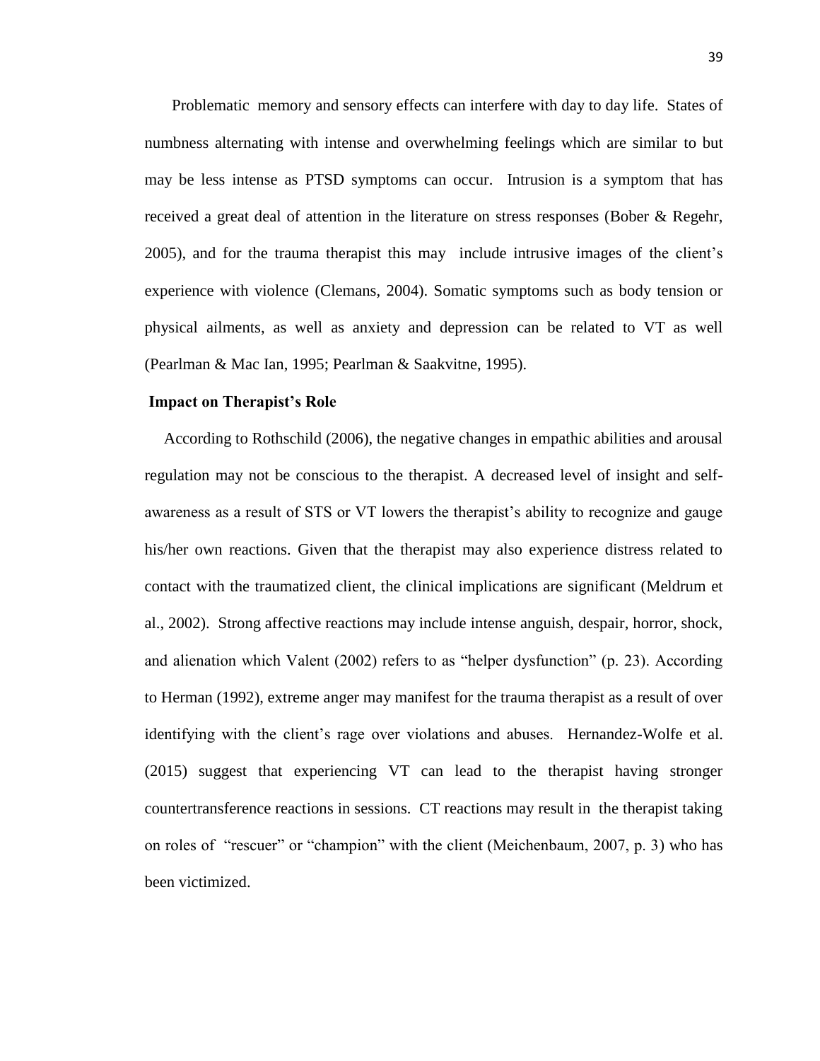Problematic memory and sensory effects can interfere with day to day life. States of numbness alternating with intense and overwhelming feelings which are similar to but may be less intense as PTSD symptoms can occur. Intrusion is a symptom that has received a great deal of attention in the literature on stress responses (Bober & Regehr, 2005), and for the trauma therapist this may include intrusive images of the client's experience with violence (Clemans, 2004). Somatic symptoms such as body tension or physical ailments, as well as anxiety and depression can be related to VT as well (Pearlman & Mac Ian, 1995; Pearlman & Saakvitne, 1995).

**Impact on Therapist's Role**

According to Rothschild (2006), the negative changes in empathic abilities and arousal regulation may not be conscious to the therapist. A decreased level of insight and self-awareness as a result of STS or VT lowers the therapist's ability to recognize and gauge his/her own reactions. Given that the therapist may also experience distress related to contact with the traumatized client, the clinical implications are significant (Meldrum et al., 2002). Strong affective reactions may include intense anguish, despair, horror, shock, and alienation which Valent (2002) refers to as "helper dysfunction" (p. 23). According to Herman (1992), extreme anger may manifest for the trauma therapist as a result of over identifying with the client's rage over violations and abuses. Hernandez-Wolfe et al. (2015) suggest that experiencing VT can lead to the therapist having stronger countertransference reactions in sessions. CT reactions may result in the therapist taking on roles of "rescuer" or "champion" with the client (Meichenbaum, 2007, p. 3) who has been victimized.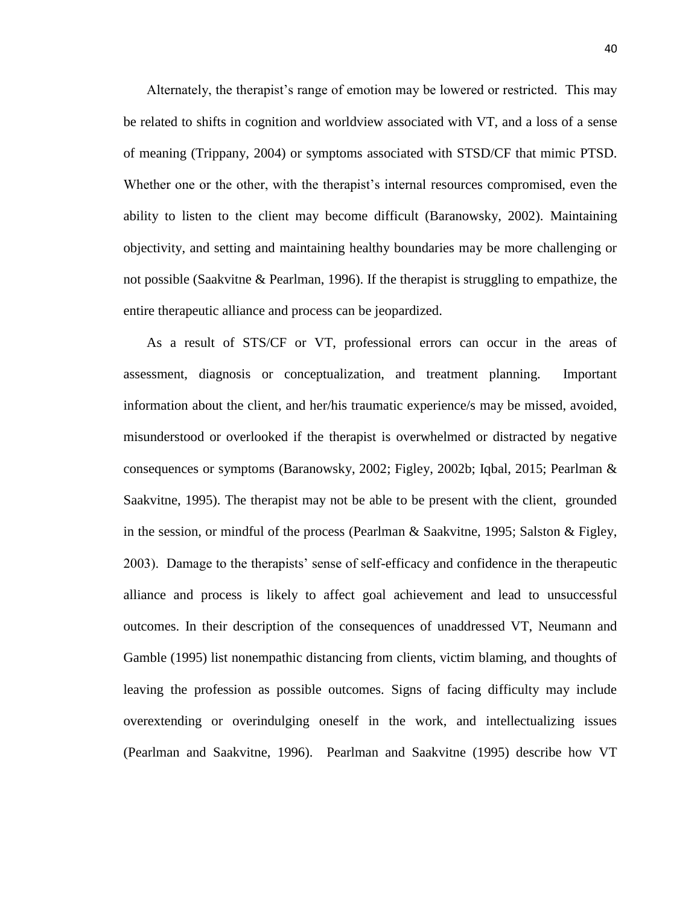Alternately, the therapist's range of emotion may be lowered or restricted. This may be related to shifts in cognition and worldview associated with VT, and a loss of a sense of meaning (Trippany, 2004) or symptoms associated with STSD/CF that mimic PTSD. Whether one or the other, with the therapist's internal resources compromised, even the ability to listen to the client may become difficult (Baranowsky, 2002). Maintaining objectivity, and setting and maintaining healthy boundaries may be more challenging or not possible (Saakvitne & Pearlman, 1996). If the therapist is struggling to empathize, the entire therapeutic alliance and process can be jeopardized.

As a result of STS/CF or VT, professional errors can occur in the areas of assessment, diagnosis or conceptualization, and treatment planning. Important information about the client, and her/his traumatic experience/s may be missed, avoided, misunderstood or overlooked if the therapist is overwhelmed or distracted by negative consequences or symptoms (Baranowsky, 2002; Figley, 2002b; Iqbal, 2015; Pearlman & Saakvitne, 1995). The therapist may not be able to be present with the client, grounded in the session, or mindful of the process (Pearlman & Saakvitne, 1995; Salston & Figley, 2003). Damage to the therapists' sense of self-efficacy and confidence in the therapeutic alliance and process is likely to affect goal achievement and lead to unsuccessful outcomes. In their description of the consequences of unaddressed VT, Neumann and Gamble (1995) list nonempathic distancing from clients, victim blaming, and thoughts of leaving the profession as possible outcomes. Signs of facing difficulty may include overextending or overindulging oneself in the work, and intellectualizing issues (Pearlman and Saakvitne, 1996). Pearlman and Saakvitne (1995) describe how VT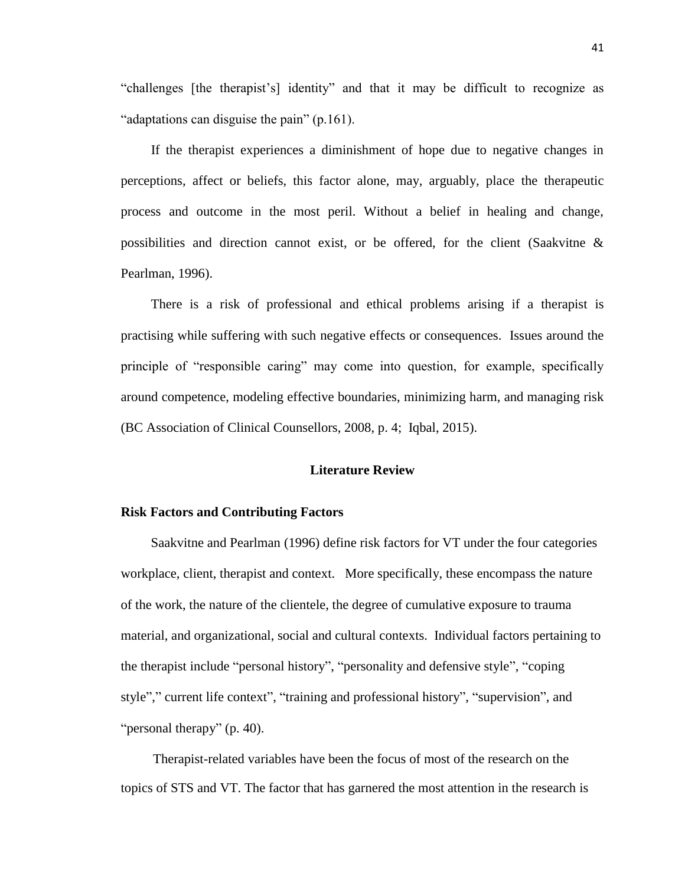"challenges [the therapist's] identity" and that it may be difficult to recognize as "adaptations can disguise the pain" (p.161).

If the therapist experiences a diminishment of hope due to negative changes in perceptions, affect or beliefs, this factor alone, may, arguably, place the therapeutic process and outcome in the most peril. Without a belief in healing and change, possibilities and direction cannot exist, or be offered, for the client (Saakvitne & Pearlman, 1996).

There is a risk of professional and ethical problems arising if a therapist is practising while suffering with such negative effects or consequences. Issues around the principle of "responsible caring" may come into question, for example, specifically around competence, modeling effective boundaries, minimizing harm, and managing risk (BC Association of Clinical Counsellors, 2008, p. 4; Iqbal, 2015).

## Literature Review

### Risk Factors and Contributing Factors

Saakvitne and Pearlman (1996) define risk factors for VT under the four categories workplace, client, therapist and context. More specifically, these encompass the nature of the work, the nature of the clientele, the degree of cumulative exposure to trauma material, and organizational, social and cultural contexts. Individual factors pertaining to the therapist include "personal history", "personality and defensive style", "coping style"," current life context", "training and professional history", "supervision", and "personal therapy" (p. 40).

Therapist-related variables have been the focus of most of the research on the topics of STS and VT. The factor that has garnered the most attention in the research is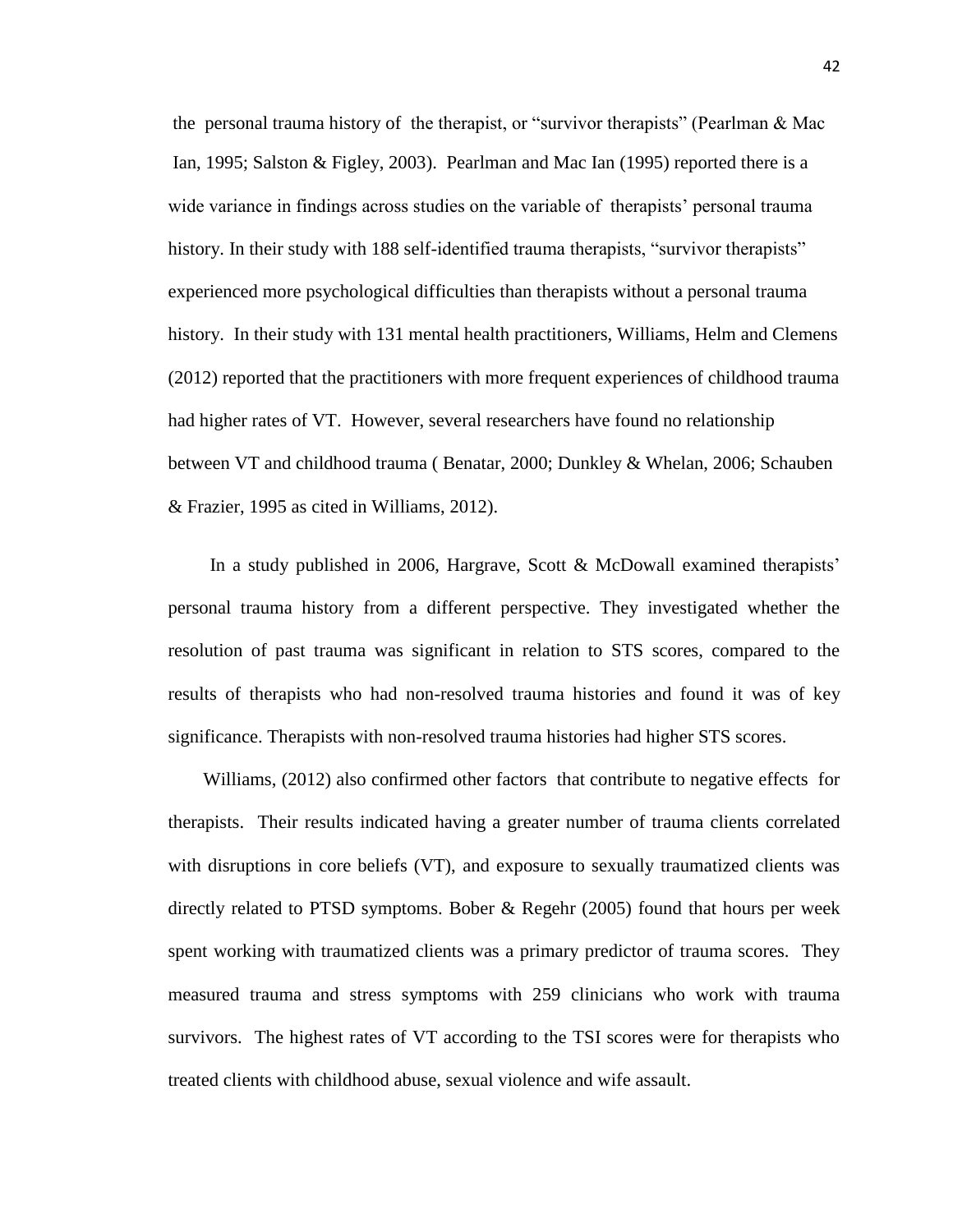the personal trauma history of the therapist, or "survivor therapists" (Pearlman & Mac Ian, 1995; Salston & Figley, 2003). Pearlman and Mac Ian (1995) reported there is a wide variance in findings across studies on the variable of therapists' personal trauma history. In their study with 188 self-identified trauma therapists, "survivor therapists" experienced more psychological difficulties than therapists without a personal trauma history. In their study with 131 mental health practitioners, Williams, Helm and Clemens (2012) reported that the practitioners with more frequent experiences of childhood trauma had higher rates of VT. However, several researchers have found no relationship between VT and childhood trauma ( Benatar, 2000; Dunkley & Whelan, 2006; Schauben & Frazier, 1995 as cited in Williams, 2012).

In a study published in 2006, Hargrave, Scott & McDowall examined therapists' personal trauma history from a different perspective. They investigated whether the resolution of past trauma was significant in relation to STS scores, compared to the results of therapists who had non-resolved trauma histories and found it was of key significance. Therapists with non-resolved trauma histories had higher STS scores.

Williams, (2012) also confirmed other factors that contribute to negative effects for therapists. Their results indicated having a greater number of trauma clients correlated with disruptions in core beliefs (VT), and exposure to sexually traumatized clients was directly related to PTSD symptoms. Bober & Regehr (2005) found that hours per week spent working with traumatized clients was a primary predictor of trauma scores. They measured trauma and stress symptoms with 259 clinicians who work with trauma survivors. The highest rates of VT according to the TSI scores were for therapists who treated clients with childhood abuse, sexual violence and wife assault.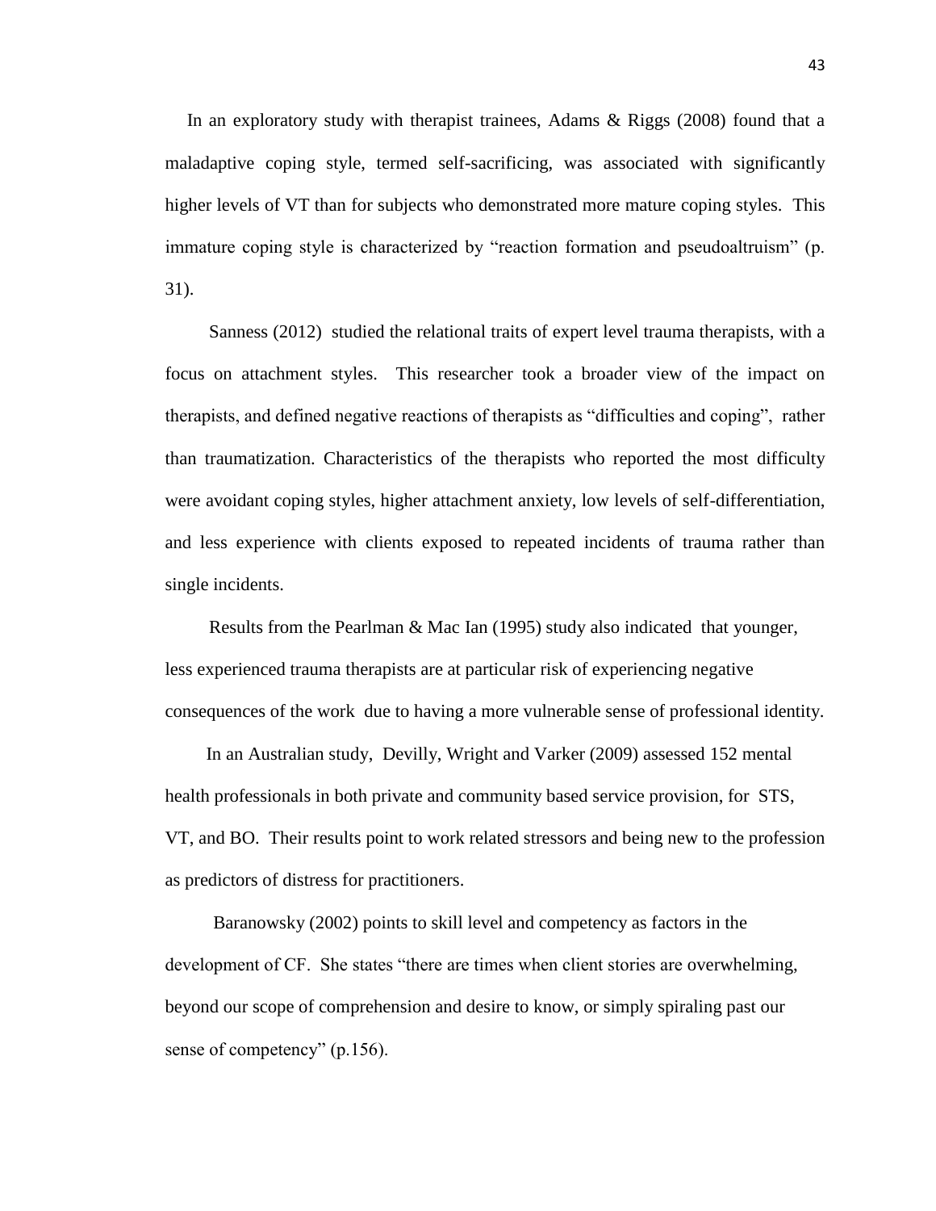In an exploratory study with therapist trainees, Adams & Riggs (2008) found that a maladaptive coping style, termed self-sacrificing, was associated with significantly higher levels of VT than for subjects who demonstrated more mature coping styles. This immature coping style is characterized by "reaction formation and pseudoaltruism" (p. 31).

Sanness (2012) studied the relational traits of expert level trauma therapists, with a focus on attachment styles. This researcher took a broader view of the impact on therapists, and defined negative reactions of therapists as "difficulties and coping", rather than traumatization. Characteristics of the therapists who reported the most difficulty were avoidant coping styles, higher attachment anxiety, low levels of self-differentiation, and less experience with clients exposed to repeated incidents of trauma rather than single incidents.

Results from the Pearlman & Mac Ian (1995) study also indicated that younger, less experienced trauma therapists are at particular risk of experiencing negative consequences of the work due to having a more vulnerable sense of professional identity.

In an Australian study, Devilly, Wright and Varker (2009) assessed 152 mental health professionals in both private and community based service provision, for STS, VT, and BO. Their results point to work related stressors and being new to the profession as predictors of distress for practitioners.

Baranowsky (2002) points to skill level and competency as factors in the development of CF. She states "there are times when client stories are overwhelming, beyond our scope of comprehension and desire to know, or simply spiraling past our sense of competency" (p.156).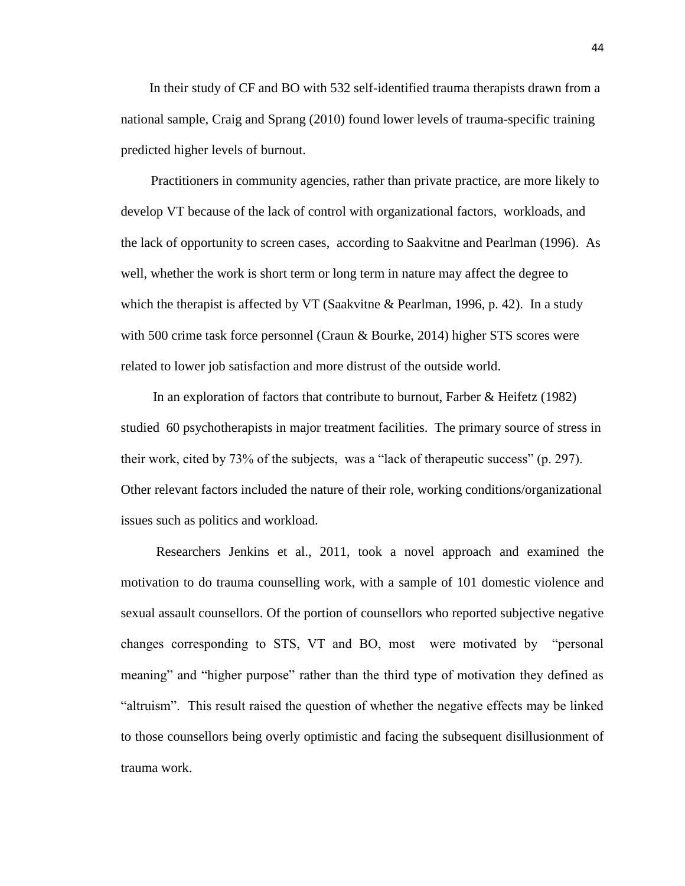In their study of CF and BO with 532 self-identified trauma therapists drawn from a national sample, Craig and Sprang (2010) found lower levels of trauma-specific training predicted higher levels of burnout.

Practitioners in community agencies, rather than private practice, are more likely to develop VT because of the lack of control with organizational factors, workloads, and the lack of opportunity to screen cases, according to Saakvitne and Pearlman (1996). As well, whether the work is short term or long term in nature may affect the degree to which the therapist is affected by VT (Saakvitne & Pearlman, 1996, p. 42). In a study with 500 crime task force personnel (Craun & Bourke, 2014) higher STS scores were related to lower job satisfaction and more distrust of the outside world.

In an exploration of factors that contribute to burnout, Farber & Heifetz (1982) studied 60 psychotherapists in major treatment facilities. The primary source of stress in their work, cited by 73% of the subjects, was a "lack of therapeutic success" (p. 297). Other relevant factors included the nature of their role, working conditions/organizational issues such as politics and workload.

Researchers Jenkins et al., 2011, took a novel approach and examined the motivation to do trauma counselling work, with a sample of 101 domestic violence and sexual assault counsellors. Of the portion of counsellors who reported subjective negative changes corresponding to STS, VT and BO, most were motivated by "personal meaning" and "higher purpose" rather than the third type of motivation they defined as "altruism". This result raised the question of whether the negative effects may be linked to those counsellors being overly optimistic and facing the subsequent disillusionment of trauma work.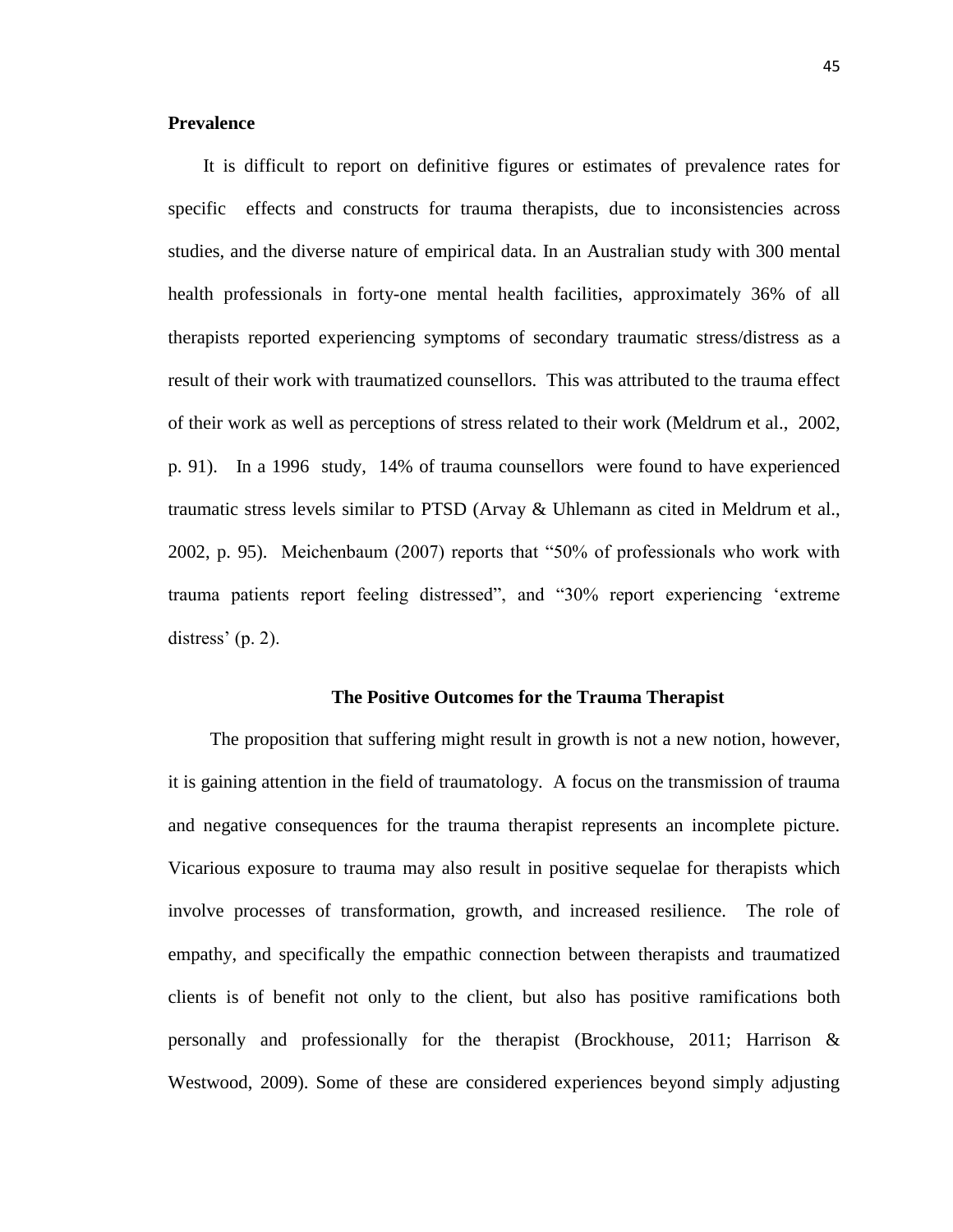**Prevalence**

It is difficult to report on definitive figures or estimates of prevalence rates for specific effects and constructs for trauma therapists, due to inconsistencies across studies, and the diverse nature of empirical data. In an Australian study with 300 mental health professionals in forty-one mental health facilities, approximately 36% of all therapists reported experiencing symptoms of secondary traumatic stress/distress as a result of their work with traumatized counsellors. This was attributed to the trauma effect of their work as well as perceptions of stress related to their work (Meldrum et al., 2002, p. 91). In a 1996 study, 14% of trauma counsellors were found to have experienced traumatic stress levels similar to PTSD (Arvay & Uhlemann as cited in Meldrum et al., 2002, p. 95). Meichenbaum (2007) reports that "50% of professionals who work with trauma patients report feeling distressed", and "30% report experiencing 'extreme distress' (p. 2).

## The Positive Outcomes for the Trauma Therapist

The proposition that suffering might result in growth is not a new notion, however, it is gaining attention in the field of traumatology. A focus on the transmission of trauma and negative consequences for the trauma therapist represents an incomplete picture. Vicarious exposure to trauma may also result in positive sequelae for therapists which involve processes of transformation, growth, and increased resilience. The role of empathy, and specifically the empathic connection between therapists and traumatized clients is of benefit not only to the client, but also has positive ramifications both personally and professionally for the therapist (Brockhouse, 2011; Harrison & Westwood, 2009). Some of these are considered experiences beyond simply adjusting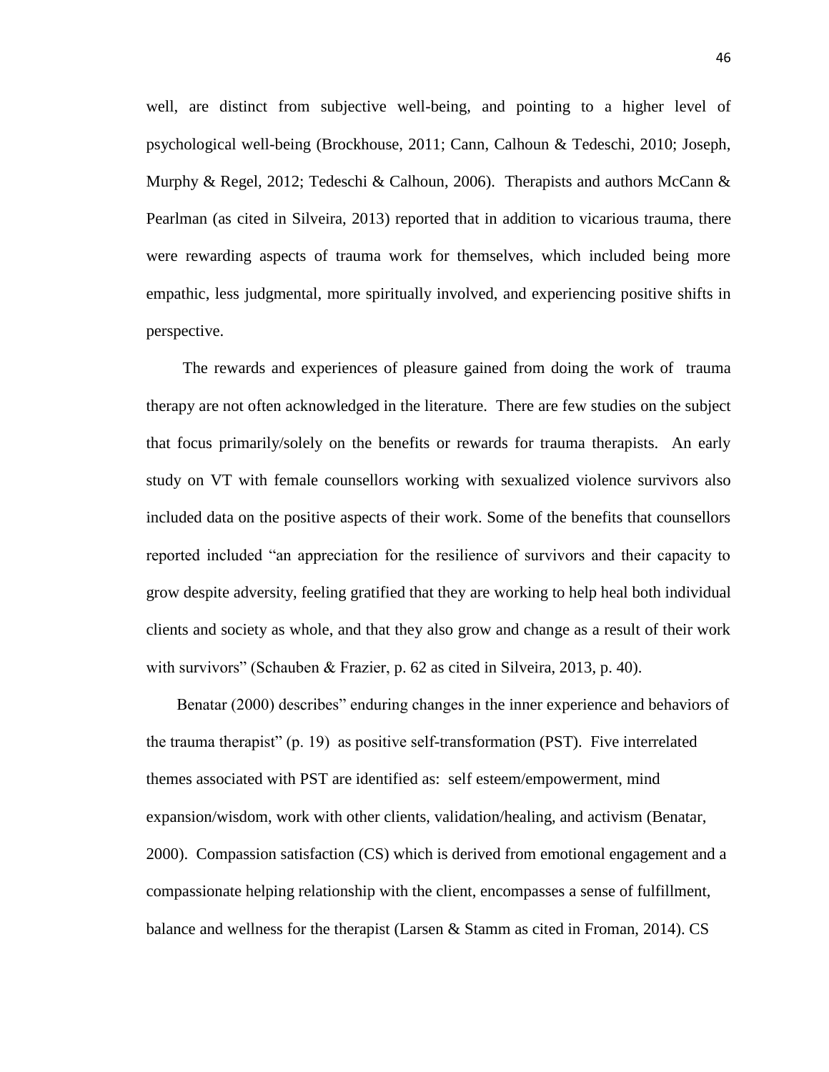well, are distinct from subjective well-being, and pointing to a higher level of psychological well-being (Brockhouse, 2011; Cann, Calhoun & Tedeschi, 2010; Joseph, Murphy & Regel, 2012; Tedeschi & Calhoun, 2006). Therapists and authors McCann & Pearlman (as cited in Silveira, 2013) reported that in addition to vicarious trauma, there were rewarding aspects of trauma work for themselves, which included being more empathic, less judgmental, more spiritually involved, and experiencing positive shifts in perspective.

The rewards and experiences of pleasure gained from doing the work of trauma therapy are not often acknowledged in the literature. There are few studies on the subject that focus primarily/solely on the benefits or rewards for trauma therapists. An early study on VT with female counsellors working with sexualized violence survivors also included data on the positive aspects of their work. Some of the benefits that counsellors reported included "an appreciation for the resilience of survivors and their capacity to grow despite adversity, feeling gratified that they are working to help heal both individual clients and society as whole, and that they also grow and change as a result of their work with survivors" (Schauben & Frazier, p. 62 as cited in Silveira, 2013, p. 40).

Benatar (2000) describes" enduring changes in the inner experience and behaviors of the trauma therapist" (p. 19) as positive self-transformation (PST). Five interrelated themes associated with PST are identified as: self esteem/empowerment, mind expansion/wisdom, work with other clients, validation/healing, and activism (Benatar, 2000). Compassion satisfaction (CS) which is derived from emotional engagement and a compassionate helping relationship with the client, encompasses a sense of fulfillment, balance and wellness for the therapist (Larsen & Stamm as cited in Froman, 2014). CS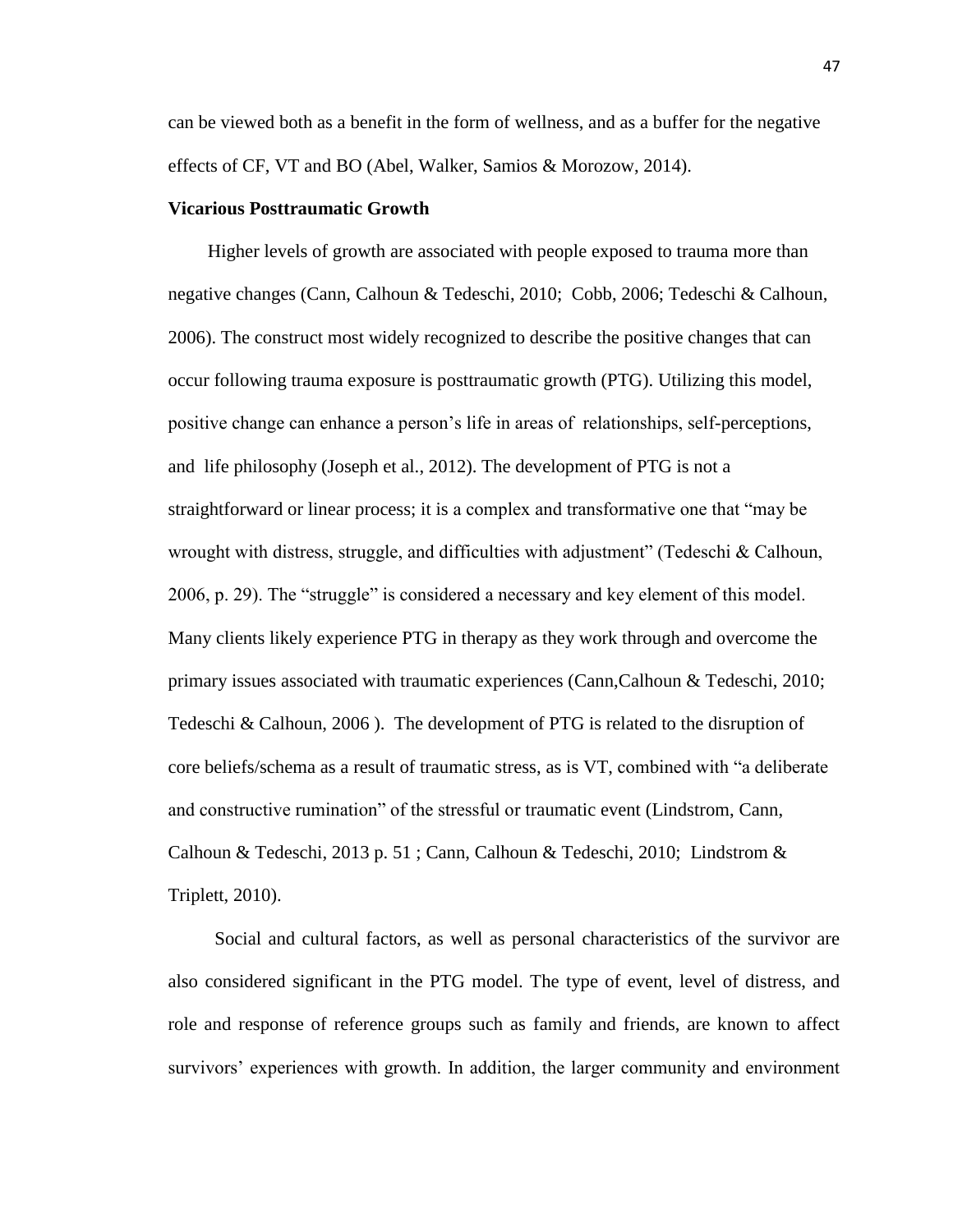can be viewed both as a benefit in the form of wellness, and as a buffer for the negative effects of CF, VT and BO (Abel, Walker, Samios & Morozow, 2014).

**Vicarious Posttraumatic Growth**

Higher levels of growth are associated with people exposed to trauma more than negative changes (Cann, Calhoun & Tedeschi, 2010; Cobb, 2006; Tedeschi & Calhoun, 2006). The construct most widely recognized to describe the positive changes that can occur following trauma exposure is posttraumatic growth (PTG). Utilizing this model, positive change can enhance a person's life in areas of relationships, self-perceptions, and life philosophy (Joseph et al., 2012). The development of PTG is not a straightforward or linear process; it is a complex and transformative one that "may be wrought with distress, struggle, and difficulties with adjustment" (Tedeschi & Calhoun, 2006, p. 29). The "struggle" is considered a necessary and key element of this model. Many clients likely experience PTG in therapy as they work through and overcome the primary issues associated with traumatic experiences (Cann,Calhoun & Tedeschi, 2010; Tedeschi & Calhoun, 2006 ). The development of PTG is related to the disruption of core beliefs/schema as a result of traumatic stress, as is VT, combined with "a deliberate and constructive rumination" of the stressful or traumatic event (Lindstrom, Cann, Calhoun & Tedeschi, 2013 p. 51 ; Cann, Calhoun & Tedeschi, 2010; Lindstrom & Triplett, 2010).

Social and cultural factors, as well as personal characteristics of the survivor are also considered significant in the PTG model. The type of event, level of distress, and role and response of reference groups such as family and friends, are known to affect survivors' experiences with growth. In addition, the larger community and environment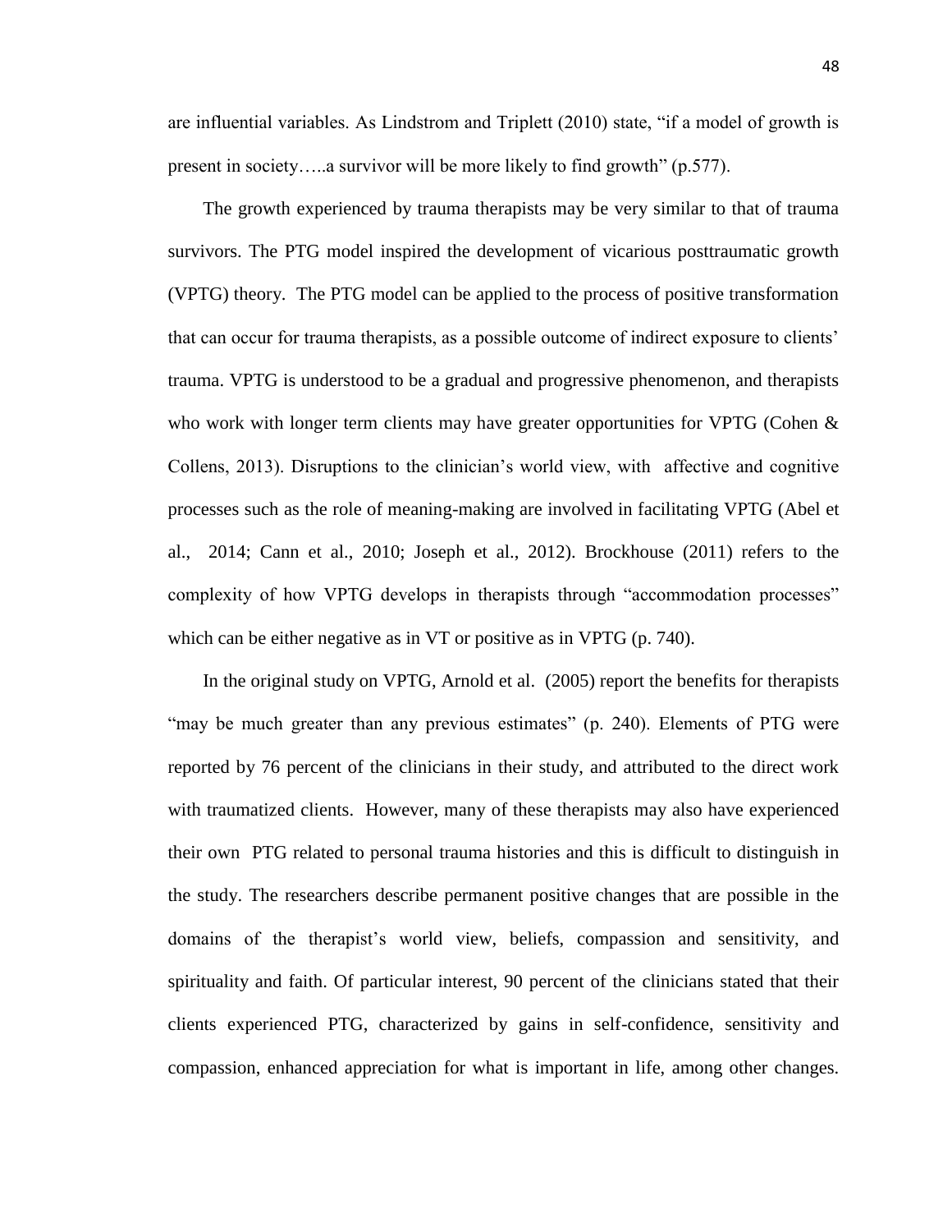are influential variables. As Lindstrom and Triplett (2010) state, "if a model of growth is present in society…..a survivor will be more likely to find growth" (p.577).

The growth experienced by trauma therapists may be very similar to that of trauma survivors. The PTG model inspired the development of vicarious posttraumatic growth (VPTG) theory. The PTG model can be applied to the process of positive transformation that can occur for trauma therapists, as a possible outcome of indirect exposure to clients' trauma. VPTG is understood to be a gradual and progressive phenomenon, and therapists who work with longer term clients may have greater opportunities for VPTG (Cohen & Collens, 2013). Disruptions to the clinician's world view, with affective and cognitive processes such as the role of meaning-making are involved in facilitating VPTG (Abel et al., 2014; Cann et al., 2010; Joseph et al., 2012). Brockhouse (2011) refers to the complexity of how VPTG develops in therapists through "accommodation processes" which can be either negative as in VT or positive as in VPTG (p. 740).

In the original study on VPTG, Arnold et al. (2005) report the benefits for therapists "may be much greater than any previous estimates" (p. 240). Elements of PTG were reported by 76 percent of the clinicians in their study, and attributed to the direct work with traumatized clients. However, many of these therapists may also have experienced their own PTG related to personal trauma histories and this is difficult to distinguish in the study. The researchers describe permanent positive changes that are possible in the domains of the therapist's world view, beliefs, compassion and sensitivity, and spirituality and faith. Of particular interest, 90 percent of the clinicians stated that their clients experienced PTG, characterized by gains in self-confidence, sensitivity and compassion, enhanced appreciation for what is important in life, among other changes.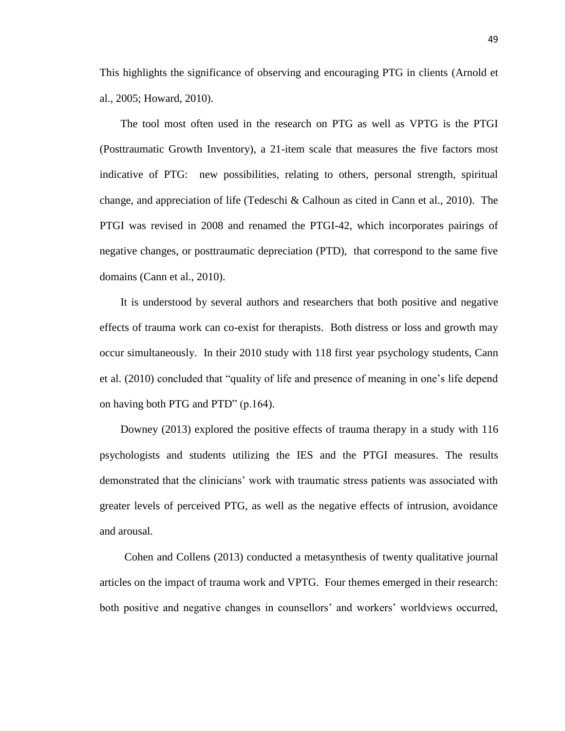This highlights the significance of observing and encouraging PTG in clients (Arnold et al., 2005; Howard, 2010).

The tool most often used in the research on PTG as well as VPTG is the PTGI (Posttraumatic Growth Inventory), a 21-item scale that measures the five factors most indicative of PTG: new possibilities, relating to others, personal strength, spiritual change, and appreciation of life (Tedeschi & Calhoun as cited in Cann et al., 2010). The PTGI was revised in 2008 and renamed the PTGI-42, which incorporates pairings of negative changes, or posttraumatic depreciation (PTD), that correspond to the same five domains (Cann et al., 2010).

It is understood by several authors and researchers that both positive and negative effects of trauma work can co-exist for therapists. Both distress or loss and growth may occur simultaneously. In their 2010 study with 118 first year psychology students, Cann et al. (2010) concluded that "quality of life and presence of meaning in one's life depend on having both PTG and PTD" (p.164).

Downey (2013) explored the positive effects of trauma therapy in a study with 116 psychologists and students utilizing the IES and the PTGI measures. The results demonstrated that the clinicians' work with traumatic stress patients was associated with greater levels of perceived PTG, as well as the negative effects of intrusion, avoidance and arousal.

Cohen and Collens (2013) conducted a metasynthesis of twenty qualitative journal articles on the impact of trauma work and VPTG. Four themes emerged in their research: both positive and negative changes in counsellors' and workers' worldviews occurred,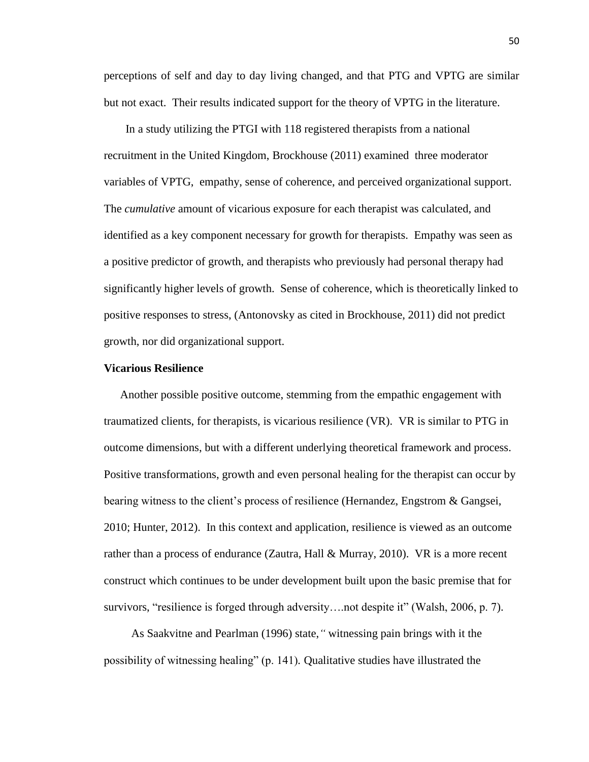perceptions of self and day to day living changed, and that PTG and VPTG are similar but not exact. Their results indicated support for the theory of VPTG in the literature.

In a study utilizing the PTGI with 118 registered therapists from a national recruitment in the United Kingdom, Brockhouse (2011) examined three moderator variables of VPTG, empathy, sense of coherence, and perceived organizational support. The *cumulative* amount of vicarious exposure for each therapist was calculated, and identified as a key component necessary for growth for therapists. Empathy was seen as a positive predictor of growth, and therapists who previously had personal therapy had significantly higher levels of growth. Sense of coherence, which is theoretically linked to positive responses to stress, (Antonovsky as cited in Brockhouse, 2011) did not predict growth, nor did organizational support.

**Vicarious Resilience**

Another possible positive outcome, stemming from the empathic engagement with traumatized clients, for therapists, is vicarious resilience (VR). VR is similar to PTG in outcome dimensions, but with a different underlying theoretical framework and process. Positive transformations, growth and even personal healing for the therapist can occur by bearing witness to the client's process of resilience (Hernandez, Engstrom & Gangsei, 2010; Hunter, 2012). In this context and application, resilience is viewed as an outcome rather than a process of endurance (Zautra, Hall & Murray, 2010). VR is a more recent construct which continues to be under development built upon the basic premise that for survivors, "resilience is forged through adversity….not despite it" (Walsh, 2006, p. 7).

As Saakvitne and Pearlman (1996) state, " witnessing pain brings with it the possibility of witnessing healing" (p. 141). Qualitative studies have illustrated the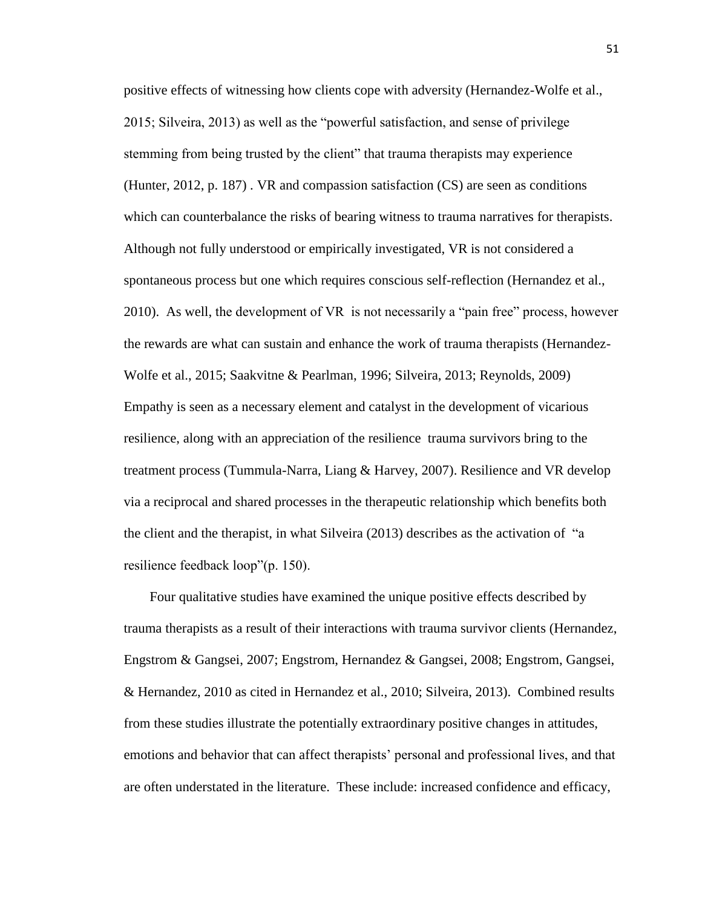positive effects of witnessing how clients cope with adversity (Hernandez-Wolfe et al., 2015; Silveira, 2013) as well as the "powerful satisfaction, and sense of privilege stemming from being trusted by the client" that trauma therapists may experience (Hunter, 2012, p. 187) . VR and compassion satisfaction (CS) are seen as conditions which can counterbalance the risks of bearing witness to trauma narratives for therapists. Although not fully understood or empirically investigated, VR is not considered a spontaneous process but one which requires conscious self-reflection (Hernandez et al., 2010). As well, the development of VR is not necessarily a "pain free" process, however the rewards are what can sustain and enhance the work of trauma therapists (Hernandez-Wolfe et al., 2015; Saakvitne & Pearlman, 1996; Silveira, 2013; Reynolds, 2009) Empathy is seen as a necessary element and catalyst in the development of vicarious resilience, along with an appreciation of the resilience trauma survivors bring to the treatment process (Tummula-Narra, Liang & Harvey, 2007). Resilience and VR develop via a reciprocal and shared processes in the therapeutic relationship which benefits both the client and the therapist, in what Silveira (2013) describes as the activation of "a resilience feedback loop"(p. 150).

Four qualitative studies have examined the unique positive effects described by trauma therapists as a result of their interactions with trauma survivor clients (Hernandez, Engstrom & Gangsei, 2007; Engstrom, Hernandez & Gangsei, 2008; Engstrom, Gangsei, & Hernandez, 2010 as cited in Hernandez et al., 2010; Silveira, 2013). Combined results from these studies illustrate the potentially extraordinary positive changes in attitudes, emotions and behavior that can affect therapists' personal and professional lives, and that are often understated in the literature. These include: increased confidence and efficacy,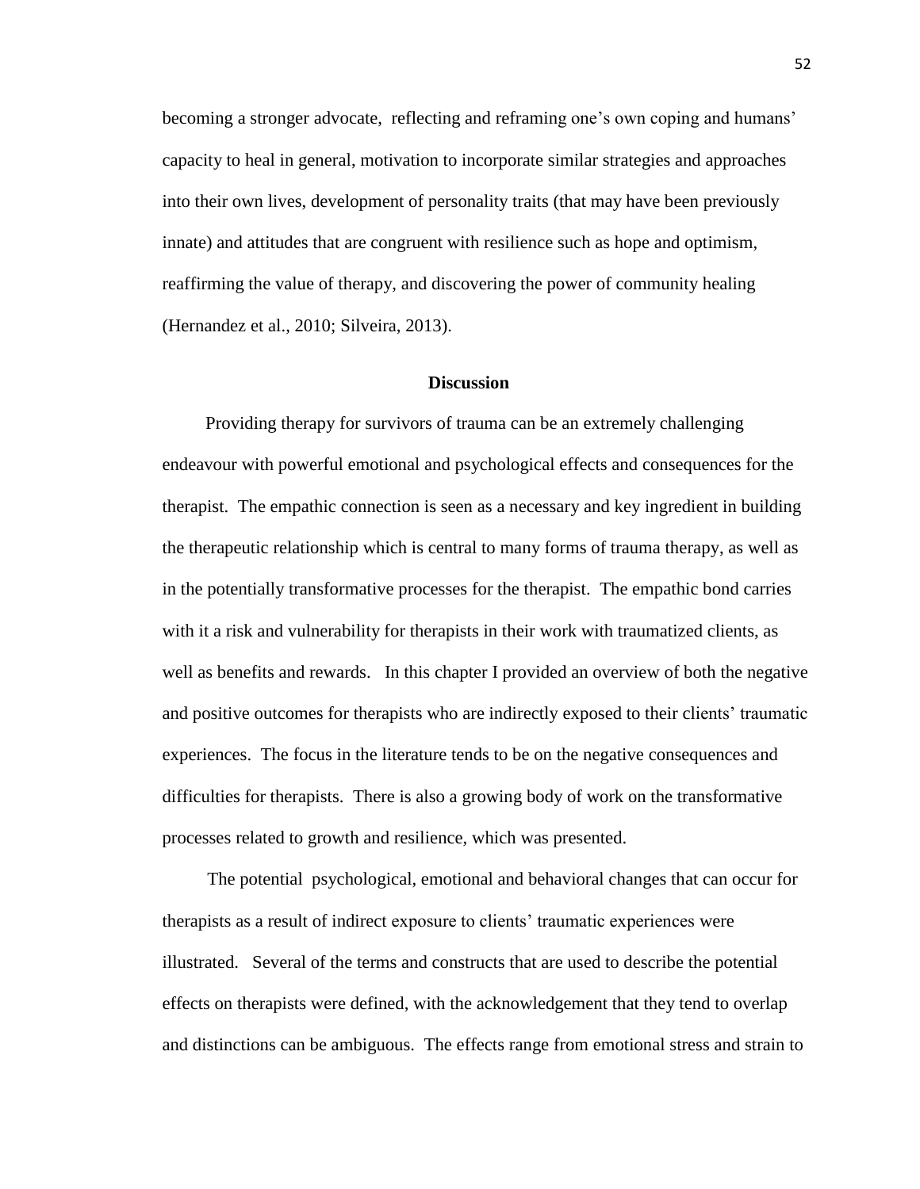becoming a stronger advocate, reflecting and reframing one's own coping and humans' capacity to heal in general, motivation to incorporate similar strategies and approaches into their own lives, development of personality traits (that may have been previously innate) and attitudes that are congruent with resilience such as hope and optimism, reaffirming the value of therapy, and discovering the power of community healing (Hernandez et al., 2010; Silveira, 2013).

## Discussion

Providing therapy for survivors of trauma can be an extremely challenging endeavour with powerful emotional and psychological effects and consequences for the therapist. The empathic connection is seen as a necessary and key ingredient in building the therapeutic relationship which is central to many forms of trauma therapy, as well as in the potentially transformative processes for the therapist. The empathic bond carries with it a risk and vulnerability for therapists in their work with traumatized clients, as well as benefits and rewards. In this chapter I provided an overview of both the negative and positive outcomes for therapists who are indirectly exposed to their clients' traumatic experiences. The focus in the literature tends to be on the negative consequences and difficulties for therapists. There is also a growing body of work on the transformative processes related to growth and resilience, which was presented.

The potential psychological, emotional and behavioral changes that can occur for therapists as a result of indirect exposure to clients' traumatic experiences were illustrated. Several of the terms and constructs that are used to describe the potential effects on therapists were defined, with the acknowledgement that they tend to overlap and distinctions can be ambiguous. The effects range from emotional stress and strain to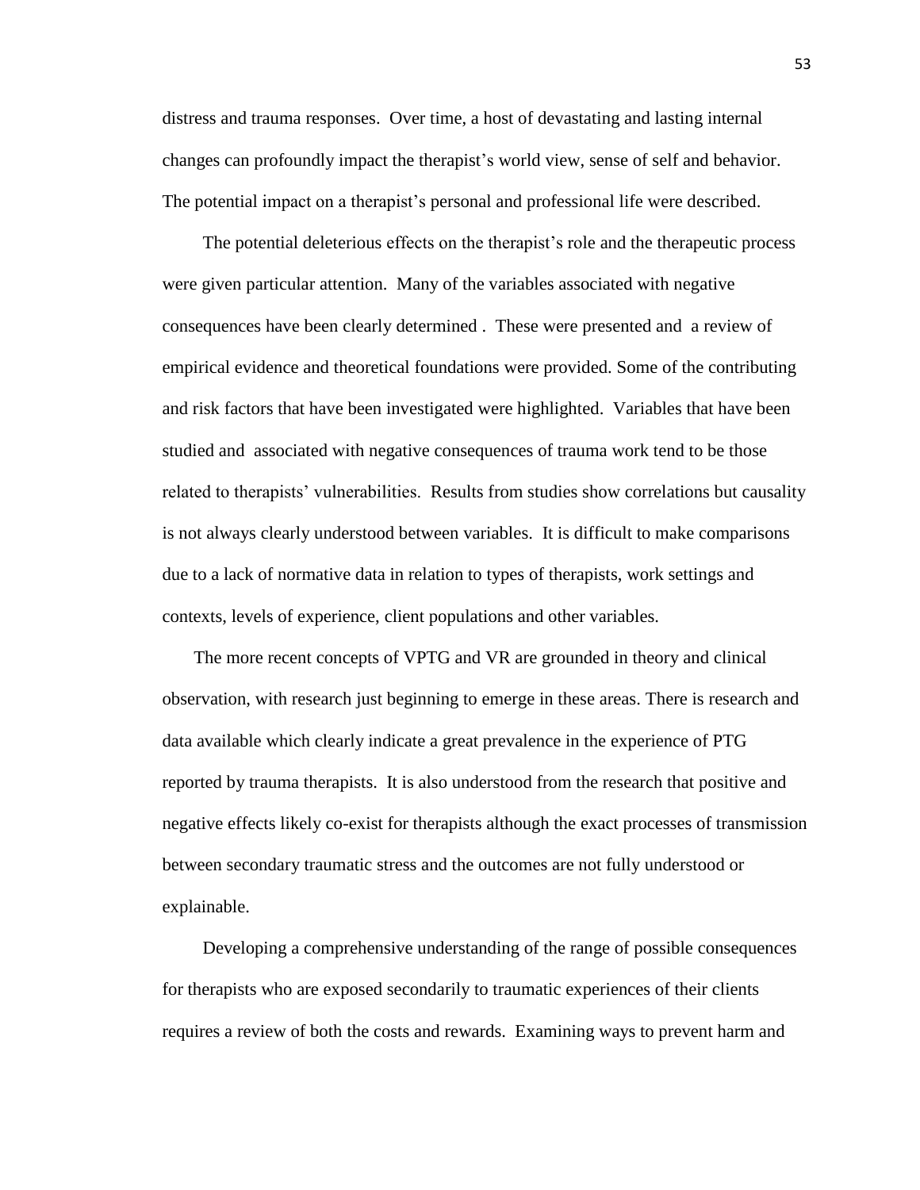distress and trauma responses. Over time, a host of devastating and lasting internal changes can profoundly impact the therapist's world view, sense of self and behavior. The potential impact on a therapist's personal and professional life were described.

The potential deleterious effects on the therapist's role and the therapeutic process were given particular attention. Many of the variables associated with negative consequences have been clearly determined . These were presented and a review of empirical evidence and theoretical foundations were provided. Some of the contributing and risk factors that have been investigated were highlighted. Variables that have been studied and associated with negative consequences of trauma work tend to be those related to therapists' vulnerabilities. Results from studies show correlations but causality is not always clearly understood between variables. It is difficult to make comparisons due to a lack of normative data in relation to types of therapists, work settings and contexts, levels of experience, client populations and other variables.

The more recent concepts of VPTG and VR are grounded in theory and clinical observation, with research just beginning to emerge in these areas. There is research and data available which clearly indicate a great prevalence in the experience of PTG reported by trauma therapists. It is also understood from the research that positive and negative effects likely co-exist for therapists although the exact processes of transmission between secondary traumatic stress and the outcomes are not fully understood or explainable.

Developing a comprehensive understanding of the range of possible consequences for therapists who are exposed secondarily to traumatic experiences of their clients requires a review of both the costs and rewards. Examining ways to prevent harm and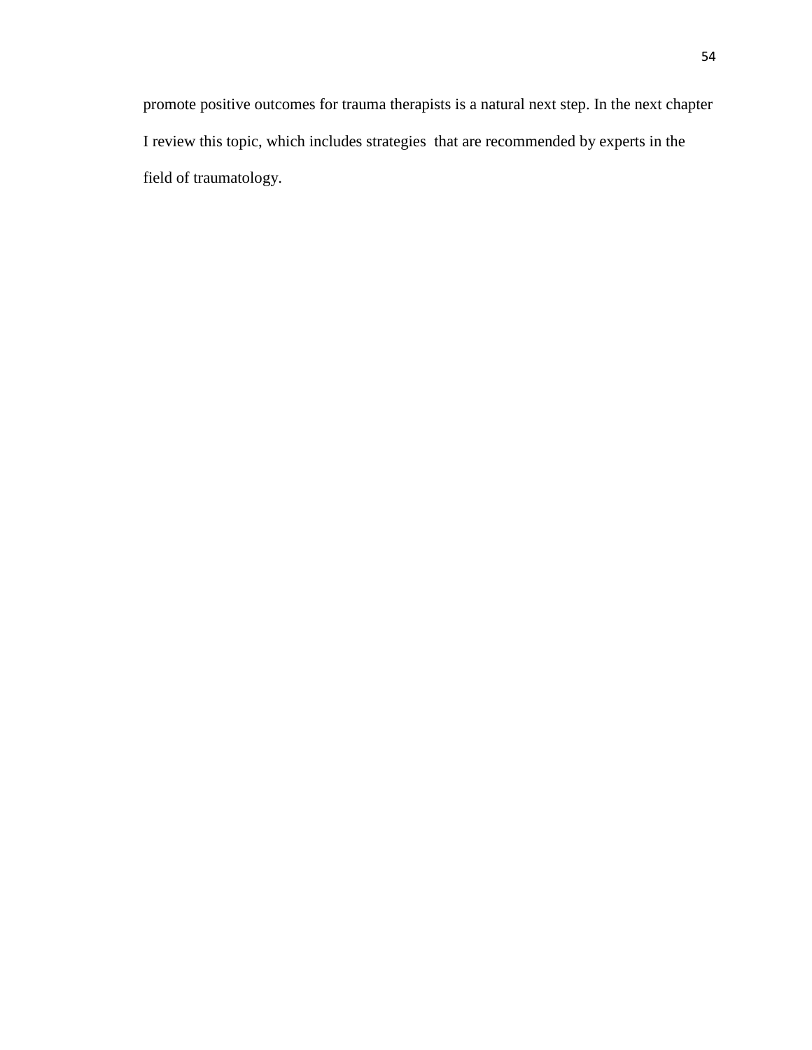promote positive outcomes for trauma therapists is a natural next step. In the next chapter I review this topic, which includes strategies that are recommended by experts in the field of traumatology.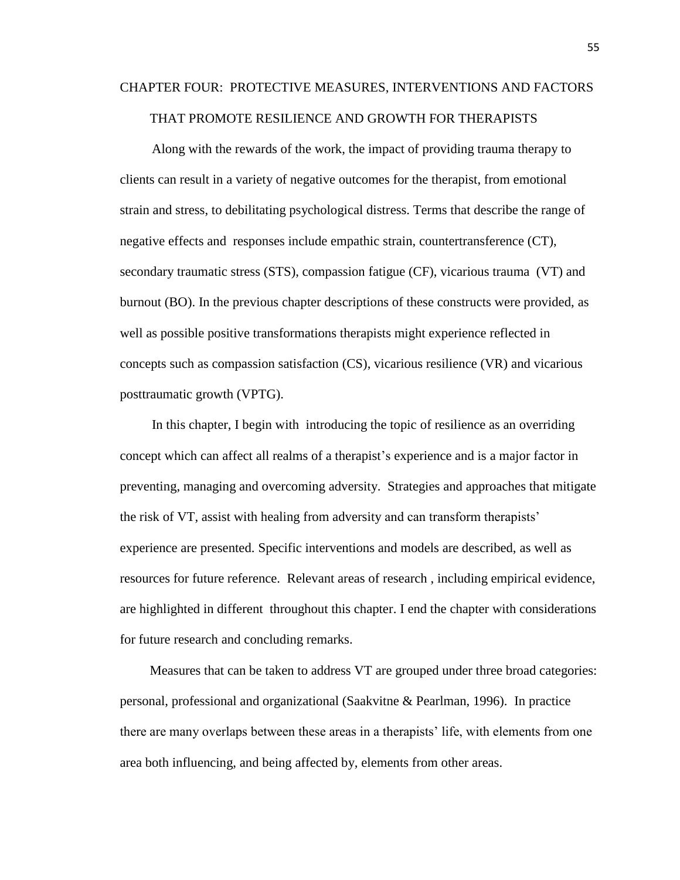# CHAPTER FOUR: PROTECTIVE MEASURES, INTERVENTIONS AND FACTORS THAT PROMOTE RESILIENCE AND GROWTH FOR THERAPISTS

Along with the rewards of the work, the impact of providing trauma therapy to clients can result in a variety of negative outcomes for the therapist, from emotional strain and stress, to debilitating psychological distress. Terms that describe the range of negative effects and responses include empathic strain, countertransference (CT), secondary traumatic stress (STS), compassion fatigue (CF), vicarious trauma (VT) and burnout (BO). In the previous chapter descriptions of these constructs were provided, as well as possible positive transformations therapists might experience reflected in concepts such as compassion satisfaction (CS), vicarious resilience (VR) and vicarious posttraumatic growth (VPTG).

In this chapter, I begin with introducing the topic of resilience as an overriding concept which can affect all realms of a therapist's experience and is a major factor in preventing, managing and overcoming adversity. Strategies and approaches that mitigate the risk of VT, assist with healing from adversity and can transform therapists' experience are presented. Specific interventions and models are described, as well as resources for future reference. Relevant areas of research , including empirical evidence, are highlighted in different throughout this chapter. I end the chapter with considerations for future research and concluding remarks.

Measures that can be taken to address VT are grouped under three broad categories: personal, professional and organizational (Saakvitne & Pearlman, 1996). In practice there are many overlaps between these areas in a therapists' life, with elements from one area both influencing, and being affected by, elements from other areas.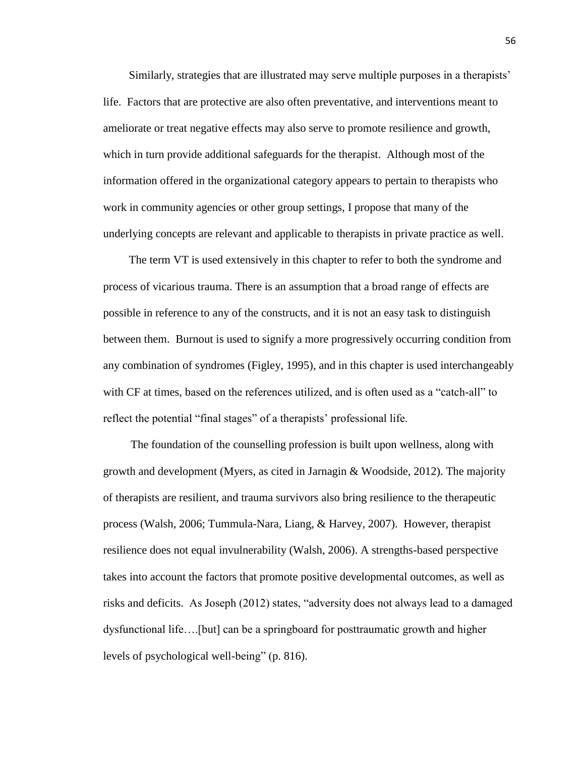Similarly, strategies that are illustrated may serve multiple purposes in a therapists' life. Factors that are protective are also often preventative, and interventions meant to ameliorate or treat negative effects may also serve to promote resilience and growth, which in turn provide additional safeguards for the therapist. Although most of the information offered in the organizational category appears to pertain to therapists who work in community agencies or other group settings, I propose that many of the underlying concepts are relevant and applicable to therapists in private practice as well.

The term VT is used extensively in this chapter to refer to both the syndrome and process of vicarious trauma. There is an assumption that a broad range of effects are possible in reference to any of the constructs, and it is not an easy task to distinguish between them. Burnout is used to signify a more progressively occurring condition from any combination of syndromes (Figley, 1995), and in this chapter is used interchangeably with CF at times, based on the references utilized, and is often used as a "catch-all" to reflect the potential "final stages" of a therapists' professional life.

The foundation of the counselling profession is built upon wellness, along with growth and development (Myers, as cited in Jarnagin & Woodside, 2012). The majority of therapists are resilient, and trauma survivors also bring resilience to the therapeutic process (Walsh, 2006; Tummula-Nara, Liang, & Harvey, 2007). However, therapist resilience does not equal invulnerability (Walsh, 2006). A strengths-based perspective takes into account the factors that promote positive developmental outcomes, as well as risks and deficits. As Joseph (2012) states, "adversity does not always lead to a damaged dysfunctional life….[but] can be a springboard for posttraumatic growth and higher levels of psychological well-being" (p. 816).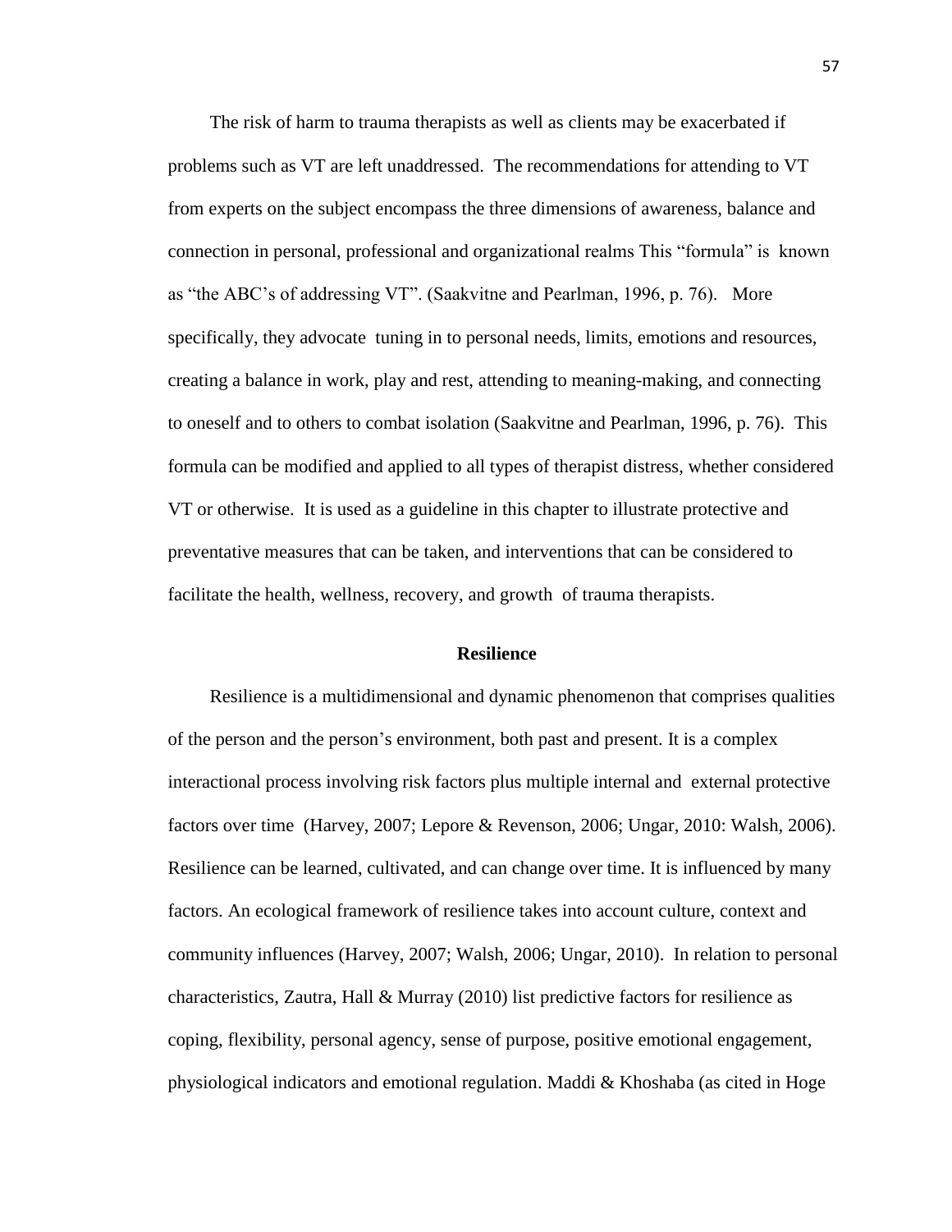The risk of harm to trauma therapists as well as clients may be exacerbated if problems such as VT are left unaddressed. The recommendations for attending to VT from experts on the subject encompass the three dimensions of awareness, balance and connection in personal, professional and organizational realms This "formula" is known as "the ABC's of addressing VT". (Saakvitne and Pearlman, 1996, p. 76). More specifically, they advocate tuning in to personal needs, limits, emotions and resources, creating a balance in work, play and rest, attending to meaning-making, and connecting to oneself and to others to combat isolation (Saakvitne and Pearlman, 1996, p. 76). This formula can be modified and applied to all types of therapist distress, whether considered VT or otherwise. It is used as a guideline in this chapter to illustrate protective and preventative measures that can be taken, and interventions that can be considered to facilitate the health, wellness, recovery, and growth of trauma therapists.

## Resilience

Resilience is a multidimensional and dynamic phenomenon that comprises qualities of the person and the person's environment, both past and present. It is a complex interactional process involving risk factors plus multiple internal and external protective factors over time (Harvey, 2007; Lepore & Revenson, 2006; Ungar, 2010: Walsh, 2006). Resilience can be learned, cultivated, and can change over time. It is influenced by many factors. An ecological framework of resilience takes into account culture, context and community influences (Harvey, 2007; Walsh, 2006; Ungar, 2010). In relation to personal characteristics, Zautra, Hall & Murray (2010) list predictive factors for resilience as coping, flexibility, personal agency, sense of purpose, positive emotional engagement, physiological indicators and emotional regulation. Maddi & Khoshaba (as cited in Hoge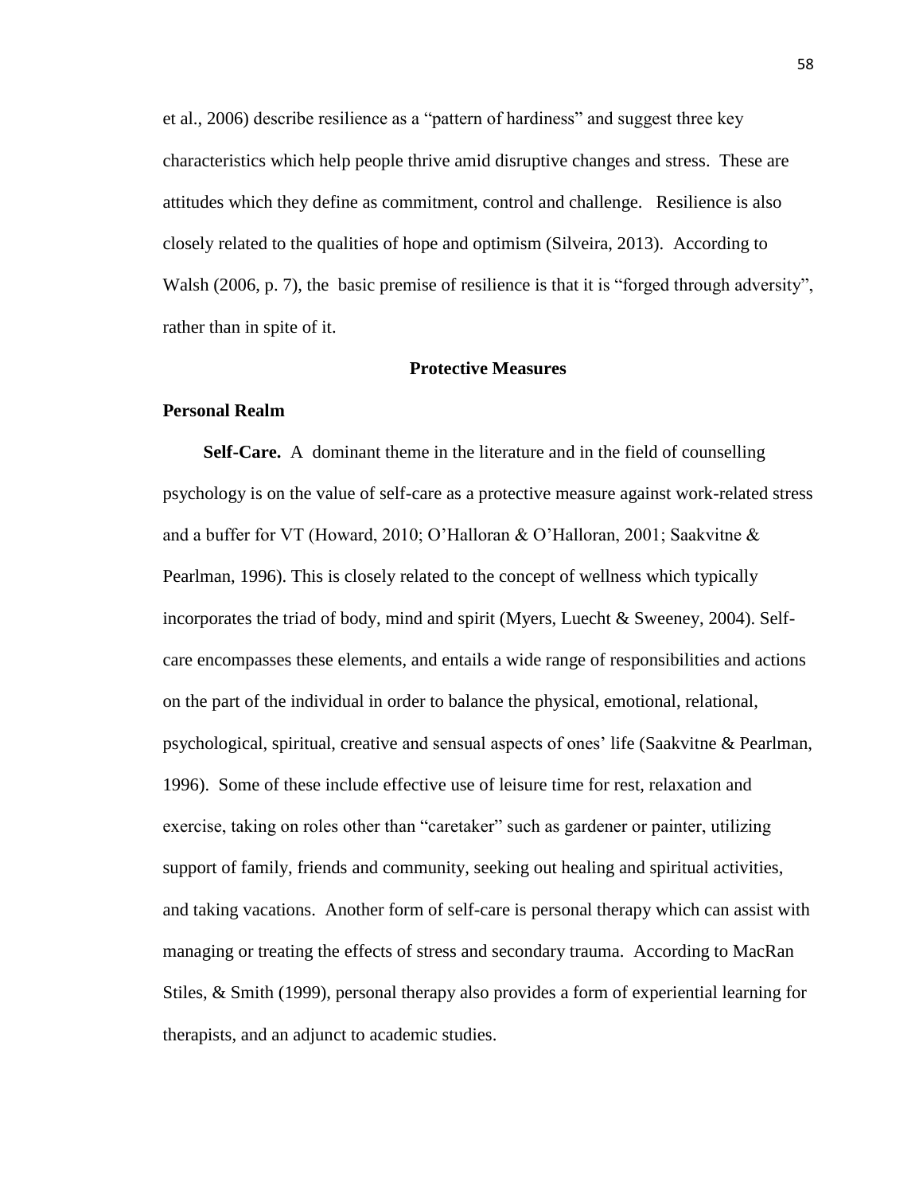et al., 2006) describe resilience as a "pattern of hardiness" and suggest three key characteristics which help people thrive amid disruptive changes and stress. These are attitudes which they define as commitment, control and challenge. Resilience is also closely related to the qualities of hope and optimism (Silveira, 2013). According to Walsh (2006, p. 7), the basic premise of resilience is that it is "forged through adversity", rather than in spite of it.

## Protective Measures

### Personal Realm

**Self-Care.** A dominant theme in the literature and in the field of counselling psychology is on the value of self-care as a protective measure against work-related stress and a buffer for VT (Howard, 2010; O'Halloran & O'Halloran, 2001; Saakvitne & Pearlman, 1996). This is closely related to the concept of wellness which typically incorporates the triad of body, mind and spirit (Myers, Luecht & Sweeney, 2004). Self-care encompasses these elements, and entails a wide range of responsibilities and actions on the part of the individual in order to balance the physical, emotional, relational, psychological, spiritual, creative and sensual aspects of ones' life (Saakvitne & Pearlman, 1996). Some of these include effective use of leisure time for rest, relaxation and exercise, taking on roles other than "caretaker" such as gardener or painter, utilizing support of family, friends and community, seeking out healing and spiritual activities, and taking vacations. Another form of self-care is personal therapy which can assist with managing or treating the effects of stress and secondary trauma. According to MacRan Stiles, & Smith (1999), personal therapy also provides a form of experiential learning for therapists, and an adjunct to academic studies.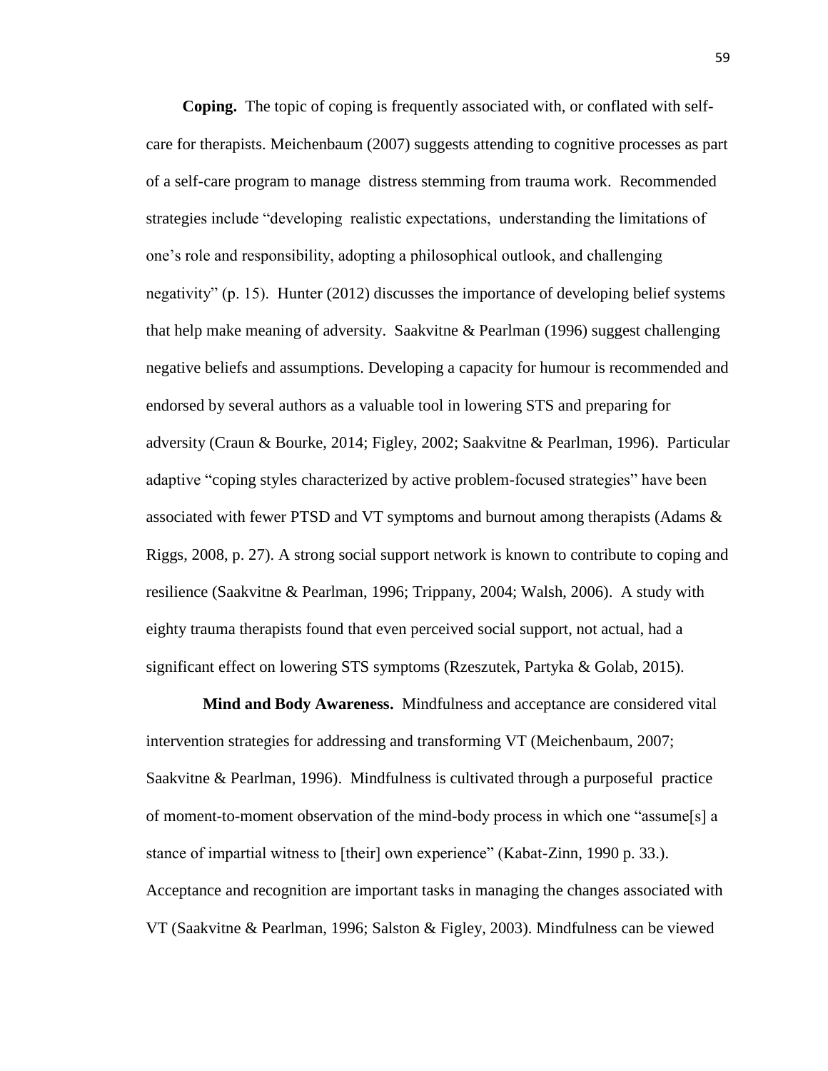**Coping.** The topic of coping is frequently associated with, or conflated with self-care for therapists. Meichenbaum (2007) suggests attending to cognitive processes as part of a self-care program to manage distress stemming from trauma work. Recommended strategies include "developing realistic expectations, understanding the limitations of one's role and responsibility, adopting a philosophical outlook, and challenging negativity" (p. 15). Hunter (2012) discusses the importance of developing belief systems that help make meaning of adversity. Saakvitne & Pearlman (1996) suggest challenging negative beliefs and assumptions. Developing a capacity for humour is recommended and endorsed by several authors as a valuable tool in lowering STS and preparing for adversity (Craun & Bourke, 2014; Figley, 2002; Saakvitne & Pearlman, 1996). Particular adaptive "coping styles characterized by active problem-focused strategies" have been associated with fewer PTSD and VT symptoms and burnout among therapists (Adams & Riggs, 2008, p. 27). A strong social support network is known to contribute to coping and resilience (Saakvitne & Pearlman, 1996; Trippany, 2004; Walsh, 2006). A study with eighty trauma therapists found that even perceived social support, not actual, had a significant effect on lowering STS symptoms (Rzeszutek, Partyka & Golab, 2015).

**Mind and Body Awareness.** Mindfulness and acceptance are considered vital intervention strategies for addressing and transforming VT (Meichenbaum, 2007; Saakvitne & Pearlman, 1996). Mindfulness is cultivated through a purposeful practice of moment-to-moment observation of the mind-body process in which one "assume[s] a stance of impartial witness to [their] own experience" (Kabat-Zinn, 1990 p. 33.). Acceptance and recognition are important tasks in managing the changes associated with VT (Saakvitne & Pearlman, 1996; Salston & Figley, 2003). Mindfulness can be viewed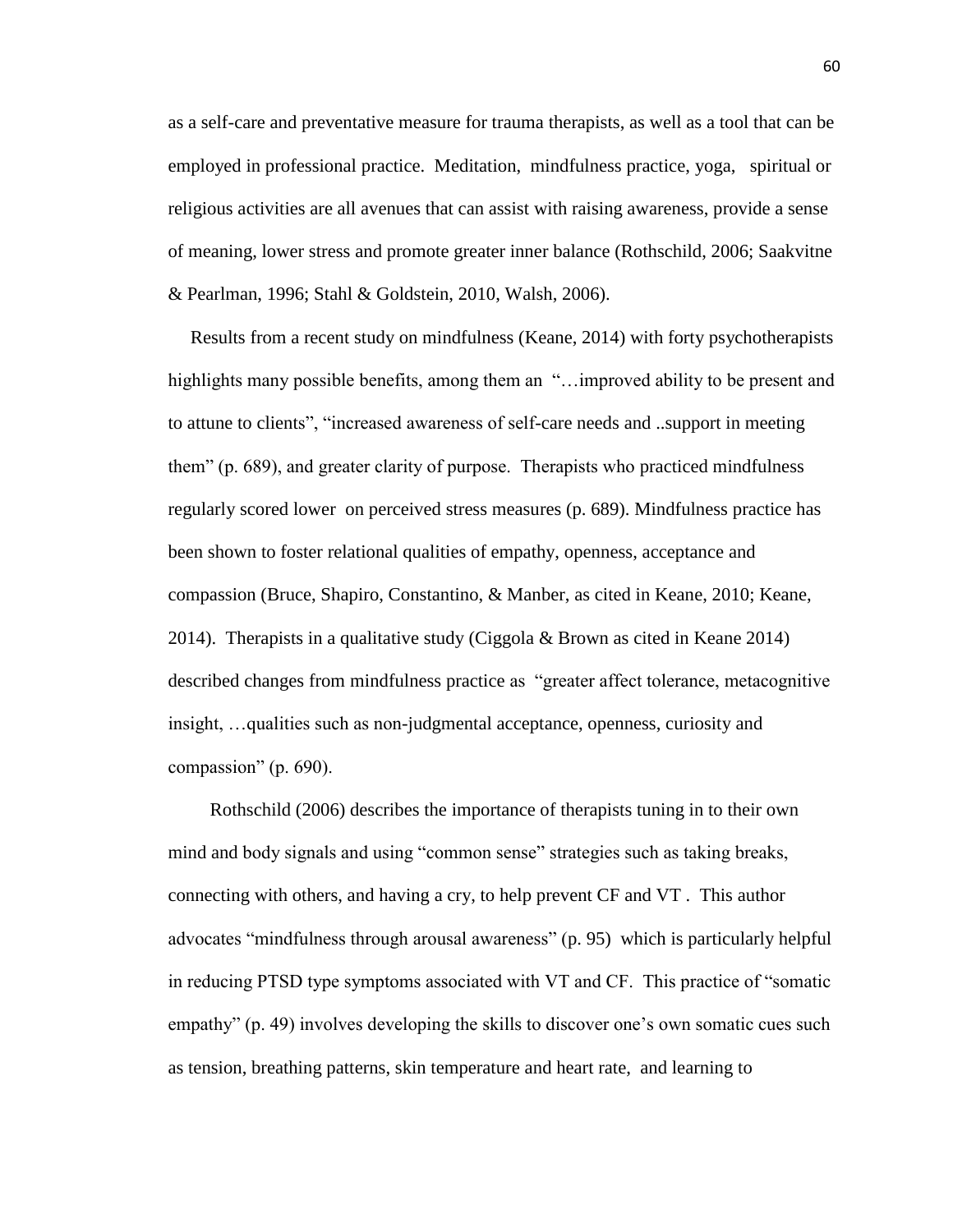as a self-care and preventative measure for trauma therapists, as well as a tool that can be employed in professional practice. Meditation, mindfulness practice, yoga, spiritual or religious activities are all avenues that can assist with raising awareness, provide a sense of meaning, lower stress and promote greater inner balance (Rothschild, 2006; Saakvitne & Pearlman, 1996; Stahl & Goldstein, 2010, Walsh, 2006).

Results from a recent study on mindfulness (Keane, 2014) with forty psychotherapists highlights many possible benefits, among them an "…improved ability to be present and to attune to clients", "increased awareness of self-care needs and ..support in meeting them" (p. 689), and greater clarity of purpose. Therapists who practiced mindfulness regularly scored lower on perceived stress measures (p. 689). Mindfulness practice has been shown to foster relational qualities of empathy, openness, acceptance and compassion (Bruce, Shapiro, Constantino, & Manber, as cited in Keane, 2010; Keane, 2014). Therapists in a qualitative study (Ciggola & Brown as cited in Keane 2014) described changes from mindfulness practice as "greater affect tolerance, metacognitive insight, …qualities such as non-judgmental acceptance, openness, curiosity and compassion" (p. 690).

Rothschild (2006) describes the importance of therapists tuning in to their own mind and body signals and using "common sense" strategies such as taking breaks, connecting with others, and having a cry, to help prevent CF and VT . This author advocates "mindfulness through arousal awareness" (p. 95) which is particularly helpful in reducing PTSD type symptoms associated with VT and CF. This practice of "somatic empathy" (p. 49) involves developing the skills to discover one's own somatic cues such as tension, breathing patterns, skin temperature and heart rate, and learning to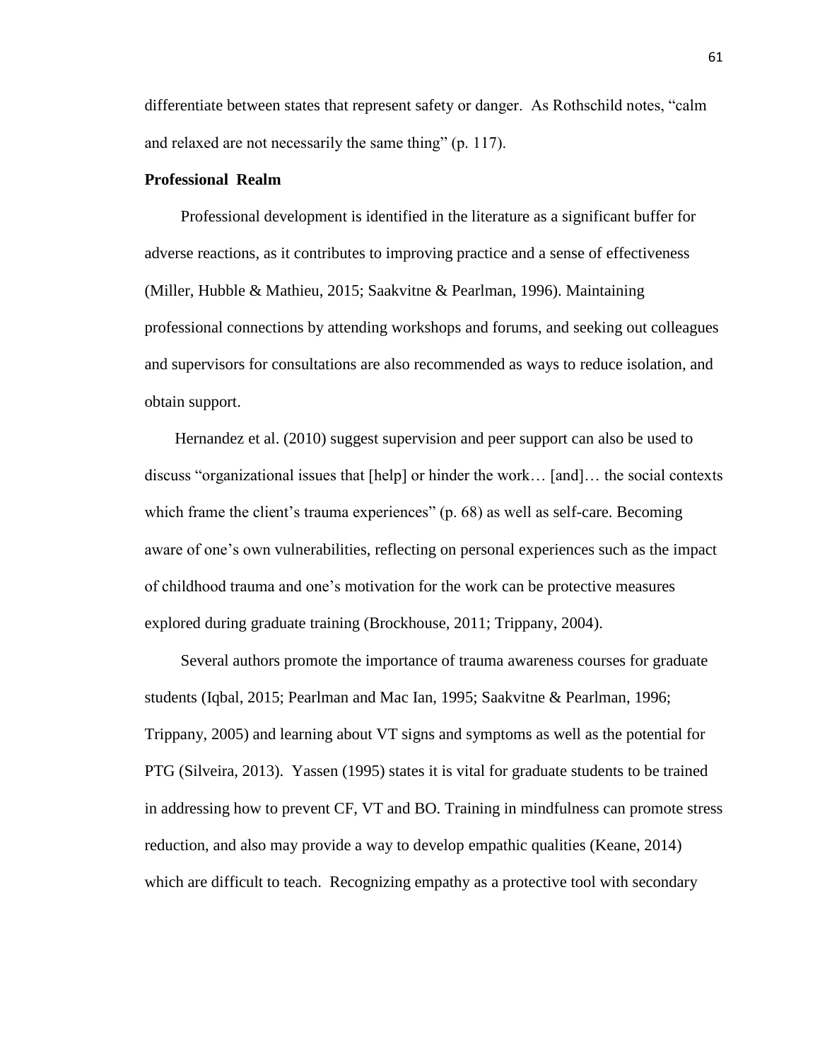differentiate between states that represent safety or danger. As Rothschild notes, "calm and relaxed are not necessarily the same thing" (p. 117).

**Professional Realm**

Professional development is identified in the literature as a significant buffer for adverse reactions, as it contributes to improving practice and a sense of effectiveness (Miller, Hubble & Mathieu, 2015; Saakvitne & Pearlman, 1996). Maintaining professional connections by attending workshops and forums, and seeking out colleagues and supervisors for consultations are also recommended as ways to reduce isolation, and obtain support.

Hernandez et al. (2010) suggest supervision and peer support can also be used to discuss "organizational issues that [help] or hinder the work… [and]… the social contexts which frame the client's trauma experiences" (p. 68) as well as self-care. Becoming aware of one's own vulnerabilities, reflecting on personal experiences such as the impact of childhood trauma and one's motivation for the work can be protective measures explored during graduate training (Brockhouse, 2011; Trippany, 2004).

Several authors promote the importance of trauma awareness courses for graduate students (Iqbal, 2015; Pearlman and Mac Ian, 1995; Saakvitne & Pearlman, 1996; Trippany, 2005) and learning about VT signs and symptoms as well as the potential for PTG (Silveira, 2013). Yassen (1995) states it is vital for graduate students to be trained in addressing how to prevent CF, VT and BO. Training in mindfulness can promote stress reduction, and also may provide a way to develop empathic qualities (Keane, 2014) which are difficult to teach. Recognizing empathy as a protective tool with secondary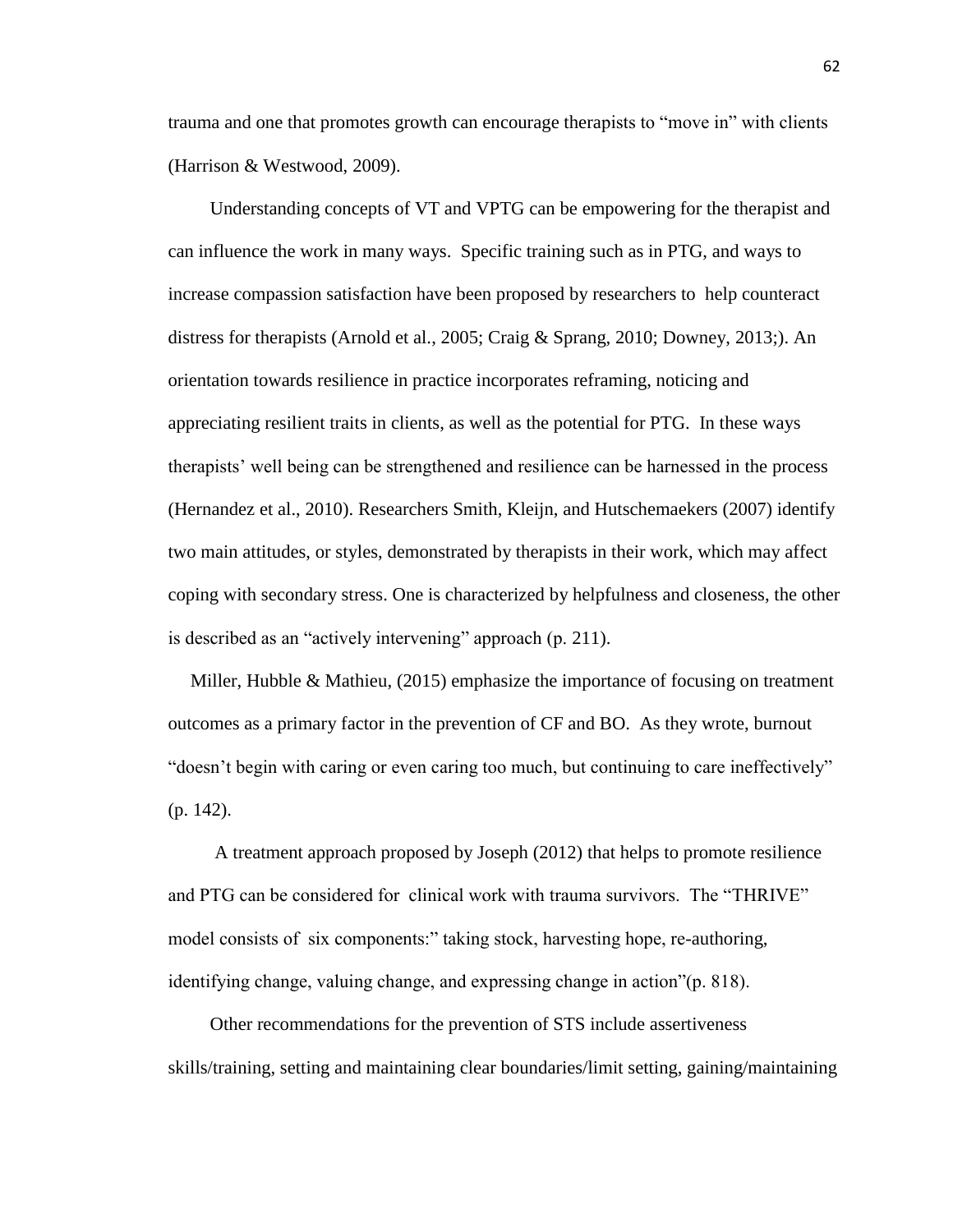trauma and one that promotes growth can encourage therapists to "move in" with clients (Harrison & Westwood, 2009).

Understanding concepts of VT and VPTG can be empowering for the therapist and can influence the work in many ways. Specific training such as in PTG, and ways to increase compassion satisfaction have been proposed by researchers to help counteract distress for therapists (Arnold et al., 2005; Craig & Sprang, 2010; Downey, 2013;). An orientation towards resilience in practice incorporates reframing, noticing and appreciating resilient traits in clients, as well as the potential for PTG. In these ways therapists' well being can be strengthened and resilience can be harnessed in the process (Hernandez et al., 2010). Researchers Smith, Kleijn, and Hutschemaekers (2007) identify two main attitudes, or styles, demonstrated by therapists in their work, which may affect coping with secondary stress. One is characterized by helpfulness and closeness, the other is described as an "actively intervening" approach (p. 211).

Miller, Hubble & Mathieu, (2015) emphasize the importance of focusing on treatment outcomes as a primary factor in the prevention of CF and BO. As they wrote, burnout "doesn't begin with caring or even caring too much, but continuing to care ineffectively" (p. 142).

A treatment approach proposed by Joseph (2012) that helps to promote resilience and PTG can be considered for clinical work with trauma survivors. The "THRIVE" model consists of six components:" taking stock, harvesting hope, re-authoring, identifying change, valuing change, and expressing change in action"(p. 818).

Other recommendations for the prevention of STS include assertiveness skills/training, setting and maintaining clear boundaries/limit setting, gaining/maintaining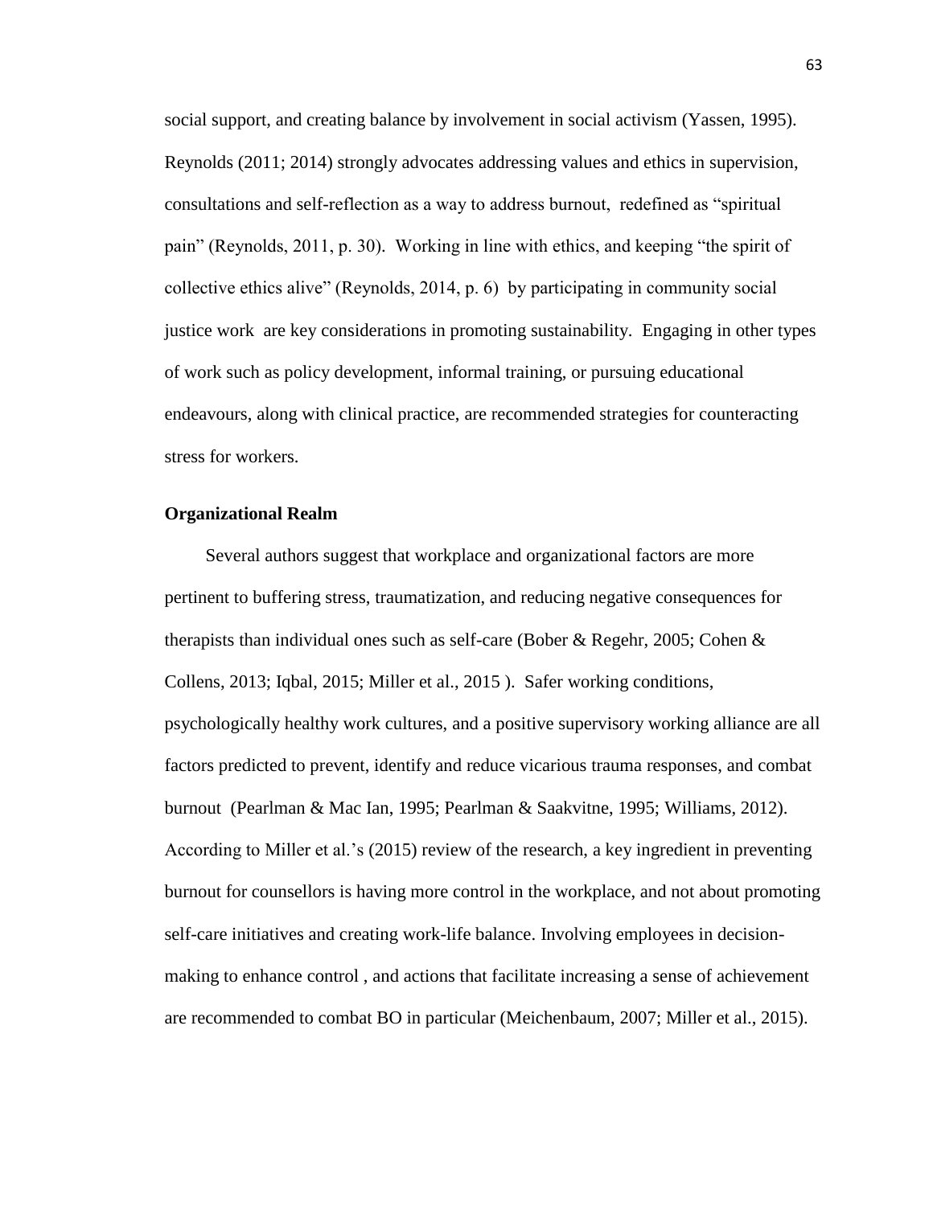social support, and creating balance by involvement in social activism (Yassen, 1995). Reynolds (2011; 2014) strongly advocates addressing values and ethics in supervision, consultations and self-reflection as a way to address burnout, redefined as "spiritual pain" (Reynolds, 2011, p. 30). Working in line with ethics, and keeping "the spirit of collective ethics alive" (Reynolds, 2014, p. 6) by participating in community social justice work are key considerations in promoting sustainability. Engaging in other types of work such as policy development, informal training, or pursuing educational endeavours, along with clinical practice, are recommended strategies for counteracting stress for workers.

**Organizational Realm**

Several authors suggest that workplace and organizational factors are more pertinent to buffering stress, traumatization, and reducing negative consequences for therapists than individual ones such as self-care (Bober & Regehr, 2005; Cohen & Collens, 2013; Iqbal, 2015; Miller et al., 2015 ). Safer working conditions, psychologically healthy work cultures, and a positive supervisory working alliance are all factors predicted to prevent, identify and reduce vicarious trauma responses, and combat burnout (Pearlman & Mac Ian, 1995; Pearlman & Saakvitne, 1995; Williams, 2012). According to Miller et al.'s (2015) review of the research, a key ingredient in preventing burnout for counsellors is having more control in the workplace, and not about promoting self-care initiatives and creating work-life balance. Involving employees in decision-making to enhance control , and actions that facilitate increasing a sense of achievement are recommended to combat BO in particular (Meichenbaum, 2007; Miller et al., 2015).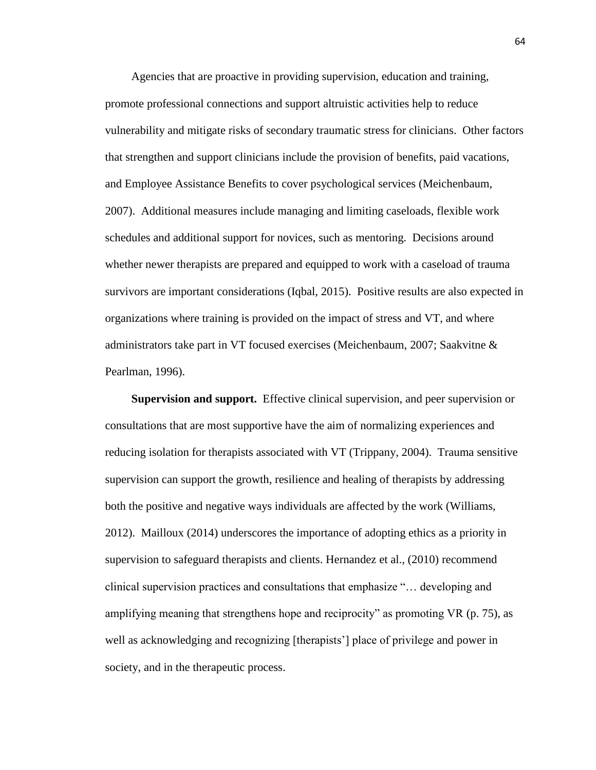Agencies that are proactive in providing supervision, education and training, promote professional connections and support altruistic activities help to reduce vulnerability and mitigate risks of secondary traumatic stress for clinicians. Other factors that strengthen and support clinicians include the provision of benefits, paid vacations, and Employee Assistance Benefits to cover psychological services (Meichenbaum, 2007). Additional measures include managing and limiting caseloads, flexible work schedules and additional support for novices, such as mentoring. Decisions around whether newer therapists are prepared and equipped to work with a caseload of trauma survivors are important considerations (Iqbal, 2015). Positive results are also expected in organizations where training is provided on the impact of stress and VT, and where administrators take part in VT focused exercises (Meichenbaum, 2007; Saakvitne & Pearlman, 1996).

**Supervision and support.** Effective clinical supervision, and peer supervision or consultations that are most supportive have the aim of normalizing experiences and reducing isolation for therapists associated with VT (Trippany, 2004). Trauma sensitive supervision can support the growth, resilience and healing of therapists by addressing both the positive and negative ways individuals are affected by the work (Williams, 2012). Mailloux (2014) underscores the importance of adopting ethics as a priority in supervision to safeguard therapists and clients. Hernandez et al., (2010) recommend clinical supervision practices and consultations that emphasize "… developing and amplifying meaning that strengthens hope and reciprocity" as promoting VR (p. 75), as well as acknowledging and recognizing [therapists'] place of privilege and power in society, and in the therapeutic process.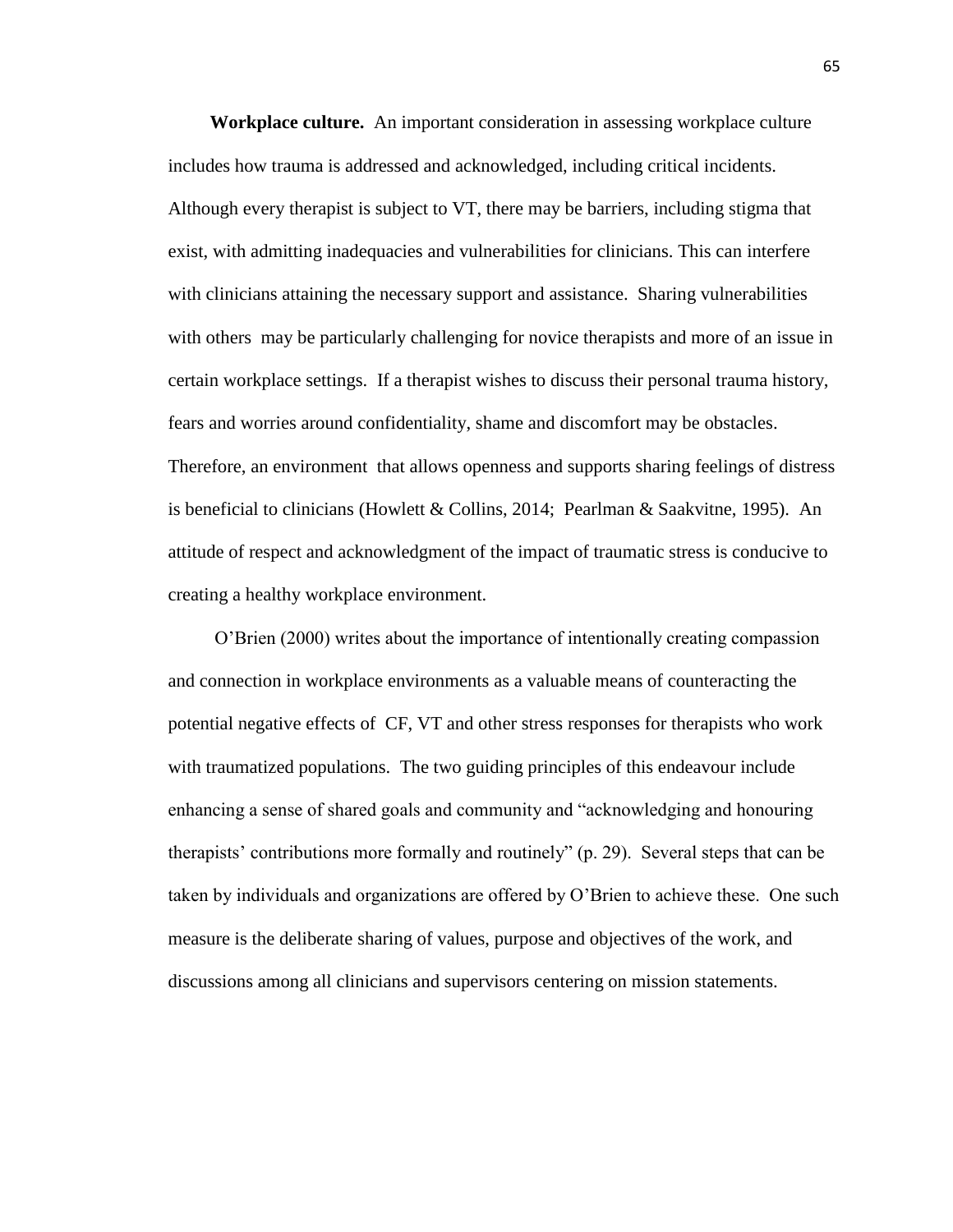**Workplace culture.** An important consideration in assessing workplace culture includes how trauma is addressed and acknowledged, including critical incidents. Although every therapist is subject to VT, there may be barriers, including stigma that exist, with admitting inadequacies and vulnerabilities for clinicians. This can interfere with clinicians attaining the necessary support and assistance. Sharing vulnerabilities with others may be particularly challenging for novice therapists and more of an issue in certain workplace settings. If a therapist wishes to discuss their personal trauma history, fears and worries around confidentiality, shame and discomfort may be obstacles. Therefore, an environment that allows openness and supports sharing feelings of distress is beneficial to clinicians (Howlett & Collins, 2014; Pearlman & Saakvitne, 1995). An attitude of respect and acknowledgment of the impact of traumatic stress is conducive to creating a healthy workplace environment.

O'Brien (2000) writes about the importance of intentionally creating compassion and connection in workplace environments as a valuable means of counteracting the potential negative effects of CF, VT and other stress responses for therapists who work with traumatized populations. The two guiding principles of this endeavour include enhancing a sense of shared goals and community and "acknowledging and honouring therapists' contributions more formally and routinely" (p. 29). Several steps that can be taken by individuals and organizations are offered by O'Brien to achieve these. One such measure is the deliberate sharing of values, purpose and objectives of the work, and discussions among all clinicians and supervisors centering on mission statements.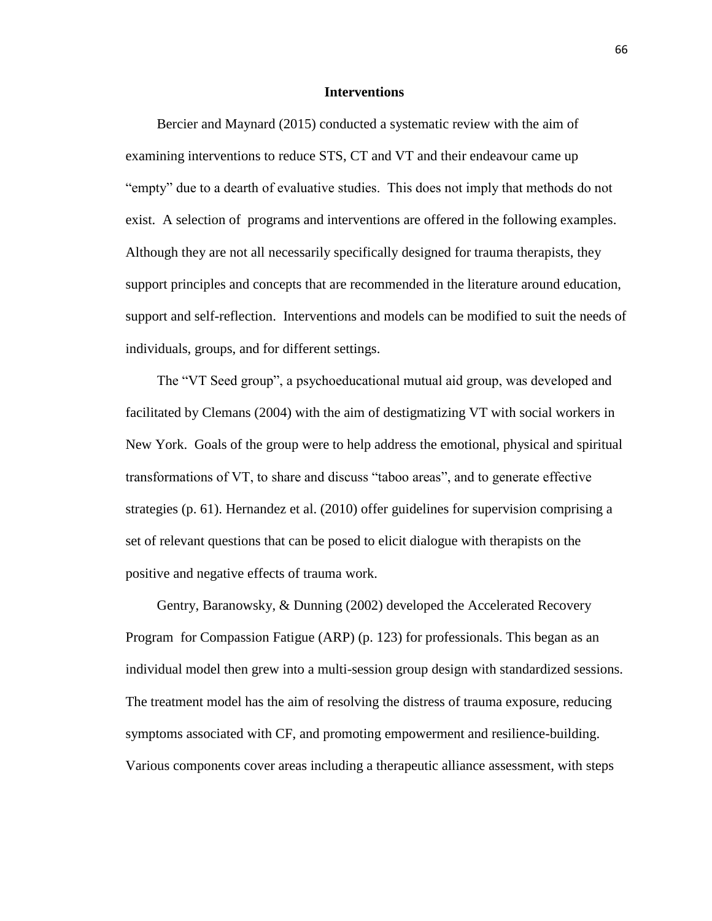## Interventions

Bercier and Maynard (2015) conducted a systematic review with the aim of examining interventions to reduce STS, CT and VT and their endeavour came up "empty" due to a dearth of evaluative studies. This does not imply that methods do not exist. A selection of programs and interventions are offered in the following examples. Although they are not all necessarily specifically designed for trauma therapists, they support principles and concepts that are recommended in the literature around education, support and self-reflection. Interventions and models can be modified to suit the needs of individuals, groups, and for different settings.

The "VT Seed group", a psychoeducational mutual aid group, was developed and facilitated by Clemans (2004) with the aim of destigmatizing VT with social workers in New York. Goals of the group were to help address the emotional, physical and spiritual transformations of VT, to share and discuss "taboo areas", and to generate effective strategies (p. 61). Hernandez et al. (2010) offer guidelines for supervision comprising a set of relevant questions that can be posed to elicit dialogue with therapists on the positive and negative effects of trauma work.

Gentry, Baranowsky, & Dunning (2002) developed the Accelerated Recovery Program for Compassion Fatigue (ARP) (p. 123) for professionals. This began as an individual model then grew into a multi-session group design with standardized sessions. The treatment model has the aim of resolving the distress of trauma exposure, reducing symptoms associated with CF, and promoting empowerment and resilience-building. Various components cover areas including a therapeutic alliance assessment, with steps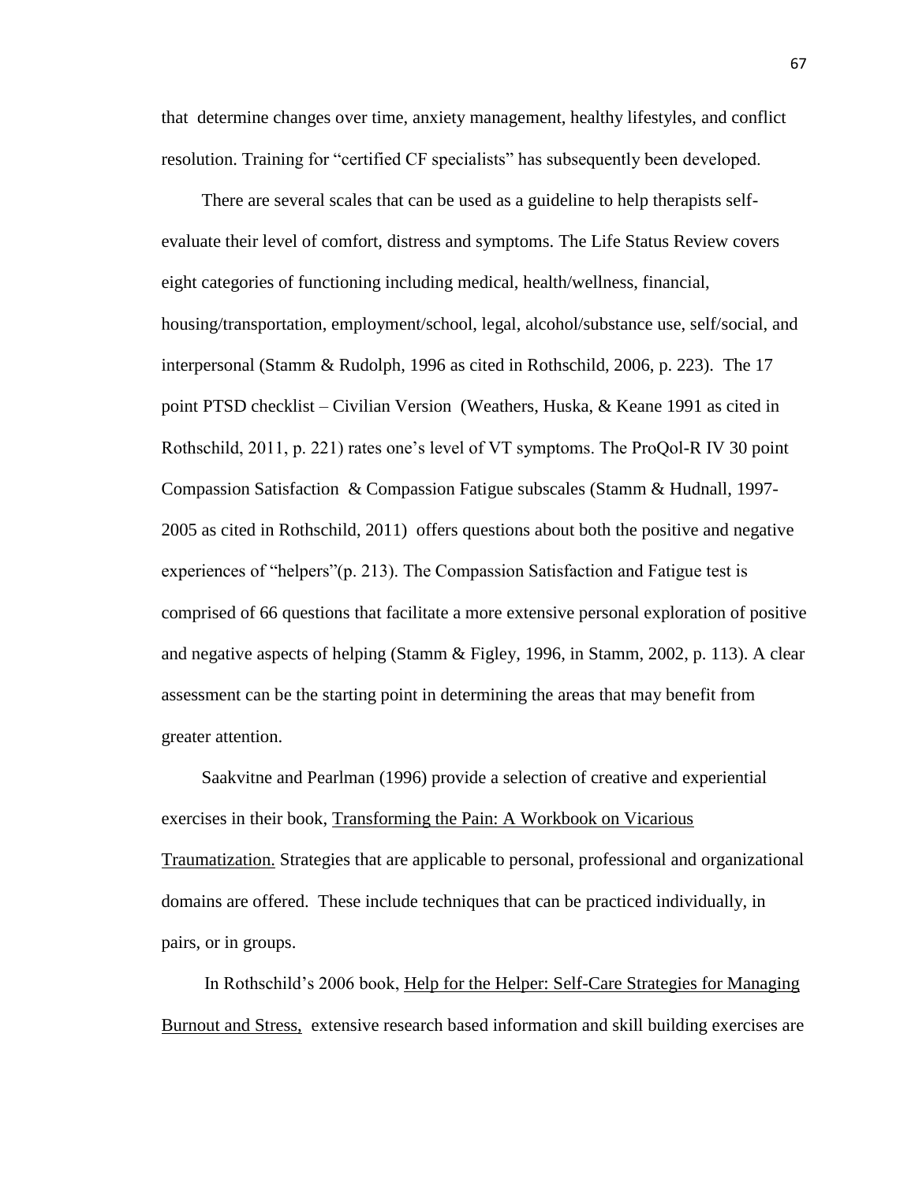that determine changes over time, anxiety management, healthy lifestyles, and conflict resolution. Training for "certified CF specialists" has subsequently been developed.

There are several scales that can be used as a guideline to help therapists self-evaluate their level of comfort, distress and symptoms. The Life Status Review covers eight categories of functioning including medical, health/wellness, financial, housing/transportation, employment/school, legal, alcohol/substance use, self/social, and interpersonal (Stamm & Rudolph, 1996 as cited in Rothschild, 2006, p. 223). The 17 point PTSD checklist – Civilian Version (Weathers, Huska, & Keane 1991 as cited in Rothschild, 2011, p. 221) rates one's level of VT symptoms. The ProQol-R IV 30 point Compassion Satisfaction & Compassion Fatigue subscales (Stamm & Hudnall, 1997-2005 as cited in Rothschild, 2011) offers questions about both the positive and negative experiences of "helpers"(p. 213). The Compassion Satisfaction and Fatigue test is comprised of 66 questions that facilitate a more extensive personal exploration of positive and negative aspects of helping (Stamm & Figley, 1996, in Stamm, 2002, p. 113). A clear assessment can be the starting point in determining the areas that may benefit from greater attention.

Saakvitne and Pearlman (1996) provide a selection of creative and experiential exercises in their book, Transforming the Pain: A Workbook on Vicarious Traumatization. Strategies that are applicable to personal, professional and organizational domains are offered. These include techniques that can be practiced individually, in pairs, or in groups.

In Rothschild's 2006 book, Help for the Helper: Self-Care Strategies for Managing Burnout and Stress, extensive research based information and skill building exercises are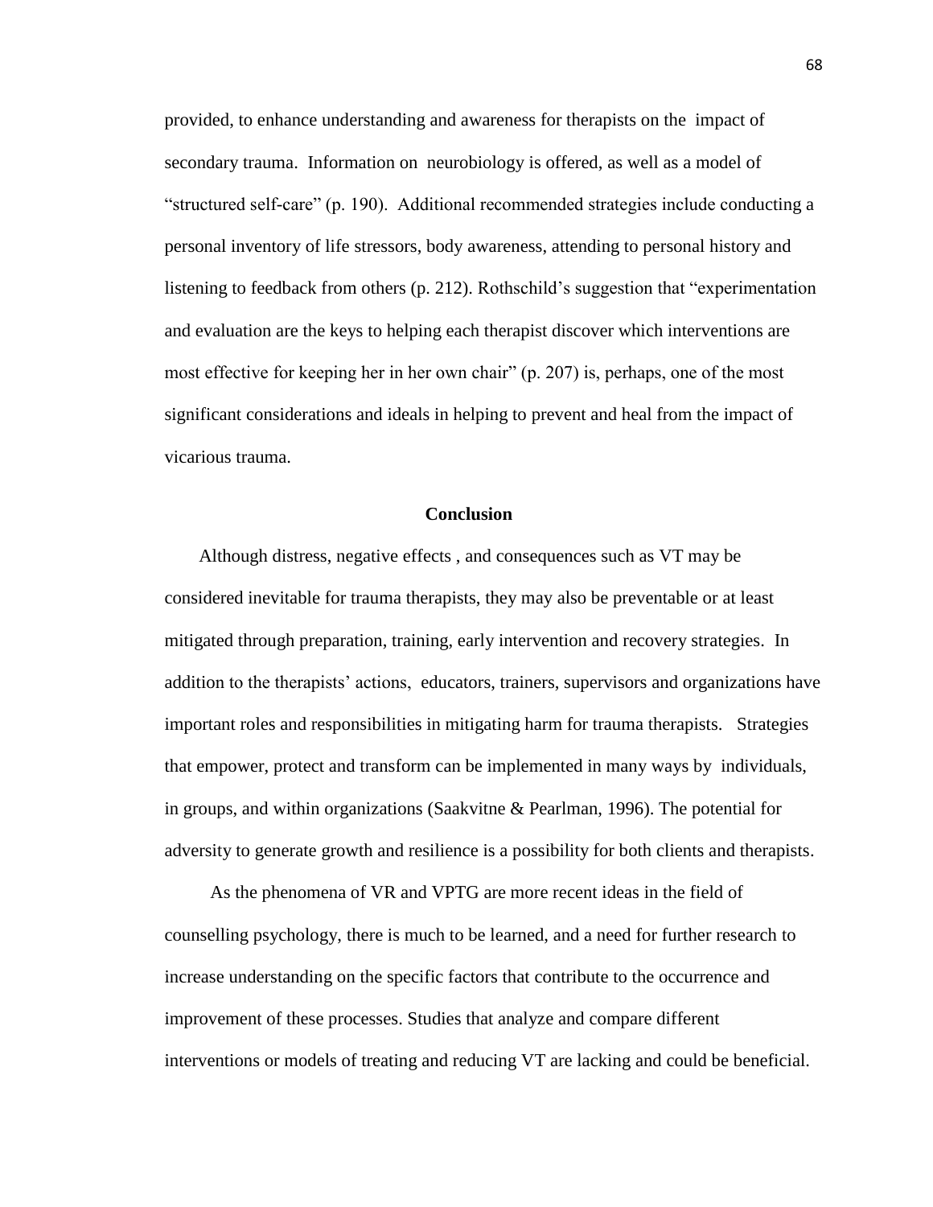provided, to enhance understanding and awareness for therapists on the impact of secondary trauma. Information on neurobiology is offered, as well as a model of "structured self-care" (p. 190). Additional recommended strategies include conducting a personal inventory of life stressors, body awareness, attending to personal history and listening to feedback from others (p. 212). Rothschild's suggestion that "experimentation and evaluation are the keys to helping each therapist discover which interventions are most effective for keeping her in her own chair" (p. 207) is, perhaps, one of the most significant considerations and ideals in helping to prevent and heal from the impact of vicarious trauma.

## Conclusion

Although distress, negative effects , and consequences such as VT may be considered inevitable for trauma therapists, they may also be preventable or at least mitigated through preparation, training, early intervention and recovery strategies. In addition to the therapists' actions, educators, trainers, supervisors and organizations have important roles and responsibilities in mitigating harm for trauma therapists. Strategies that empower, protect and transform can be implemented in many ways by individuals, in groups, and within organizations (Saakvitne & Pearlman, 1996). The potential for adversity to generate growth and resilience is a possibility for both clients and therapists.

As the phenomena of VR and VPTG are more recent ideas in the field of counselling psychology, there is much to be learned, and a need for further research to increase understanding on the specific factors that contribute to the occurrence and improvement of these processes. Studies that analyze and compare different interventions or models of treating and reducing VT are lacking and could be beneficial.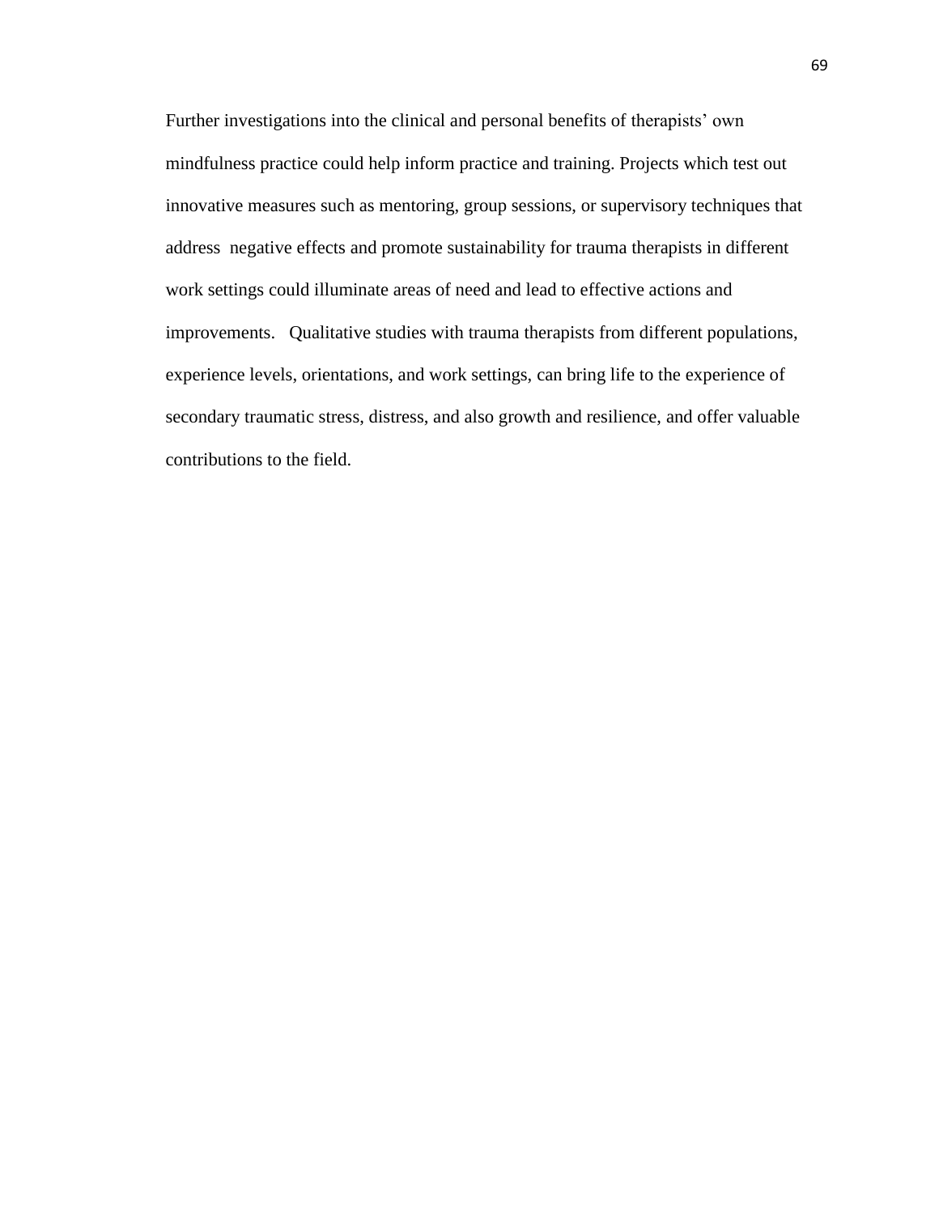Further investigations into the clinical and personal benefits of therapists' own mindfulness practice could help inform practice and training. Projects which test out innovative measures such as mentoring, group sessions, or supervisory techniques that address negative effects and promote sustainability for trauma therapists in different work settings could illuminate areas of need and lead to effective actions and improvements. Qualitative studies with trauma therapists from different populations, experience levels, orientations, and work settings, can bring life to the experience of secondary traumatic stress, distress, and also growth and resilience, and offer valuable contributions to the field.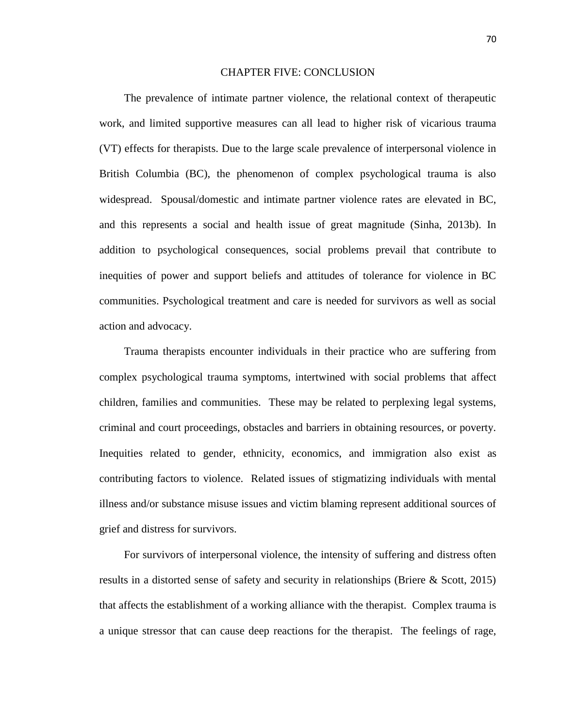# CHAPTER FIVE: CONCLUSION

The prevalence of intimate partner violence, the relational context of therapeutic work, and limited supportive measures can all lead to higher risk of vicarious trauma (VT) effects for therapists. Due to the large scale prevalence of interpersonal violence in British Columbia (BC), the phenomenon of complex psychological trauma is also widespread. Spousal/domestic and intimate partner violence rates are elevated in BC, and this represents a social and health issue of great magnitude (Sinha, 2013b). In addition to psychological consequences, social problems prevail that contribute to inequities of power and support beliefs and attitudes of tolerance for violence in BC communities. Psychological treatment and care is needed for survivors as well as social action and advocacy.

Trauma therapists encounter individuals in their practice who are suffering from complex psychological trauma symptoms, intertwined with social problems that affect children, families and communities. These may be related to perplexing legal systems, criminal and court proceedings, obstacles and barriers in obtaining resources, or poverty. Inequities related to gender, ethnicity, economics, and immigration also exist as contributing factors to violence. Related issues of stigmatizing individuals with mental illness and/or substance misuse issues and victim blaming represent additional sources of grief and distress for survivors.

For survivors of interpersonal violence, the intensity of suffering and distress often results in a distorted sense of safety and security in relationships (Briere & Scott, 2015) that affects the establishment of a working alliance with the therapist. Complex trauma is a unique stressor that can cause deep reactions for the therapist. The feelings of rage,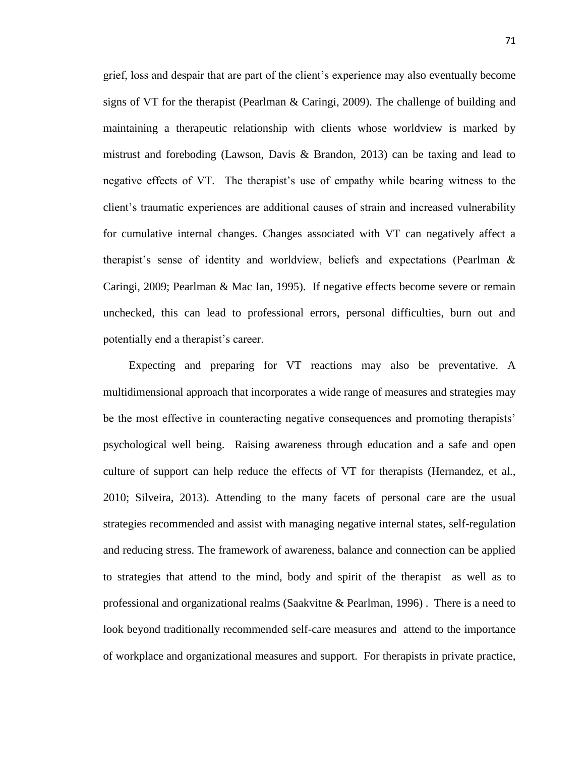grief, loss and despair that are part of the client's experience may also eventually become signs of VT for the therapist (Pearlman & Caringi, 2009). The challenge of building and maintaining a therapeutic relationship with clients whose worldview is marked by mistrust and foreboding (Lawson, Davis & Brandon, 2013) can be taxing and lead to negative effects of VT. The therapist's use of empathy while bearing witness to the client's traumatic experiences are additional causes of strain and increased vulnerability for cumulative internal changes. Changes associated with VT can negatively affect a therapist's sense of identity and worldview, beliefs and expectations (Pearlman & Caringi, 2009; Pearlman & Mac Ian, 1995). If negative effects become severe or remain unchecked, this can lead to professional errors, personal difficulties, burn out and potentially end a therapist's career.

Expecting and preparing for VT reactions may also be preventative. A multidimensional approach that incorporates a wide range of measures and strategies may be the most effective in counteracting negative consequences and promoting therapists' psychological well being. Raising awareness through education and a safe and open culture of support can help reduce the effects of VT for therapists (Hernandez, et al., 2010; Silveira, 2013). Attending to the many facets of personal care are the usual strategies recommended and assist with managing negative internal states, self-regulation and reducing stress. The framework of awareness, balance and connection can be applied to strategies that attend to the mind, body and spirit of the therapist as well as to professional and organizational realms (Saakvitne & Pearlman, 1996) . There is a need to look beyond traditionally recommended self-care measures and attend to the importance of workplace and organizational measures and support. For therapists in private practice,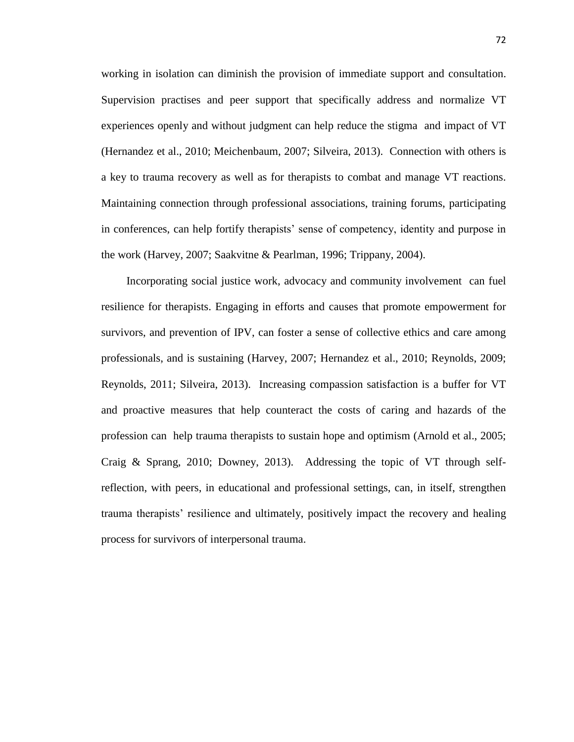working in isolation can diminish the provision of immediate support and consultation. Supervision practises and peer support that specifically address and normalize VT experiences openly and without judgment can help reduce the stigma and impact of VT (Hernandez et al., 2010; Meichenbaum, 2007; Silveira, 2013). Connection with others is a key to trauma recovery as well as for therapists to combat and manage VT reactions. Maintaining connection through professional associations, training forums, participating in conferences, can help fortify therapists' sense of competency, identity and purpose in the work (Harvey, 2007; Saakvitne & Pearlman, 1996; Trippany, 2004).

Incorporating social justice work, advocacy and community involvement can fuel resilience for therapists. Engaging in efforts and causes that promote empowerment for survivors, and prevention of IPV, can foster a sense of collective ethics and care among professionals, and is sustaining (Harvey, 2007; Hernandez et al., 2010; Reynolds, 2009; Reynolds, 2011; Silveira, 2013). Increasing compassion satisfaction is a buffer for VT and proactive measures that help counteract the costs of caring and hazards of the profession can help trauma therapists to sustain hope and optimism (Arnold et al., 2005; Craig & Sprang, 2010; Downey, 2013). Addressing the topic of VT through self-reflection, with peers, in educational and professional settings, can, in itself, strengthen trauma therapists' resilience and ultimately, positively impact the recovery and healing process for survivors of interpersonal trauma.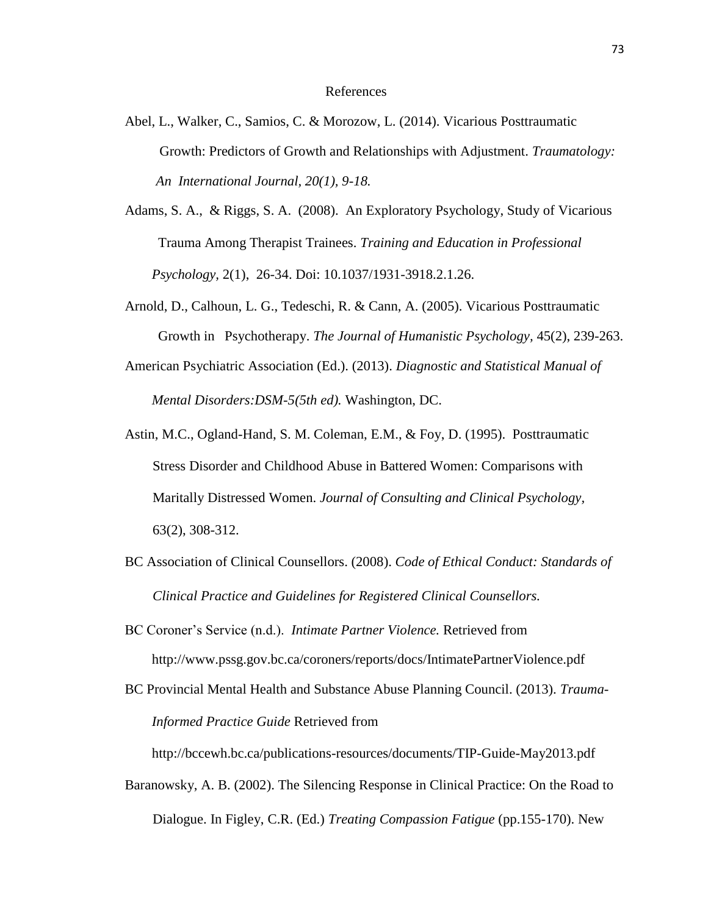# References

Abel, L., Walker, C., Samios, C. & Morozow, L. (2014). Vicarious Posttraumatic Growth: Predictors of Growth and Relationships with Adjustment. *Traumatology: An International Journal, 20(1), 9-18.*

Adams, S. A., & Riggs, S. A. (2008). An Exploratory Psychology, Study of Vicarious Trauma Among Therapist Trainees. *Training and Education in Professional Psychology,* 2(1), 26-34. Doi: 10.1037/1931-3918.2.1.26.

Arnold, D., Calhoun, L. G., Tedeschi, R. & Cann, A. (2005). Vicarious Posttraumatic Growth in Psychotherapy. *The Journal of Humanistic Psychology*, 45(2), 239-263.

American Psychiatric Association (Ed.). (2013). *Diagnostic and Statistical Manual of Mental Disorders:DSM-5(5th ed).* Washington, DC.

Astin, M.C., Ogland-Hand, S. M. Coleman, E.M., & Foy, D. (1995). Posttraumatic Stress Disorder and Childhood Abuse in Battered Women: Comparisons with Maritally Distressed Women. *Journal of Consulting and Clinical Psychology*, 63(2), 308-312.

BC Association of Clinical Counsellors. (2008). *Code of Ethical Conduct: Standards of Clinical Practice and Guidelines for Registered Clinical Counsellors.*

BC Coroner's Service (n.d.). *Intimate Partner Violence.* Retrieved from http://www.pssg.gov.bc.ca/coroners/reports/docs/IntimatePartnerViolence.pdf

BC Provincial Mental Health and Substance Abuse Planning Council. (2013). *Trauma-Informed Practice Guide* Retrieved from http://bccewh.bc.ca/publications-resources/documents/TIP-Guide-May2013.pdf

Baranowsky, A. B. (2002). The Silencing Response in Clinical Practice: On the Road to Dialogue. In Figley, C.R. (Ed.) *Treating Compassion Fatigue* (pp.155-170). New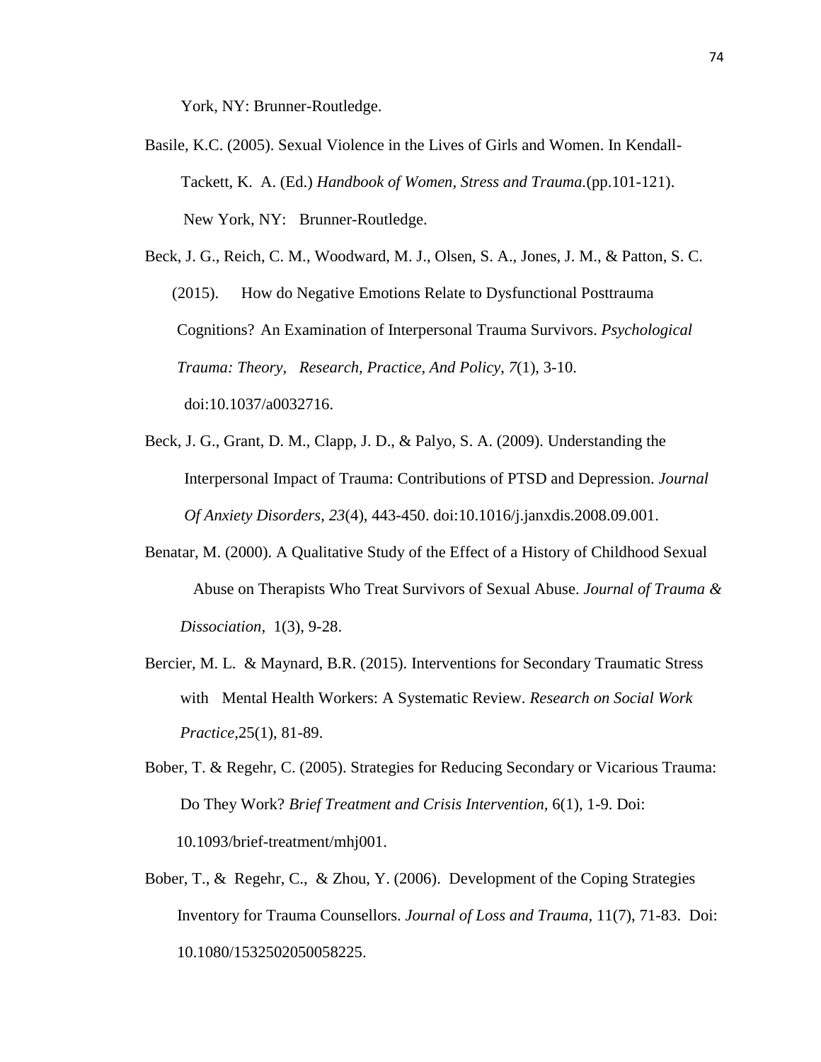York, NY: Brunner-Routledge.

Basile, K.C. (2005). Sexual Violence in the Lives of Girls and Women. In Kendall-Tackett, K. A. (Ed.) *Handbook of Women, Stress and Trauma.*(pp.101-121). New York, NY: Brunner-Routledge.

Beck, J. G., Reich, C. M., Woodward, M. J., Olsen, S. A., Jones, J. M., & Patton, S. C. (2015). How do Negative Emotions Relate to Dysfunctional Posttrauma Cognitions? An Examination of Interpersonal Trauma Survivors. *Psychological Trauma: Theory, Research, Practice, And Policy*, *7*(1), 3-10. doi:10.1037/a0032716.

Beck, J. G., Grant, D. M., Clapp, J. D., & Palyo, S. A. (2009). Understanding the Interpersonal Impact of Trauma: Contributions of PTSD and Depression. *Journal Of Anxiety Disorders*, *23*(4), 443-450. doi:10.1016/j.janxdis.2008.09.001.

Benatar, M. (2000). A Qualitative Study of the Effect of a History of Childhood Sexual Abuse on Therapists Who Treat Survivors of Sexual Abuse. *Journal of Trauma & Dissociation,* 1(3), 9-28.

Bercier, M. L. & Maynard, B.R. (2015). Interventions for Secondary Traumatic Stress with Mental Health Workers: A Systematic Review. *Research on Social Work Practice,*25(1), 81-89.

Bober, T. & Regehr, C. (2005). Strategies for Reducing Secondary or Vicarious Trauma: Do They Work? *Brief Treatment and Crisis Intervention*, 6(1), 1-9. Doi: 10.1093/brief-treatment/mhj001.

Bober, T., & Regehr, C., & Zhou, Y. (2006). Development of the Coping Strategies Inventory for Trauma Counsellors. *Journal of Loss and Trauma*, 11(7), 71-83. Doi: 10.1080/1532502050058225.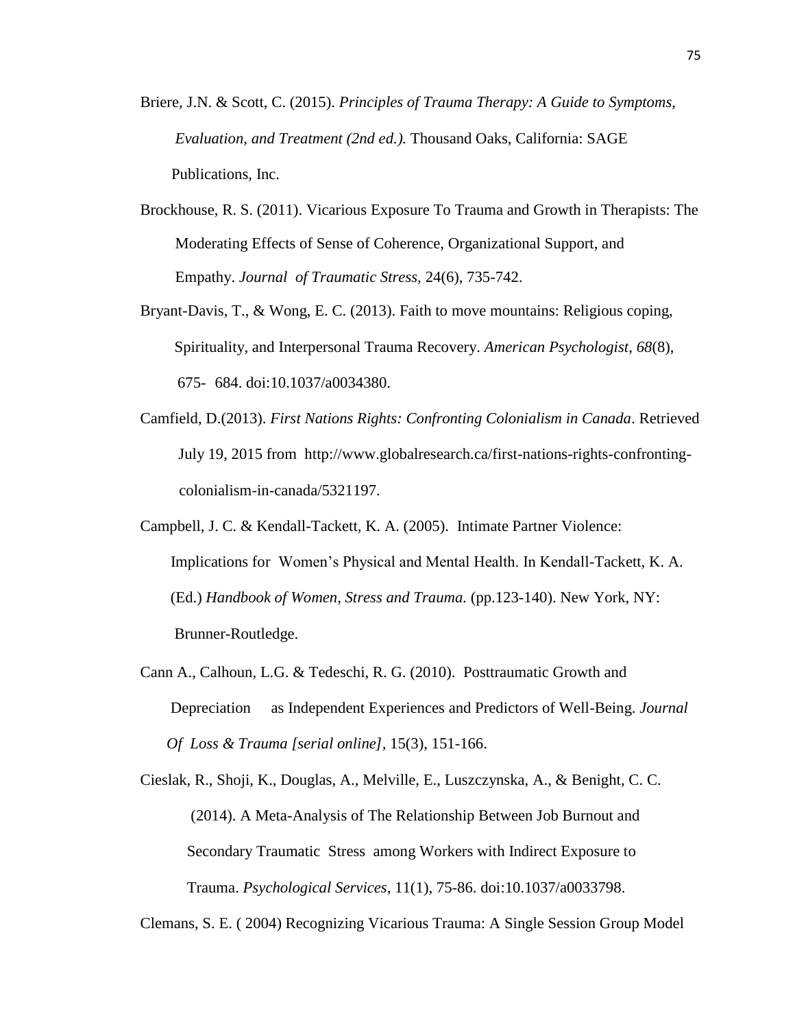Briere, J.N. & Scott, C. (2015). *Principles of Trauma Therapy: A Guide to Symptoms, Evaluation, and Treatment (2nd ed.).* Thousand Oaks, California: SAGE Publications, Inc.

Brockhouse, R. S. (2011). Vicarious Exposure To Trauma and Growth in Therapists: The Moderating Effects of Sense of Coherence, Organizational Support, and Empathy. *Journal of Traumatic Stress,* 24(6), 735-742.

Bryant-Davis, T., & Wong, E. C. (2013). Faith to move mountains: Religious coping, Spirituality, and Interpersonal Trauma Recovery. *American Psychologist*, *68*(8), 675- 684. doi:10.1037/a0034380.

Camfield, D.(2013). *First Nations Rights: Confronting Colonialism in Canada*. Retrieved July 19, 2015 from http://www.globalresearch.ca/first-nations-rights-confronting-colonialism-in-canada/5321197.

Campbell, J. C. & Kendall-Tackett, K. A. (2005). Intimate Partner Violence: Implications for Women's Physical and Mental Health. In Kendall-Tackett, K. A. (Ed.) *Handbook of Women, Stress and Trauma.* (pp.123-140). New York, NY: Brunner-Routledge.

Cann A., Calhoun, L.G. & Tedeschi, R. G. (2010). Posttraumatic Growth and Depreciation as Independent Experiences and Predictors of Well-Being. *Journal Of Loss & Trauma [serial online]*, 15(3), 151-166.

Cieslak, R., Shoji, K., Douglas, A., Melville, E., Luszczynska, A., & Benight, C. C. (2014). A Meta-Analysis of The Relationship Between Job Burnout and Secondary Traumatic Stress among Workers with Indirect Exposure to Trauma. *Psychological Services*, 11(1), 75-86. doi:10.1037/a0033798.

Clemans, S. E. ( 2004) Recognizing Vicarious Trauma: A Single Session Group Model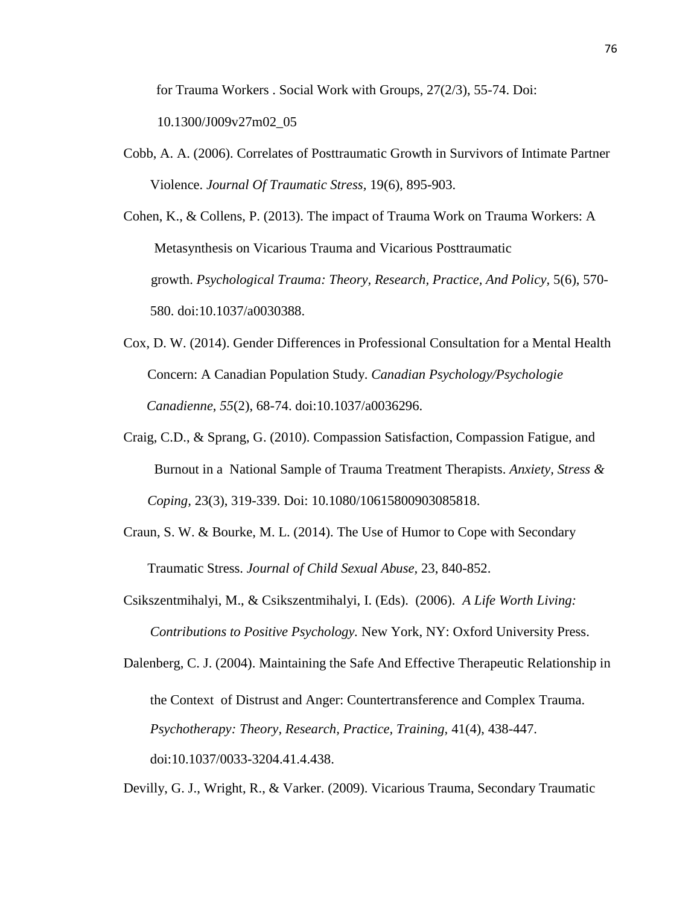for Trauma Workers . Social Work with Groups, 27(2/3), 55-74. Doi: 10.1300/J009v27m02_05

Cobb, A. A. (2006). Correlates of Posttraumatic Growth in Survivors of Intimate Partner Violence. *Journal Of Traumatic Stress*, 19(6), 895-903.

Cohen, K., & Collens, P. (2013). The impact of Trauma Work on Trauma Workers: A Metasynthesis on Vicarious Trauma and Vicarious Posttraumatic growth. *Psychological Trauma: Theory, Research, Practice, And Policy,* 5(6), 570-580. doi:10.1037/a0030388.

Cox, D. W. (2014). Gender Differences in Professional Consultation for a Mental Health Concern: A Canadian Population Study. *Canadian Psychology/Psychologie Canadienne*, *55*(2), 68-74. doi:10.1037/a0036296.

Craig, C.D., & Sprang, G. (2010). Compassion Satisfaction, Compassion Fatigue, and Burnout in a National Sample of Trauma Treatment Therapists. *Anxiety, Stress & Coping,* 23(3), 319-339. Doi: 10.1080/10615800903085818.

Craun, S. W. & Bourke, M. L. (2014). The Use of Humor to Cope with Secondary Traumatic Stress. *Journal of Child Sexual Abuse,* 23, 840-852.

Csikszentmihalyi, M., & Csikszentmihalyi, I. (Eds). (2006). *A Life Worth Living: Contributions to Positive Psychology.* New York, NY: Oxford University Press.

Dalenberg, C. J. (2004). Maintaining the Safe And Effective Therapeutic Relationship in the Context of Distrust and Anger: Countertransference and Complex Trauma. *Psychotherapy: Theory, Research, Practice, Training*, 41(4), 438-447. doi:10.1037/0033-3204.41.4.438.

Devilly, G. J., Wright, R., & Varker. (2009). Vicarious Trauma, Secondary Traumatic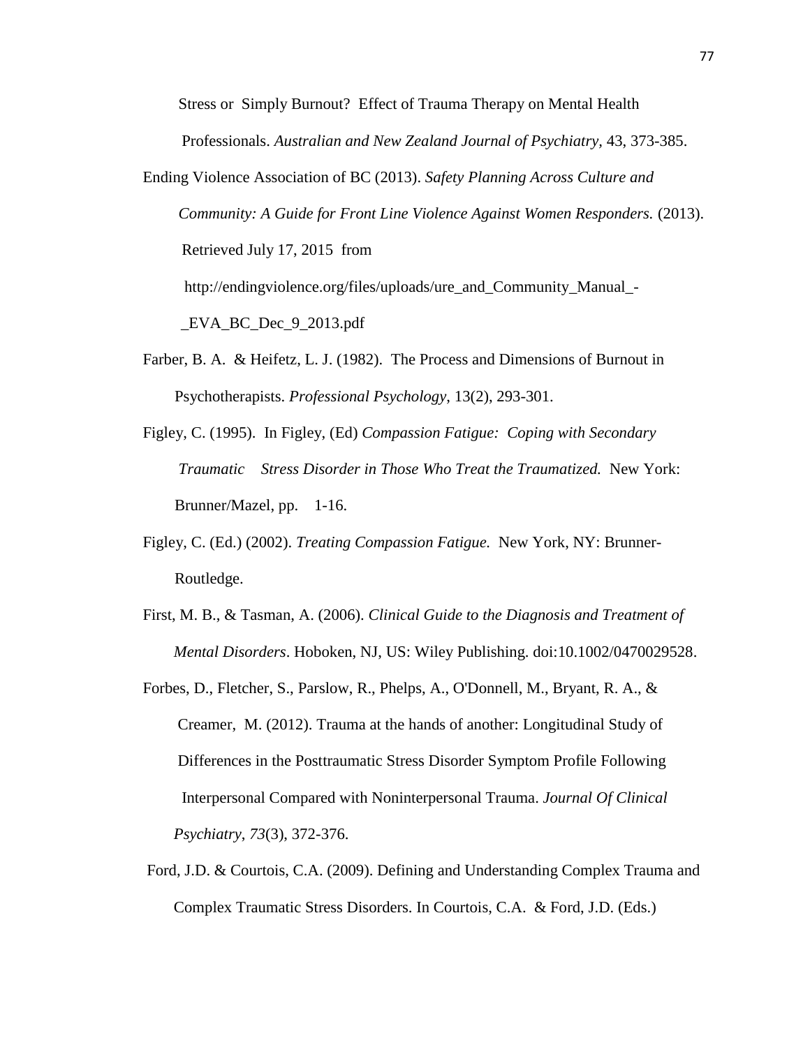Stress or Simply Burnout? Effect of Trauma Therapy on Mental Health Professionals. *Australian and New Zealand Journal of Psychiatry,* 43, 373-385.

Ending Violence Association of BC (2013). *Safety Planning Across Culture and Community: A Guide for Front Line Violence Against Women Responders.* (2013). Retrieved July 17, 2015 from http://endingviolence.org/files/uploads/ure_and_Community_Manual_-_EVA_BC_Dec_9_2013.pdf

Farber, B. A. & Heifetz, L. J. (1982). The Process and Dimensions of Burnout in Psychotherapists. *Professional Psychology*, 13(2), 293-301.

Figley, C. (1995). In Figley, (Ed) *Compassion Fatigue: Coping with Secondary Traumatic Stress Disorder in Those Who Treat the Traumatized.* New York: Brunner/Mazel, pp. 1-16.

Figley, C. (Ed.) (2002). *Treating Compassion Fatigue.* New York, NY: Brunner-Routledge.

First, M. B., & Tasman, A. (2006). *Clinical Guide to the Diagnosis and Treatment of Mental Disorders*. Hoboken, NJ, US: Wiley Publishing. doi:10.1002/0470029528.

Forbes, D., Fletcher, S., Parslow, R., Phelps, A., O'Donnell, M., Bryant, R. A., & Creamer, M. (2012). Trauma at the hands of another: Longitudinal Study of Differences in the Posttraumatic Stress Disorder Symptom Profile Following Interpersonal Compared with Noninterpersonal Trauma. *Journal Of Clinical Psychiatry*, *73*(3), 372-376.

Ford, J.D. & Courtois, C.A. (2009). Defining and Understanding Complex Trauma and Complex Traumatic Stress Disorders. In Courtois, C.A. & Ford, J.D. (Eds.)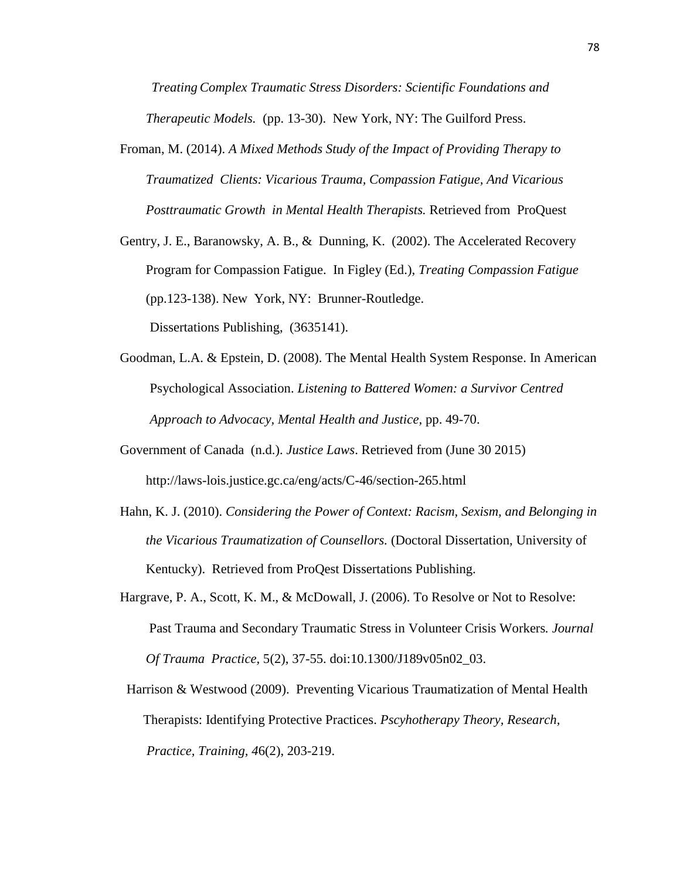*Treating Complex Traumatic Stress Disorders: Scientific Foundations and Therapeutic Models.* (pp. 13-30). New York, NY: The Guilford Press.

Froman, M. (2014). *A Mixed Methods Study of the Impact of Providing Therapy to Traumatized Clients: Vicarious Trauma, Compassion Fatigue, And Vicarious Posttraumatic Growth in Mental Health Therapists.* Retrieved from ProQuest

Gentry, J. E., Baranowsky, A. B., & Dunning, K. (2002). The Accelerated Recovery Program for Compassion Fatigue. In Figley (Ed.), *Treating Compassion Fatigue* (pp.123-138). New York, NY: Brunner-Routledge.
Dissertations Publishing, (3635141).

Goodman, L.A. & Epstein, D. (2008). The Mental Health System Response. In American Psychological Association. *Listening to Battered Women: a Survivor Centred Approach to Advocacy, Mental Health and Justice,* pp. 49-70.

Government of Canada (n.d.). *Justice Laws*. Retrieved from (June 30 2015) http://laws-lois.justice.gc.ca/eng/acts/C-46/section-265.html

Hahn, K. J. (2010). *Considering the Power of Context: Racism, Sexism, and Belonging in the Vicarious Traumatization of Counsellors.* (Doctoral Dissertation, University of Kentucky). Retrieved from ProQest Dissertations Publishing.

Hargrave, P. A., Scott, K. M., & McDowall, J. (2006). To Resolve or Not to Resolve: Past Trauma and Secondary Traumatic Stress in Volunteer Crisis Workers*. Journal Of Trauma Practice,* 5(2), 37-55. doi:10.1300/J189v05n02_03.

Harrison & Westwood (2009). Preventing Vicarious Traumatization of Mental Health Therapists: Identifying Protective Practices. *Pscyhotherapy Theory, Research, Practice, Training, 4*6(2), 203-219.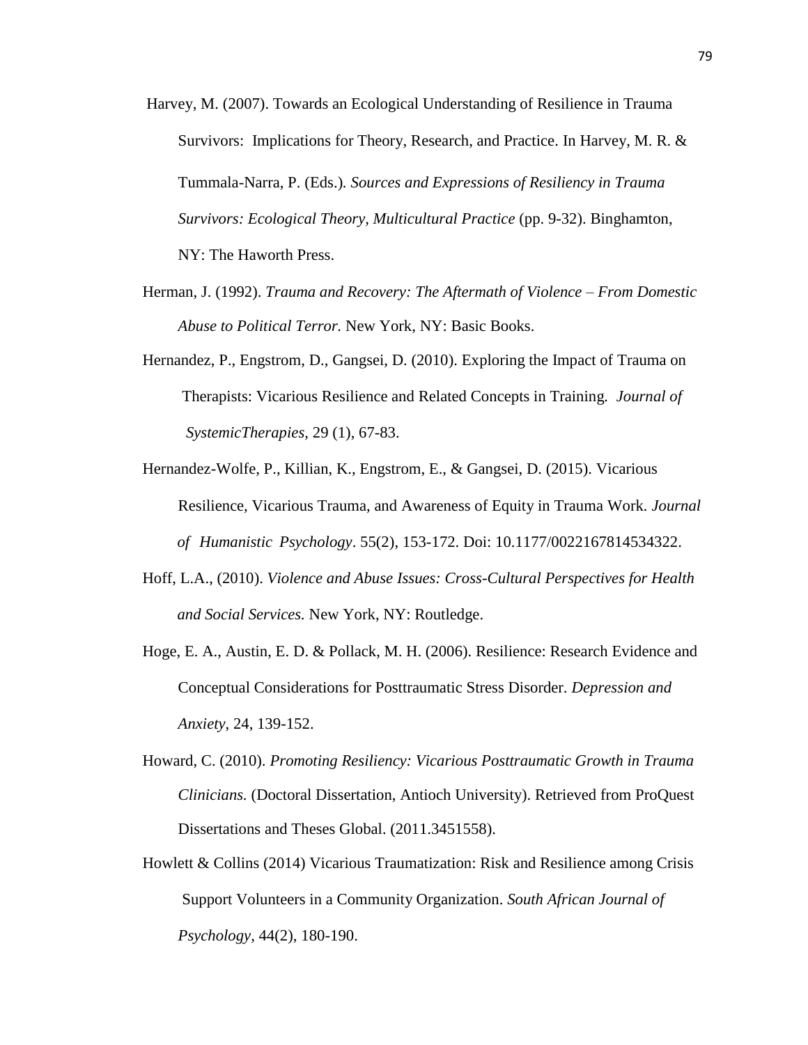Harvey, M. (2007). Towards an Ecological Understanding of Resilience in Trauma Survivors: Implications for Theory, Research, and Practice. In Harvey, M. R. & Tummala-Narra, P. (Eds.). *Sources and Expressions of Resiliency in Trauma Survivors: Ecological Theory, Multicultural Practice* (pp. 9-32). Binghamton, NY: The Haworth Press.

Herman, J. (1992). *Trauma and Recovery: The Aftermath of Violence – From Domestic Abuse to Political Terror.* New York, NY: Basic Books.

Hernandez, P., Engstrom, D., Gangsei, D. (2010). Exploring the Impact of Trauma on Therapists: Vicarious Resilience and Related Concepts in Training. *Journal of SystemicTherapies*, 29 (1), 67-83.

Hernandez-Wolfe, P., Killian, K., Engstrom, E., & Gangsei, D. (2015). Vicarious Resilience, Vicarious Trauma, and Awareness of Equity in Trauma Work. *Journal of Humanistic Psychology*. 55(2), 153-172. Doi: 10.1177/0022167814534322.

Hoff, L.A., (2010). *Violence and Abuse Issues: Cross-Cultural Perspectives for Health and Social Services.* New York, NY: Routledge.

Hoge, E. A., Austin, E. D. & Pollack, M. H. (2006). Resilience: Research Evidence and Conceptual Considerations for Posttraumatic Stress Disorder. *Depression and Anxiety*, 24, 139-152.

Howard, C. (2010). *Promoting Resiliency: Vicarious Posttraumatic Growth in Trauma Clinicians.* (Doctoral Dissertation, Antioch University). Retrieved from ProQuest Dissertations and Theses Global. (2011.3451558).

Howlett & Collins (2014) Vicarious Traumatization: Risk and Resilience among Crisis Support Volunteers in a Community Organization. *South African Journal of Psychology*, 44(2), 180-190.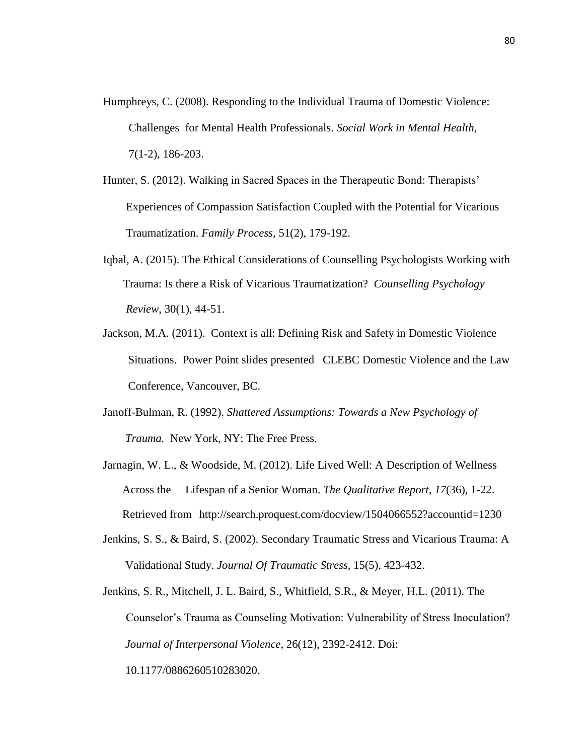Humphreys, C. (2008). Responding to the Individual Trauma of Domestic Violence: Challenges for Mental Health Professionals. *Social Work in Mental Health*, 7(1-2), 186-203.

Hunter, S. (2012). Walking in Sacred Spaces in the Therapeutic Bond: Therapists' Experiences of Compassion Satisfaction Coupled with the Potential for Vicarious Traumatization. *Family Process*, 51(2), 179-192.

Iqbal, A. (2015). The Ethical Considerations of Counselling Psychologists Working with Trauma: Is there a Risk of Vicarious Traumatization? *Counselling Psychology Review*, 30(1), 44-51.

Jackson, M.A. (2011). Context is all: Defining Risk and Safety in Domestic Violence Situations. Power Point slides presented CLEBC Domestic Violence and the Law Conference, Vancouver, BC.

Janoff-Bulman, R. (1992). *Shattered Assumptions: Towards a New Psychology of Trauma.* New York, NY: The Free Press.

Jarnagin, W. L., & Woodside, M. (2012). Life Lived Well: A Description of Wellness Across the Lifespan of a Senior Woman. *The Qualitative Report, 17*(36), 1-22. Retrieved from http://search.proquest.com/docview/1504066552?accountid=1230

Jenkins, S. S., & Baird, S. (2002). Secondary Traumatic Stress and Vicarious Trauma: A Validational Study. *Journal Of Traumatic Stress,* 15(5), 423-432.

Jenkins, S. R., Mitchell, J. L. Baird, S., Whitfield, S.R., & Meyer, H.L. (2011). The Counselor's Trauma as Counseling Motivation: Vulnerability of Stress Inoculation? *Journal of Interpersonal Violence,* 26(12), 2392-2412. Doi: 10.1177/0886260510283020.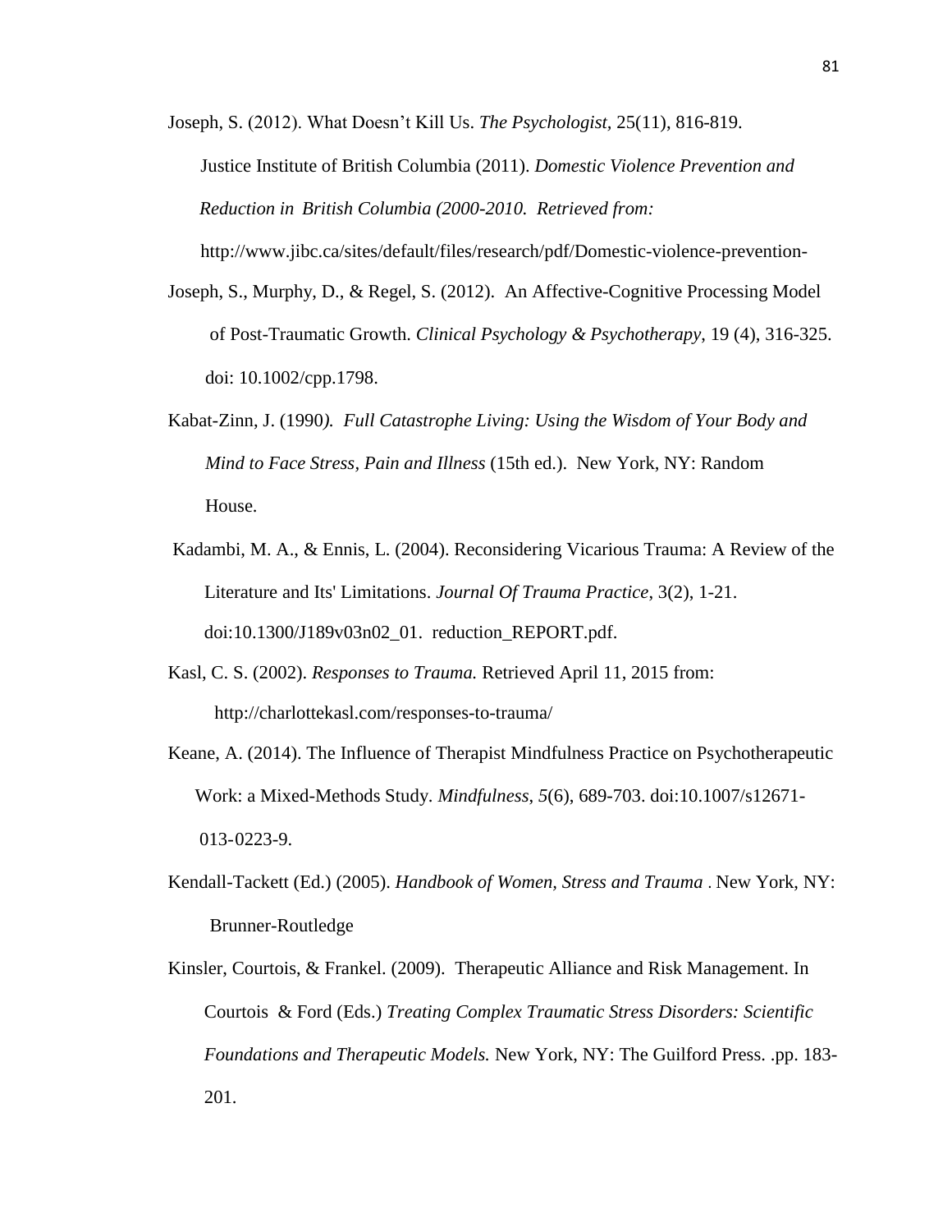Joseph, S. (2012). What Doesn't Kill Us. *The Psychologist*, 25(11), 816-819.

Justice Institute of British Columbia (2011). *Domestic Violence Prevention and Reduction in British Columbia (2000-2010. Retrieved from:* http://www.jibc.ca/sites/default/files/research/pdf/Domestic-violence-prevention-

Joseph, S., Murphy, D., & Regel, S. (2012). An Affective-Cognitive Processing Model of Post-Traumatic Growth. *Clinical Psychology & Psychotherapy*, 19 (4), 316-325. doi: 10.1002/cpp.1798.

Kabat-Zinn, J. (1990*). Full Catastrophe Living: Using the Wisdom of Your Body and Mind to Face Stress, Pain and Illness* (15th ed.). New York, NY: Random House.

Kadambi, M. A., & Ennis, L. (2004). Reconsidering Vicarious Trauma: A Review of the Literature and Its' Limitations. *Journal Of Trauma Practice*, 3(2), 1-21. doi:10.1300/J189v03n02_01. reduction_REPORT.pdf.

Kasl, C. S. (2002). *Responses to Trauma.* Retrieved April 11, 2015 from: http://charlottekasl.com/responses-to-trauma/

Keane, A. (2014). The Influence of Therapist Mindfulness Practice on Psychotherapeutic Work: a Mixed-Methods Study. *Mindfulness*, *5*(6), 689-703. doi:10.1007/s12671-013-0223-9.

Kendall-Tackett (Ed.) (2005). *Handbook of Women, Stress and Trauma .* New York, NY: Brunner-Routledge

Kinsler, Courtois, & Frankel. (2009). Therapeutic Alliance and Risk Management. In Courtois & Ford (Eds.) *Treating Complex Traumatic Stress Disorders: Scientific Foundations and Therapeutic Models.* New York, NY: The Guilford Press. .pp. 183-201.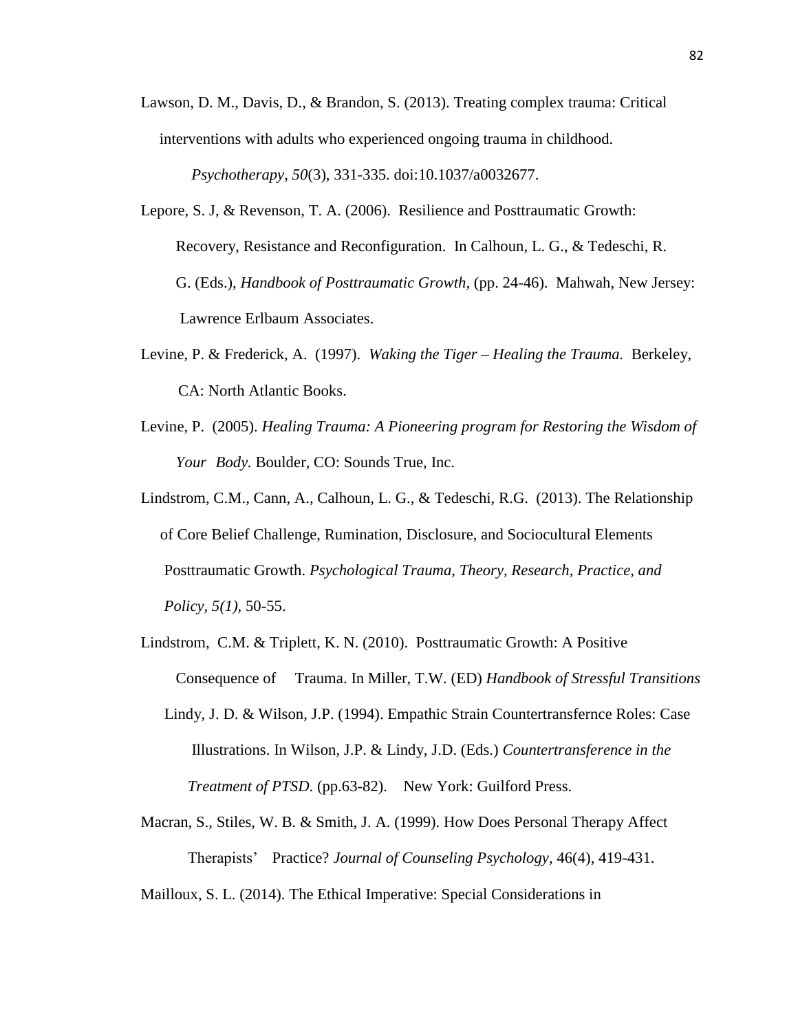Lawson, D. M., Davis, D., & Brandon, S. (2013). Treating complex trauma: Critical interventions with adults who experienced ongoing trauma in childhood. *Psychotherapy*, *50*(3), 331-335. doi:10.1037/a0032677.

Lepore, S. J, & Revenson, T. A. (2006). Resilience and Posttraumatic Growth: Recovery, Resistance and Reconfiguration. In Calhoun, L. G., & Tedeschi, R. G. (Eds.), *Handbook of Posttraumatic Growth*, (pp. 24-46). Mahwah, New Jersey: Lawrence Erlbaum Associates.

Levine, P. & Frederick, A. (1997). *Waking the Tiger – Healing the Trauma.* Berkeley, CA: North Atlantic Books.

Levine, P. (2005). *Healing Trauma: A Pioneering program for Restoring the Wisdom of Your Body.* Boulder, CO: Sounds True, Inc.

Lindstrom, C.M., Cann, A., Calhoun, L. G., & Tedeschi, R.G. (2013). The Relationship of Core Belief Challenge, Rumination, Disclosure, and Sociocultural Elements Posttraumatic Growth. *Psychological Trauma, Theory, Research, Practice, and Policy, 5(1),* 50-55.

Lindstrom, C.M. & Triplett, K. N. (2010). Posttraumatic Growth: A Positive Consequence of Trauma. In Miller, T.W. (ED) *Handbook of Stressful Transitions*

Lindy, J. D. & Wilson, J.P. (1994). Empathic Strain Countertransfernce Roles: Case Illustrations. In Wilson, J.P. & Lindy, J.D. (Eds.) *Countertransference in the Treatment of PTSD.* (pp.63-82). New York: Guilford Press.

Macran, S., Stiles, W. B. & Smith, J. A. (1999). How Does Personal Therapy Affect Therapists' Practice? *Journal of Counseling Psychology*, 46(4), 419-431.

Mailloux, S. L. (2014). The Ethical Imperative: Special Considerations in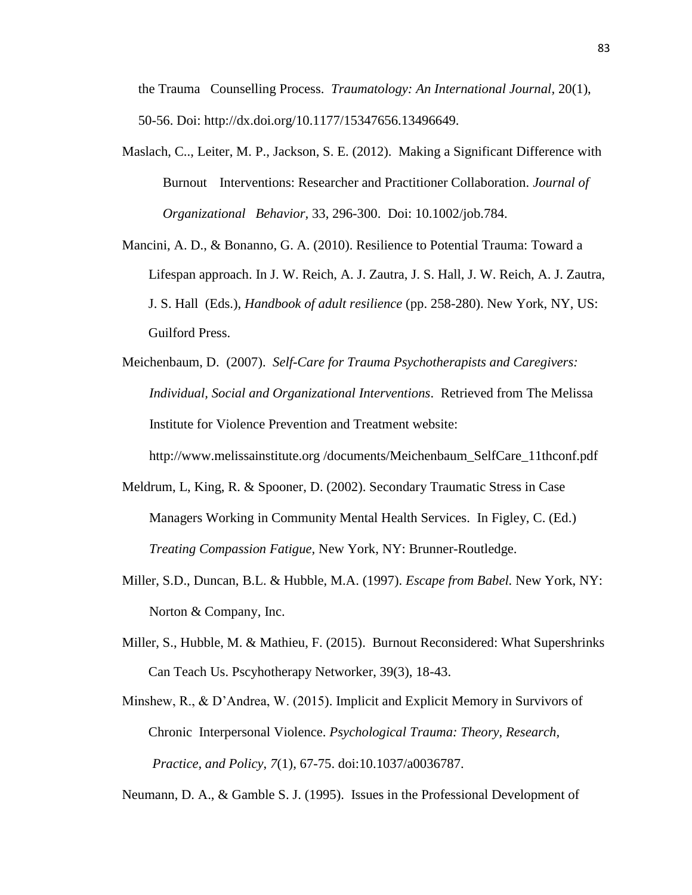the Trauma Counselling Process. *Traumatology: An International Journal,* 20(1), 50-56. Doi: http://dx.doi.org/10.1177/15347656.13496649.

Maslach, C.., Leiter, M. P., Jackson, S. E. (2012). Making a Significant Difference with Burnout Interventions: Researcher and Practitioner Collaboration. *Journal of Organizational Behavior,* 33, 296-300. Doi: 10.1002/job.784.

Mancini, A. D., & Bonanno, G. A. (2010). Resilience to Potential Trauma: Toward a Lifespan approach. In J. W. Reich, A. J. Zautra, J. S. Hall, J. W. Reich, A. J. Zautra, J. S. Hall (Eds.), *Handbook of adult resilience* (pp. 258-280). New York, NY, US: Guilford Press.

Meichenbaum, D. (2007). *Self-Care for Trauma Psychotherapists and Caregivers: Individual, Social and Organizational Interventions*. Retrieved from The Melissa Institute for Violence Prevention and Treatment website: http://www.melissainstitute.org /documents/Meichenbaum_SelfCare_11thconf.pdf

Meldrum, L, King, R. & Spooner, D. (2002). Secondary Traumatic Stress in Case Managers Working in Community Mental Health Services. In Figley, C. (Ed.) *Treating Compassion Fatigue,* New York, NY: Brunner-Routledge.

Miller, S.D., Duncan, B.L. & Hubble, M.A. (1997). *Escape from Babel.* New York, NY: Norton & Company, Inc.

Miller, S., Hubble, M. & Mathieu, F. (2015). Burnout Reconsidered: What Supershrinks Can Teach Us. Pscyhotherapy Networker, 39(3), 18-43.

Minshew, R., & D'Andrea, W. (2015). Implicit and Explicit Memory in Survivors of Chronic Interpersonal Violence. *Psychological Trauma: Theory, Research, Practice, and Policy*, *7*(1), 67-75. doi:10.1037/a0036787.

Neumann, D. A., & Gamble S. J. (1995). Issues in the Professional Development of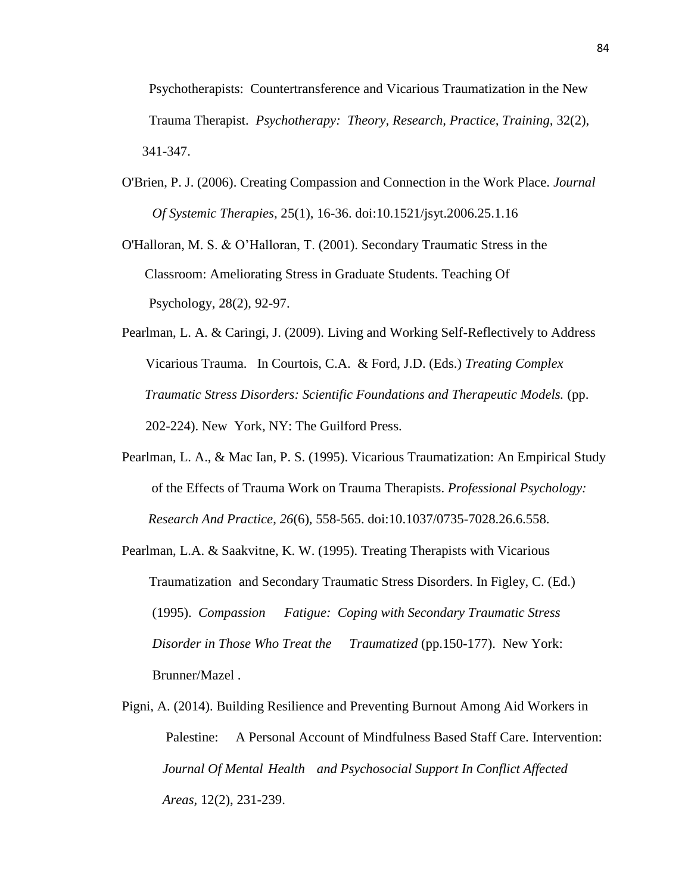Psychotherapists: Countertransference and Vicarious Traumatization in the New Trauma Therapist. *Psychotherapy: Theory, Research, Practice, Training,* 32(2), 341-347.

O'Brien, P. J. (2006). Creating Compassion and Connection in the Work Place. *Journal Of Systemic Therapies,* 25(1), 16-36. doi:10.1521/jsyt.2006.25.1.16

O'Halloran, M. S. & O'Halloran, T. (2001). Secondary Traumatic Stress in the Classroom: Ameliorating Stress in Graduate Students. Teaching Of Psychology, 28(2), 92-97.

Pearlman, L. A. & Caringi, J. (2009). Living and Working Self-Reflectively to Address Vicarious Trauma. In Courtois, C.A. & Ford, J.D. (Eds.) *Treating Complex Traumatic Stress Disorders: Scientific Foundations and Therapeutic Models.* (pp. 202-224). New York, NY: The Guilford Press.

Pearlman, L. A., & Mac Ian, P. S. (1995). Vicarious Traumatization: An Empirical Study of the Effects of Trauma Work on Trauma Therapists. *Professional Psychology: Research And Practice*, *26*(6), 558-565. doi:10.1037/0735-7028.26.6.558.

Pearlman, L.A. & Saakvitne, K. W. (1995). Treating Therapists with Vicarious Traumatization and Secondary Traumatic Stress Disorders. In Figley, C. (Ed.) (1995). *Compassion Fatigue: Coping with Secondary Traumatic Stress Disorder in Those Who Treat the Traumatized* (pp.150-177). New York: Brunner/Mazel .

Pigni, A. (2014). Building Resilience and Preventing Burnout Among Aid Workers in Palestine: A Personal Account of Mindfulness Based Staff Care. Intervention: *Journal Of Mental Health and Psychosocial Support In Conflict Affected Areas*, 12(2), 231-239.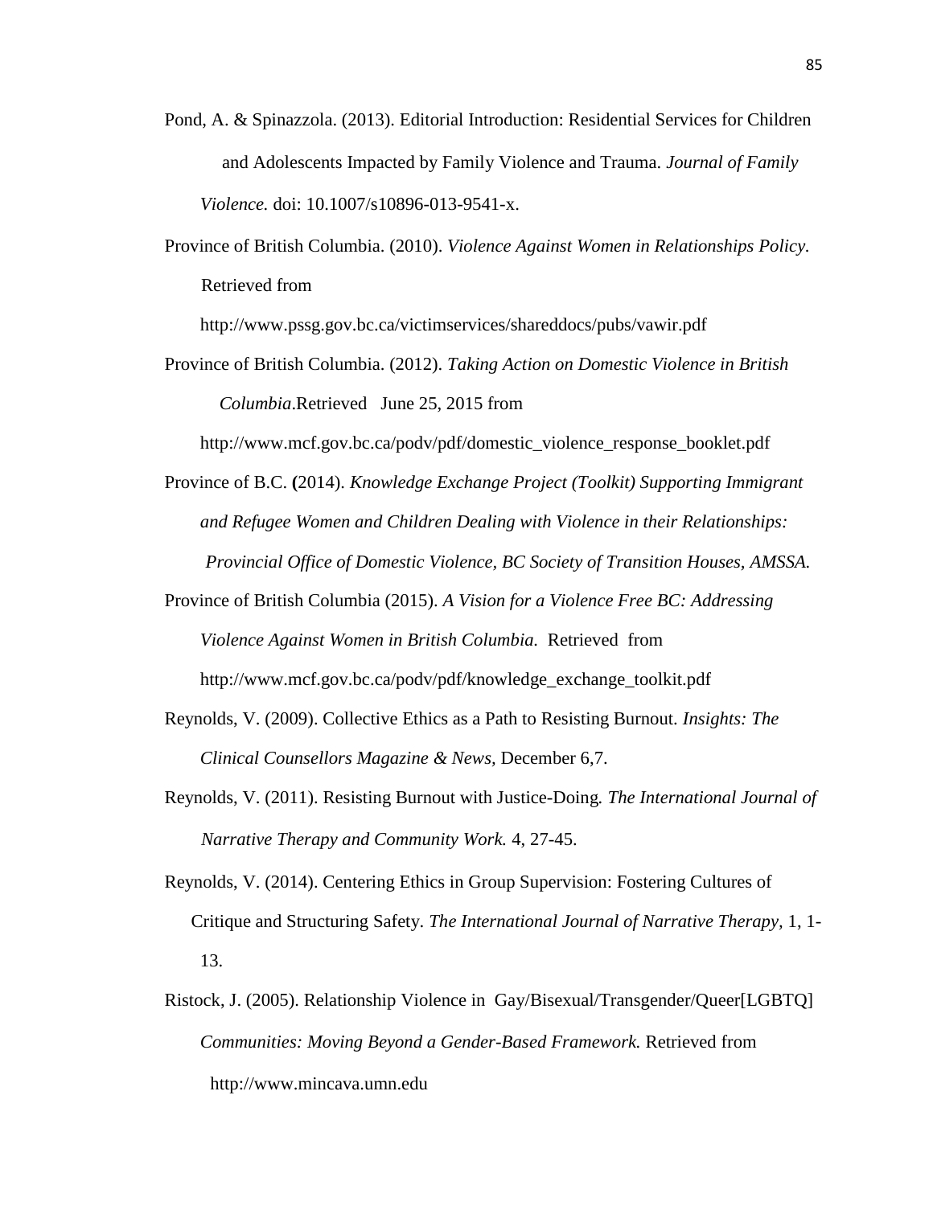Pond, A. & Spinazzola. (2013). Editorial Introduction: Residential Services for Children and Adolescents Impacted by Family Violence and Trauma. *Journal of Family Violence.* doi: 10.1007/s10896-013-9541-x.

Province of British Columbia. (2010). *Violence Against Women in Relationships Policy.* Retrieved from http://www.pssg.gov.bc.ca/victimservices/shareddocs/pubs/vawir.pdf

Province of British Columbia. (2012). *Taking Action on Domestic Violence in British Columbia*.Retrieved June 25, 2015 from http://www.mcf.gov.bc.ca/podv/pdf/domestic_violence_response_booklet.pdf

Province of B.C. **(**2014). *Knowledge Exchange Project (Toolkit) Supporting Immigrant and Refugee Women and Children Dealing with Violence in their Relationships: Provincial Office of Domestic Violence, BC Society of Transition Houses, AMSSA.*

Province of British Columbia (2015). *A Vision for a Violence Free BC: Addressing Violence Against Women in British Columbia.* Retrieved from http://www.mcf.gov.bc.ca/podv/pdf/knowledge_exchange_toolkit.pdf

Reynolds, V. (2009). Collective Ethics as a Path to Resisting Burnout. *Insights: The Clinical Counsellors Magazine & News*, December 6,7.

Reynolds, V. (2011). Resisting Burnout with Justice-Doing. *The International Journal of Narrative Therapy and Community Work.* 4, 27-45.

Reynolds, V. (2014). Centering Ethics in Group Supervision: Fostering Cultures of Critique and Structuring Safety. *The International Journal of Narrative Therapy*, 1, 1-13.

Ristock, J. (2005). Relationship Violence in Gay/Bisexual/Transgender/Queer[LGBTQ] *Communities: Moving Beyond a Gender-Based Framework.* Retrieved from http://www.mincava.umn.edu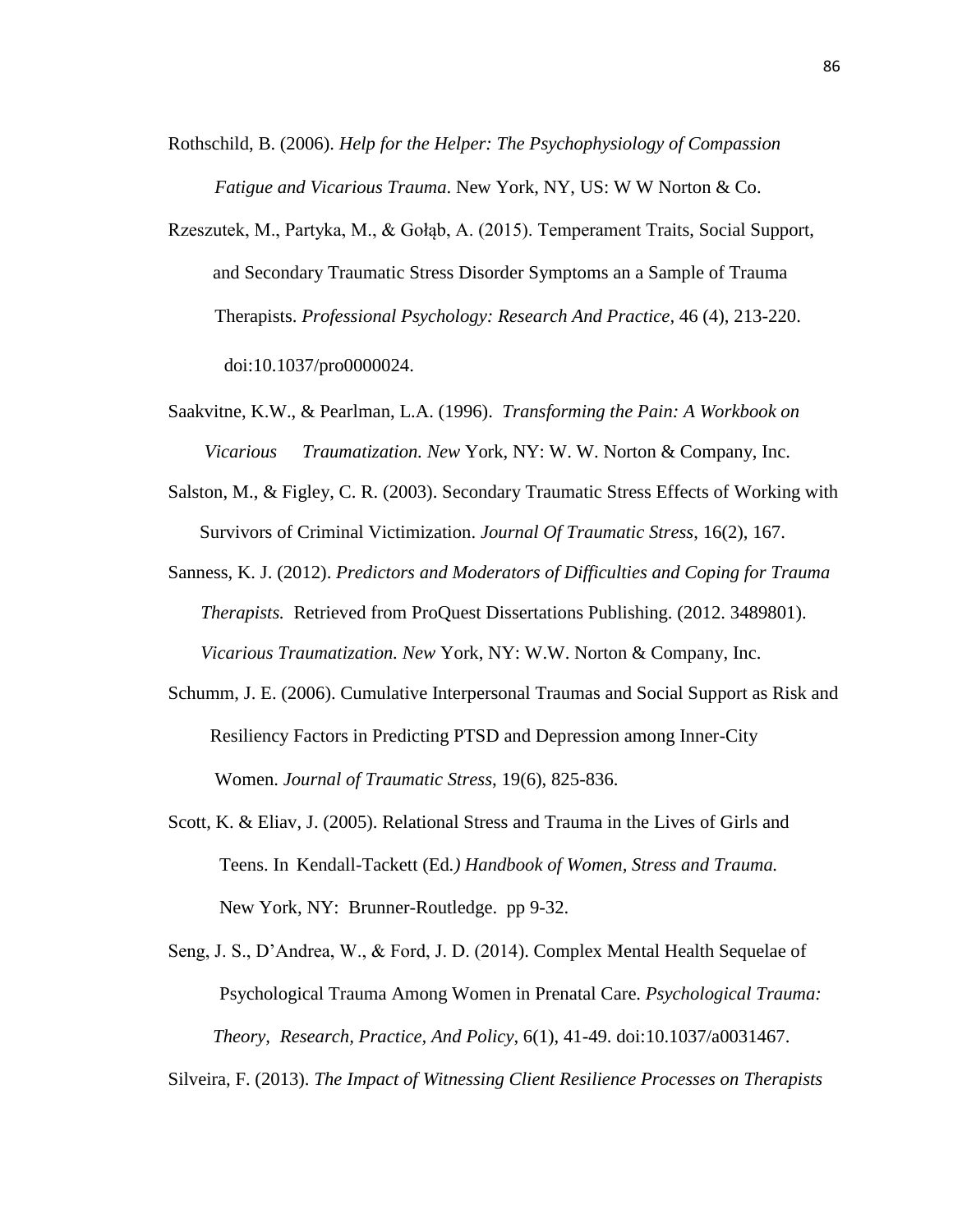Rothschild, B. (2006). *Help for the Helper: The Psychophysiology of Compassion Fatigue and Vicarious Trauma*. New York, NY, US: W W Norton & Co.

Rzeszutek, M., Partyka, M., & Gołąb, A. (2015). Temperament Traits, Social Support, and Secondary Traumatic Stress Disorder Symptoms an a Sample of Trauma Therapists. *Professional Psychology: Research And Practice*, 46 (4), 213-220. doi:10.1037/pro0000024.

Saakvitne, K.W., & Pearlman, L.A. (1996). *Transforming the Pain: A Workbook on Vicarious Traumatization. New* York, NY: W. W. Norton & Company, Inc.

Salston, M., & Figley, C. R. (2003). Secondary Traumatic Stress Effects of Working with Survivors of Criminal Victimization. *Journal Of Traumatic Stress*, 16(2), 167.

Sanness, K. J. (2012). *Predictors and Moderators of Difficulties and Coping for Trauma Therapists.* Retrieved from ProQuest Dissertations Publishing. (2012. 3489801). *Vicarious Traumatization. New* York, NY: W.W. Norton & Company, Inc.

Schumm, J. E. (2006). Cumulative Interpersonal Traumas and Social Support as Risk and Resiliency Factors in Predicting PTSD and Depression among Inner-City Women. *Journal of Traumatic Stress*, 19(6), 825-836.

Scott, K. & Eliav, J. (2005). Relational Stress and Trauma in the Lives of Girls and Teens. In Kendall-Tackett (Ed*.) Handbook of Women, Stress and Trauma.* New York, NY: Brunner-Routledge. pp 9-32.

Seng, J. S., D'Andrea, W., & Ford, J. D. (2014). Complex Mental Health Sequelae of Psychological Trauma Among Women in Prenatal Care. *Psychological Trauma: Theory, Research, Practice, And Policy*, 6(1), 41-49. doi:10.1037/a0031467.

Silveira, F. (2013). *The Impact of Witnessing Client Resilience Processes on Therapists*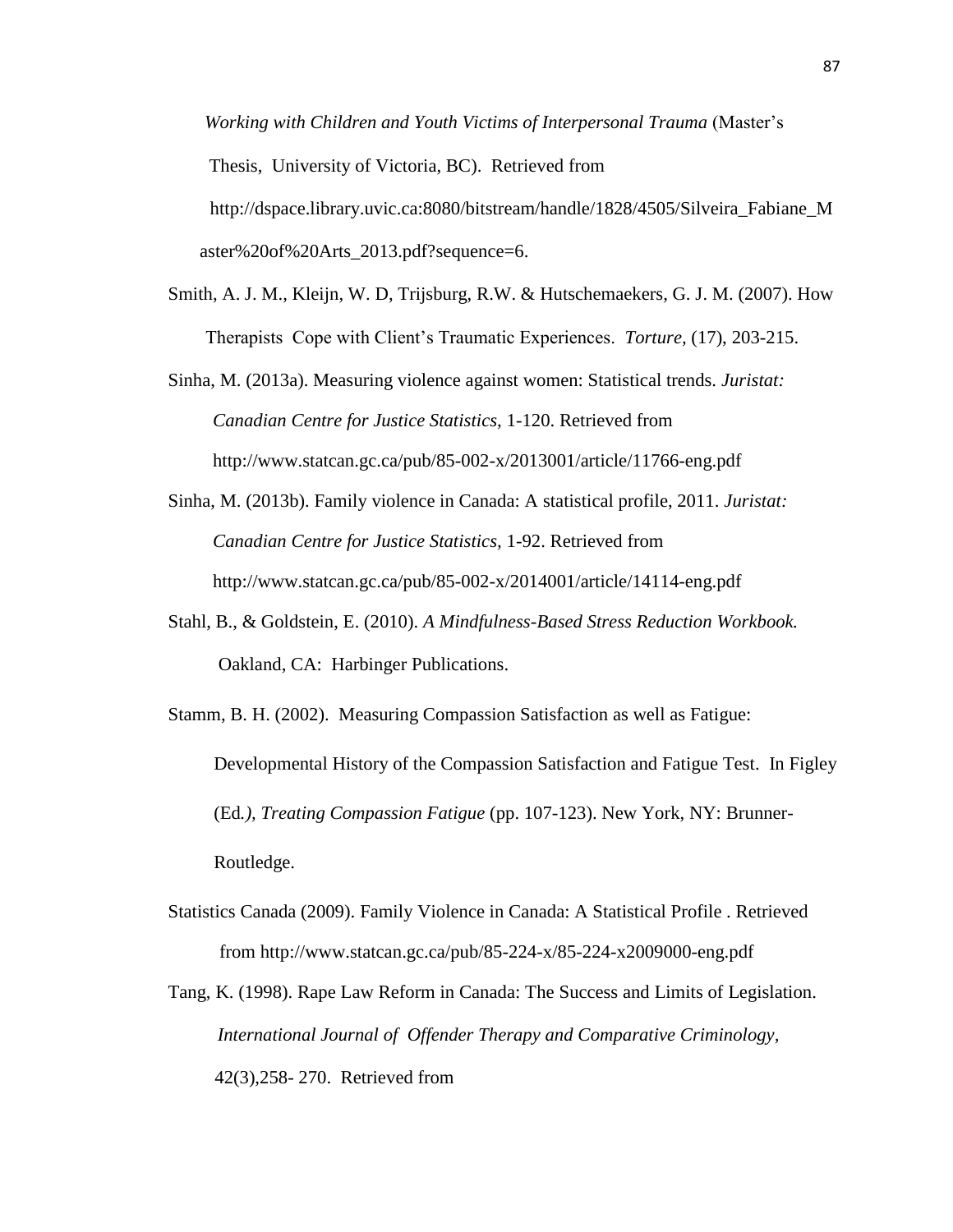*Working with Children and Youth Victims of Interpersonal Trauma* (Master's Thesis, University of Victoria, BC). Retrieved from http://dspace.library.uvic.ca:8080/bitstream/handle/1828/4505/Silveira_Fabiane_Master%20of%20Arts_2013.pdf?sequence=6.

Smith, A. J. M., Kleijn, W. D, Trijsburg, R.W. & Hutschemaekers, G. J. M. (2007). How Therapists Cope with Client's Traumatic Experiences. *Torture*, (17), 203-215.

Sinha, M. (2013a). Measuring violence against women: Statistical trends. *Juristat: Canadian Centre for Justice Statistics,* 1-120. Retrieved from http://www.statcan.gc.ca/pub/85-002-x/2013001/article/11766-eng.pdf

Sinha, M. (2013b). Family violence in Canada: A statistical profile, 2011. *Juristat: Canadian Centre for Justice Statistics,* 1-92. Retrieved from http://www.statcan.gc.ca/pub/85-002-x/2014001/article/14114-eng.pdf

Stahl, B., & Goldstein, E. (2010). *A Mindfulness-Based Stress Reduction Workbook.* Oakland, CA: Harbinger Publications.

Stamm, B. H. (2002). Measuring Compassion Satisfaction as well as Fatigue: Developmental History of the Compassion Satisfaction and Fatigue Test. In Figley (Ed*.), Treating Compassion Fatigue* (pp. 107-123). New York, NY: Brunner-Routledge.

Statistics Canada (2009). Family Violence in Canada: A Statistical Profile . Retrieved from http://www.statcan.gc.ca/pub/85-224-x/85-224-x2009000-eng.pdf

Tang, K. (1998). Rape Law Reform in Canada: The Success and Limits of Legislation. *International Journal of Offender Therapy and Comparative Criminology*, 42(3),258- 270. Retrieved from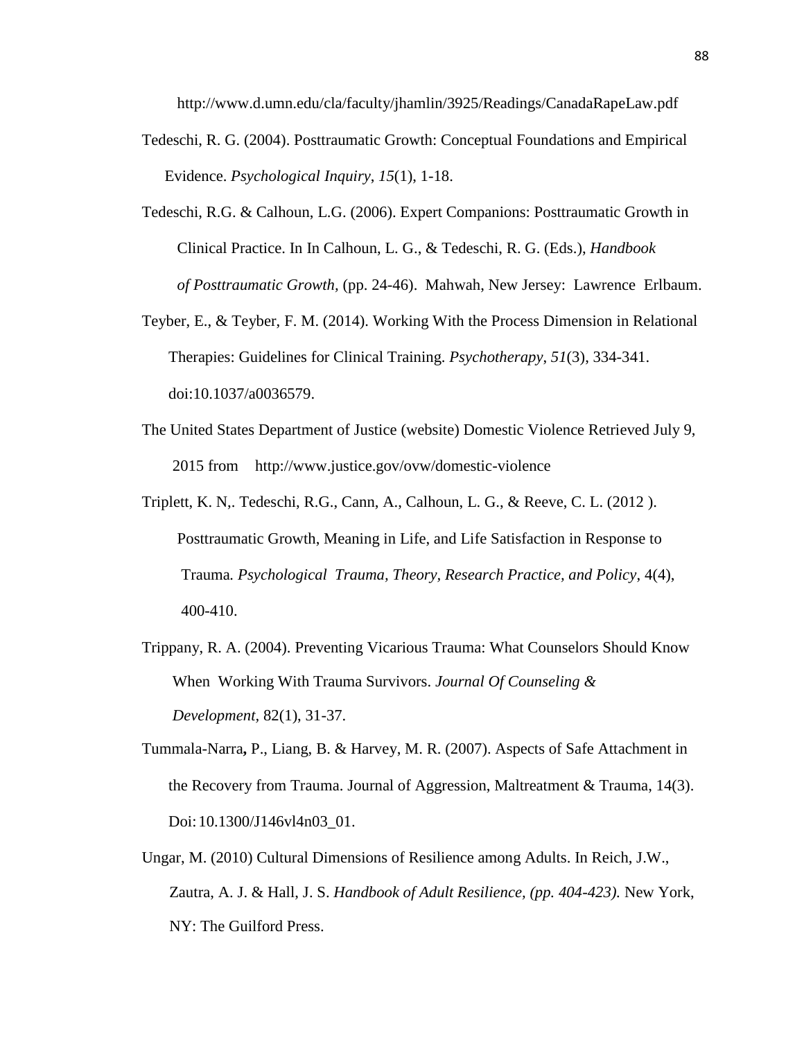http://www.d.umn.edu/cla/faculty/jhamlin/3925/Readings/CanadaRapeLaw.pdf

Tedeschi, R. G. (2004). Posttraumatic Growth: Conceptual Foundations and Empirical Evidence. *Psychological Inquiry*, *15*(1), 1-18.

Tedeschi, R.G. & Calhoun, L.G. (2006). Expert Companions: Posttraumatic Growth in Clinical Practice. In In Calhoun, L. G., & Tedeschi, R. G. (Eds.), *Handbook of Posttraumatic Growth,* (pp. 24-46). Mahwah, New Jersey: Lawrence Erlbaum.

Teyber, E., & Teyber, F. M. (2014). Working With the Process Dimension in Relational Therapies: Guidelines for Clinical Training. *Psychotherapy*, *51*(3), 334-341. doi:10.1037/a0036579.

The United States Department of Justice (website) Domestic Violence Retrieved July 9, 2015 from http://www.justice.gov/ovw/domestic-violence

Triplett, K. N,. Tedeschi, R.G., Cann, A., Calhoun, L. G., & Reeve, C. L. (2012 ). Posttraumatic Growth, Meaning in Life, and Life Satisfaction in Response to Trauma*. Psychological Trauma, Theory, Research Practice, and Policy*, 4(4), 400-410.

Trippany, R. A. (2004). Preventing Vicarious Trauma: What Counselors Should Know When Working With Trauma Survivors. *Journal Of Counseling & Development,* 82(1), 31-37.

Tummala-Narra**,** P., Liang, B. & Harvey, M. R. (2007). Aspects of Safe Attachment in the Recovery from Trauma. Journal of Aggression, Maltreatment & Trauma, 14(3). Doi: 10.1300/J146vl4n03_01.

Ungar, M. (2010) Cultural Dimensions of Resilience among Adults. In Reich, J.W., Zautra, A. J. & Hall, J. S. *Handbook of Adult Resilience, (pp. 404-423).* New York, NY: The Guilford Press.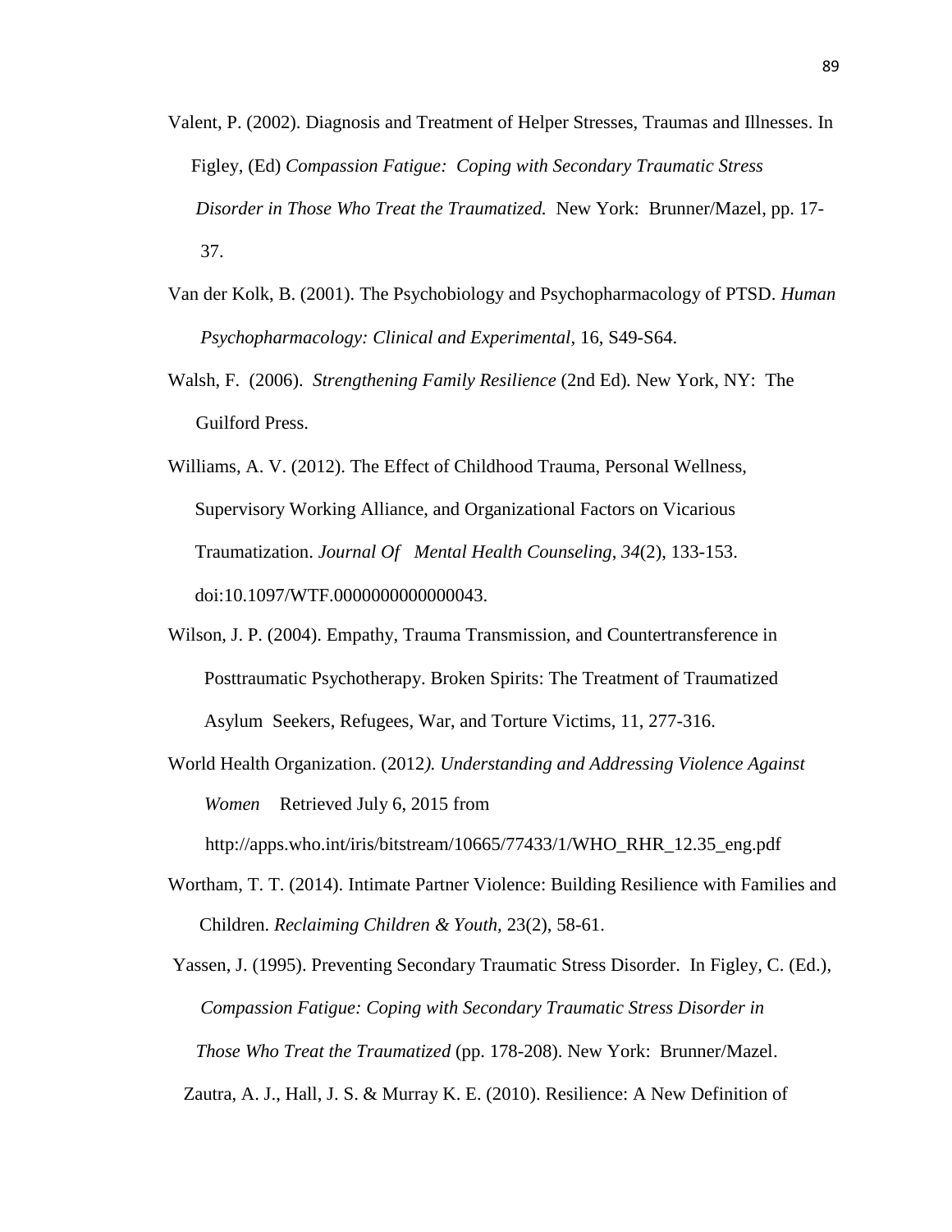Valent, P. (2002). Diagnosis and Treatment of Helper Stresses, Traumas and Illnesses. In Figley, (Ed) *Compassion Fatigue: Coping with Secondary Traumatic Stress Disorder in Those Who Treat the Traumatized.* New York: Brunner/Mazel, pp. 17-37.

Van der Kolk, B. (2001). The Psychobiology and Psychopharmacology of PTSD. *Human Psychopharmacology: Clinical and Experimental*, 16, S49-S64.

Walsh, F. (2006). *Strengthening Family Resilience* (2nd Ed). New York, NY: The Guilford Press.

Williams, A. V. (2012). The Effect of Childhood Trauma, Personal Wellness, Supervisory Working Alliance, and Organizational Factors on Vicarious Traumatization. *Journal Of Mental Health Counseling*, *34*(2), 133-153. doi:10.1097/WTF.0000000000000043.

Wilson, J. P. (2004). Empathy, Trauma Transmission, and Countertransference in Posttraumatic Psychotherapy. Broken Spirits: The Treatment of Traumatized Asylum Seekers, Refugees, War, and Torture Victims, 11, 277-316.

World Health Organization. (2012*). Understanding and Addressing Violence Against Women* Retrieved July 6, 2015 from http://apps.who.int/iris/bitstream/10665/77433/1/WHO_RHR_12.35_eng.pdf

Wortham, T. T. (2014). Intimate Partner Violence: Building Resilience with Families and Children. *Reclaiming Children & Youth,* 23(2), 58-61.

Yassen, J. (1995). Preventing Secondary Traumatic Stress Disorder. In Figley, C. (Ed.), *Compassion Fatigue: Coping with Secondary Traumatic Stress Disorder in Those Who Treat the Traumatized* (pp. 178-208). New York: Brunner/Mazel.

Zautra, A. J., Hall, J. S. & Murray K. E. (2010). Resilience: A New Definition of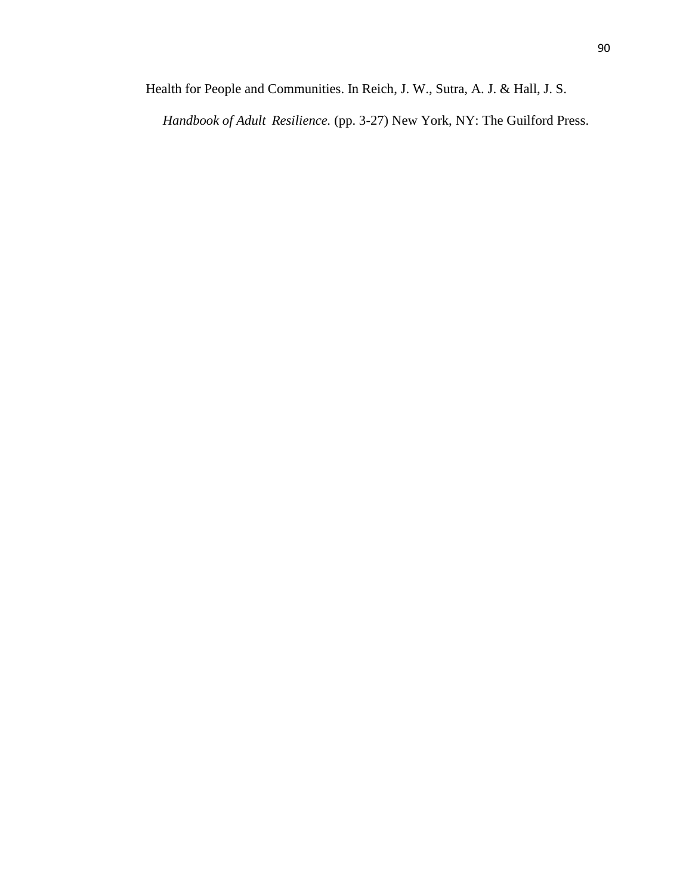Health for People and Communities. In Reich, J. W., Sutra, A. J. & Hall, J. S. *Handbook of Adult Resilience.* (pp. 3-27) New York, NY: The Guilford Press.